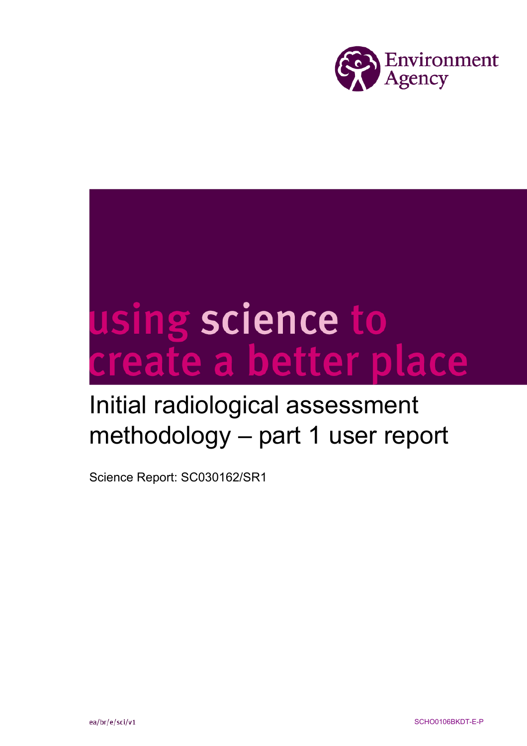Environment Agency

using science to create a better place

# Initial radiological assessment methodology – part 1 user report

Science Report: SC030162/SR1

ea/br/e/sci/v1

SCHO0106BKDT-E-P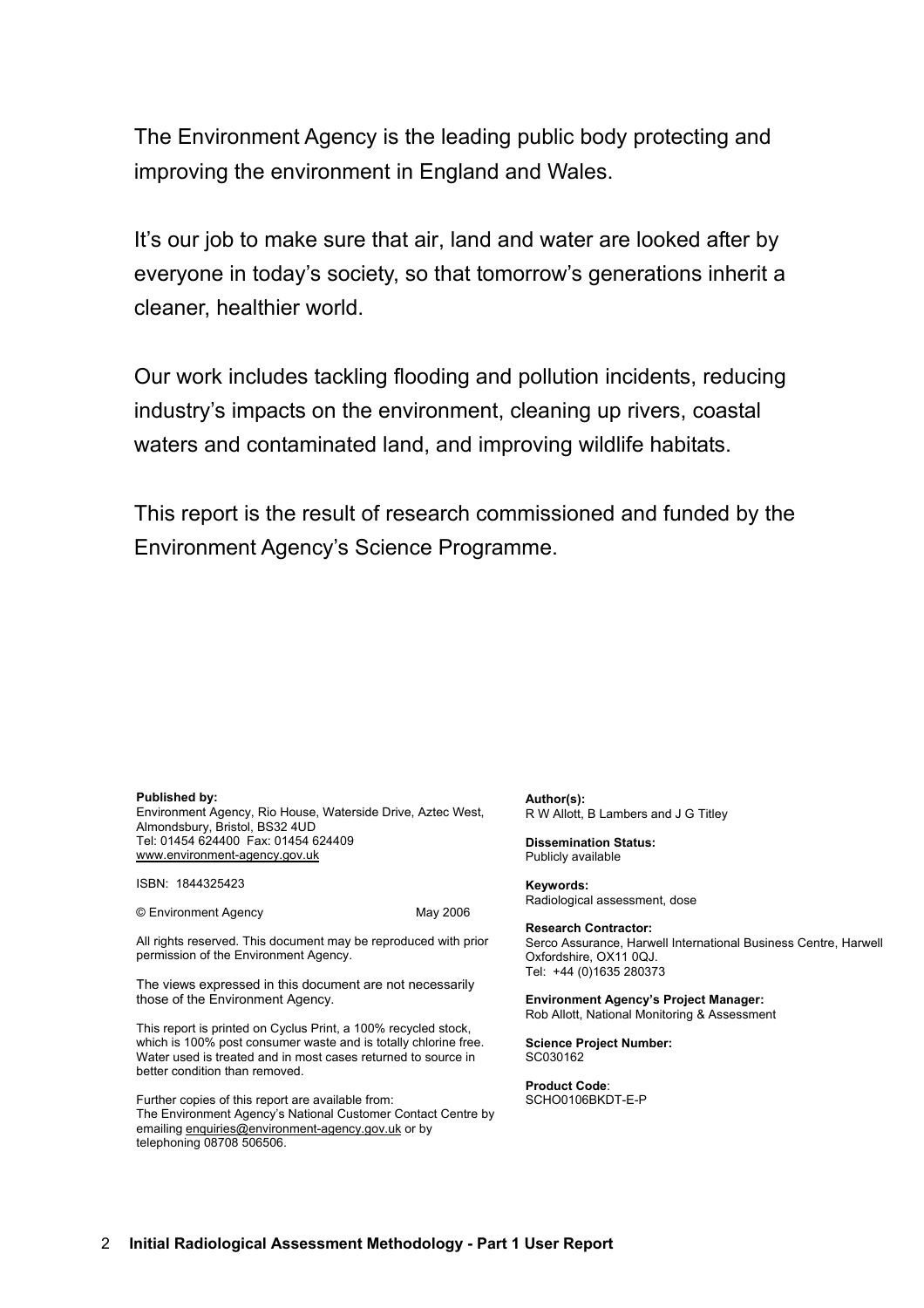The Environment Agency is the leading public body protecting and improving the environment in England and Wales.

It's our job to make sure that air, land and water are looked after by everyone in today's society, so that tomorrow's generations inherit a cleaner, healthier world.

Our work includes tackling flooding and pollution incidents, reducing industry's impacts on the environment, cleaning up rivers, coastal waters and contaminated land, and improving wildlife habitats.

This report is the result of research commissioned and funded by the Environment Agency's Science Programme.

**Published by:**
Environment Agency, Rio House, Waterside Drive, Aztec West, Almondsbury, Bristol, BS32 4UD
Tel: 01454 624400 Fax: 01454 624409
www.environment-agency.gov.uk

ISBN: 1844325423

© Environment Agency May 2006

All rights reserved. This document may be reproduced with prior permission of the Environment Agency.

The views expressed in this document are not necessarily those of the Environment Agency.

This report is printed on Cyclus Print, a 100% recycled stock, which is 100% post consumer waste and is totally chlorine free. Water used is treated and in most cases returned to source in better condition than removed.

Further copies of this report are available from:
The Environment Agency's National Customer Contact Centre by emailing enquiries@environment-agency.gov.uk or by telephoning 08708 506506.

**Author(s):**
R W Allott, B Lambers and J G Titley

**Dissemination Status:**
Publicly available

**Keywords:**
Radiological assessment, dose

**Research Contractor:**
Serco Assurance, Harwell International Business Centre, Harwell Oxfordshire, OX11 0QJ.
Tel: +44 (0)1635 280373

**Environment Agency's Project Manager:**
Rob Allott, National Monitoring & Assessment

**Science Project Number:**
SC030162

**Product Code**:
SCHO0106BKDT-E-P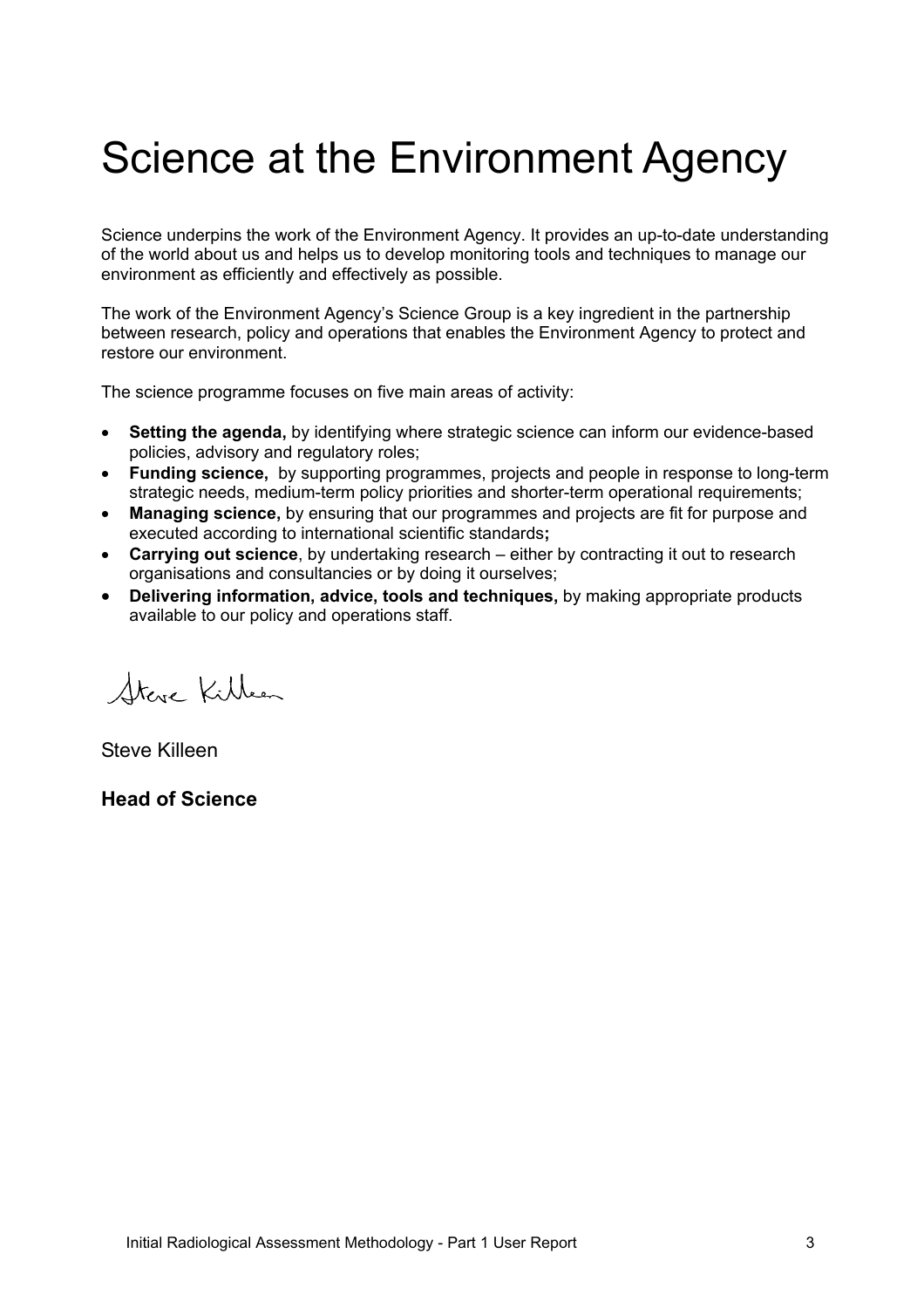# Science at the Environment Agency

Science underpins the work of the Environment Agency. It provides an up-to-date understanding of the world about us and helps us to develop monitoring tools and techniques to manage our environment as efficiently and effectively as possible.

The work of the Environment Agency's Science Group is a key ingredient in the partnership between research, policy and operations that enables the Environment Agency to protect and restore our environment.

The science programme focuses on five main areas of activity:

- **Setting the agenda,** by identifying where strategic science can inform our evidence-based policies, advisory and regulatory roles;
- **Funding science,** by supporting programmes, projects and people in response to long-term strategic needs, medium-term policy priorities and shorter-term operational requirements;
- **Managing science,** by ensuring that our programmes and projects are fit for purpose and executed according to international scientific standards**;**
- **Carrying out science**, by undertaking research – either by contracting it out to research organisations and consultancies or by doing it ourselves;
- **Delivering information, advice, tools and techniques,** by making appropriate products available to our policy and operations staff.

Steve Killeen

**Head of Science**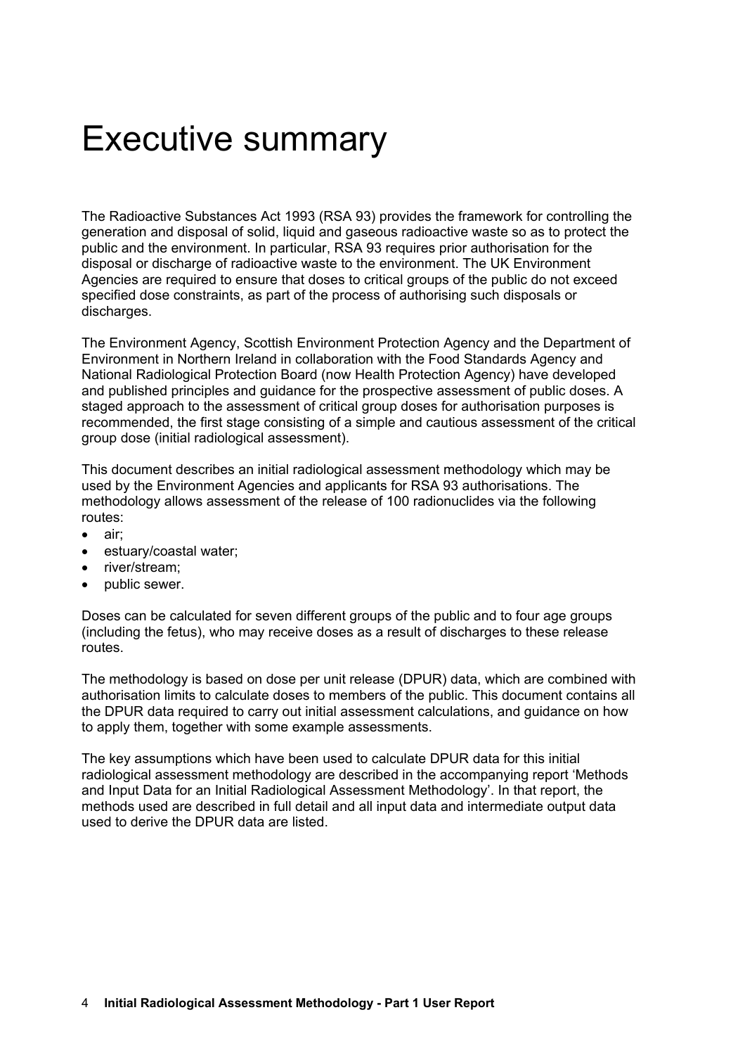# Executive summary

The Radioactive Substances Act 1993 (RSA 93) provides the framework for controlling the generation and disposal of solid, liquid and gaseous radioactive waste so as to protect the public and the environment. In particular, RSA 93 requires prior authorisation for the disposal or discharge of radioactive waste to the environment. The UK Environment Agencies are required to ensure that doses to critical groups of the public do not exceed specified dose constraints, as part of the process of authorising such disposals or discharges.

The Environment Agency, Scottish Environment Protection Agency and the Department of Environment in Northern Ireland in collaboration with the Food Standards Agency and National Radiological Protection Board (now Health Protection Agency) have developed and published principles and guidance for the prospective assessment of public doses. A staged approach to the assessment of critical group doses for authorisation purposes is recommended, the first stage consisting of a simple and cautious assessment of the critical group dose (initial radiological assessment).

This document describes an initial radiological assessment methodology which may be used by the Environment Agencies and applicants for RSA 93 authorisations. The methodology allows assessment of the release of 100 radionuclides via the following routes:

- air;
- estuary/coastal water;
- river/stream;
- public sewer.

Doses can be calculated for seven different groups of the public and to four age groups (including the fetus), who may receive doses as a result of discharges to these release routes.

The methodology is based on dose per unit release (DPUR) data, which are combined with authorisation limits to calculate doses to members of the public. This document contains all the DPUR data required to carry out initial assessment calculations, and guidance on how to apply them, together with some example assessments.

The key assumptions which have been used to calculate DPUR data for this initial radiological assessment methodology are described in the accompanying report 'Methods and Input Data for an Initial Radiological Assessment Methodology'. In that report, the methods used are described in full detail and all input data and intermediate output data used to derive the DPUR data are listed.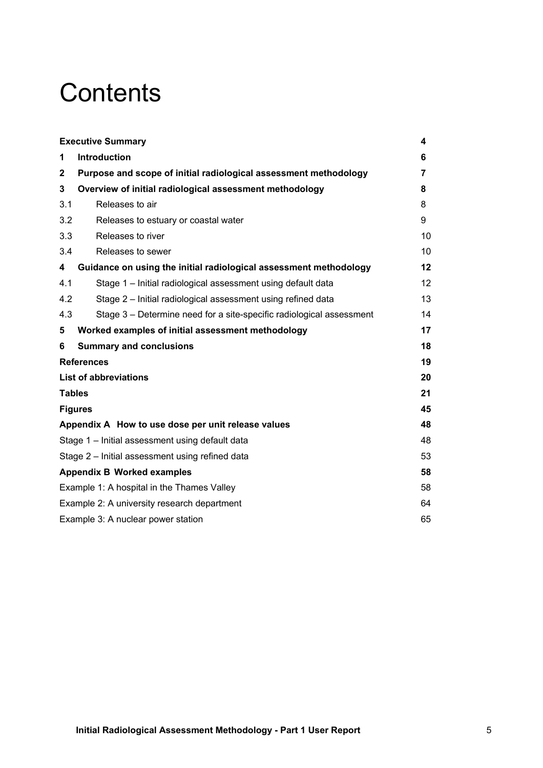# Contents

| | | |
|---|---|---|
| **Executive Summary** | | **4** |
| **1** | **Introduction** | **6** |
| **2** | **Purpose and scope of initial radiological assessment methodology** | **7** |
| **3** | **Overview of initial radiological assessment methodology** | **8** |
| 3.1 | Releases to air | 8 |
| 3.2 | Releases to estuary or coastal water | 9 |
| 3.3 | Releases to river | 10 |
| 3.4 | Releases to sewer | 10 |
| **4** | **Guidance on using the initial radiological assessment methodology** | **12** |
| 4.1 | Stage 1 – Initial radiological assessment using default data | 12 |
| 4.2 | Stage 2 – Initial radiological assessment using refined data | 13 |
| 4.3 | Stage 3 – Determine need for a site-specific radiological assessment | 14 |
| **5** | **Worked examples of initial assessment methodology** | **17** |
| **6** | **Summary and conclusions** | **18** |
| **References** | | **19** |
| **List of abbreviations** | | **20** |
| **Tables** | | **21** |
| **Figures** | | **45** |
| **Appendix A How to use dose per unit release values** | | **48** |
| Stage 1 – Initial assessment using default data | | 48 |
| Stage 2 – Initial assessment using refined data | | 53 |
| **Appendix B Worked examples** | | **58** |
| Example 1: A hospital in the Thames Valley | | 58 |
| Example 2: A university research department | | 64 |
| Example 3: A nuclear power station | | 65 |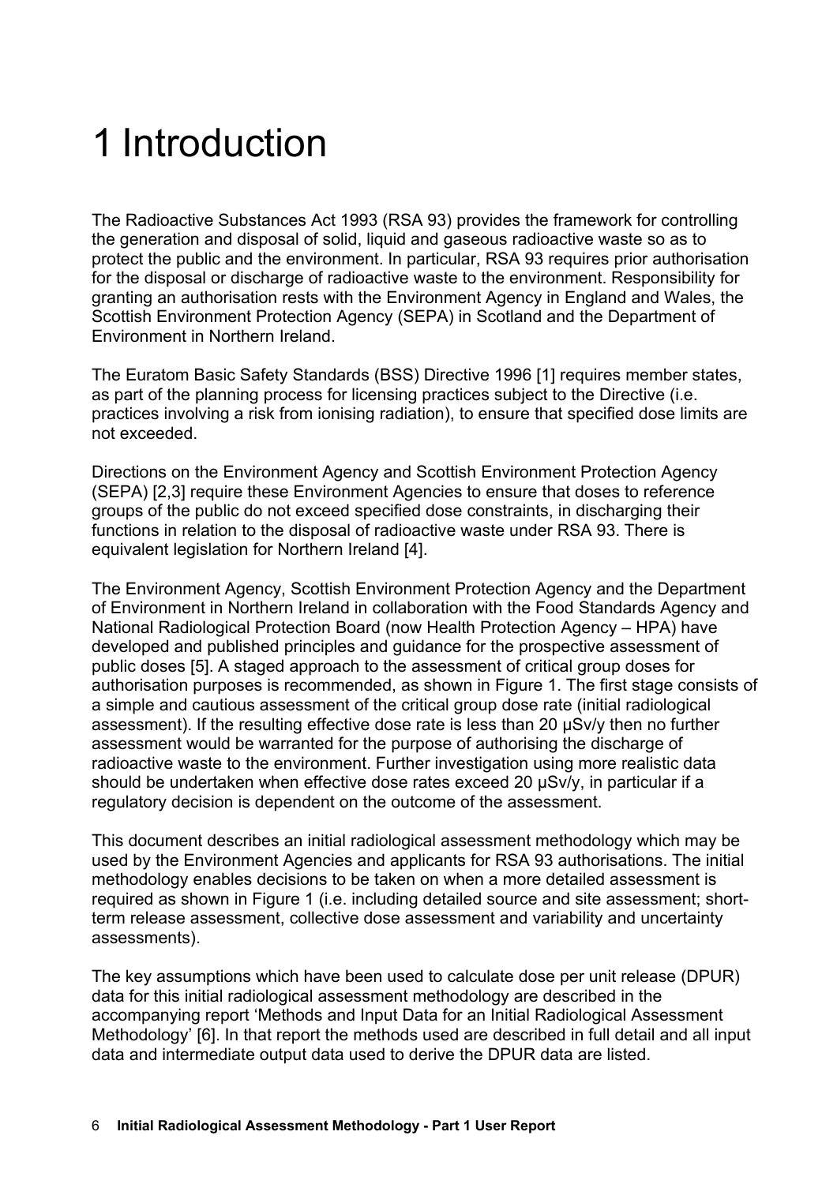# 1 Introduction

The Radioactive Substances Act 1993 (RSA 93) provides the framework for controlling the generation and disposal of solid, liquid and gaseous radioactive waste so as to protect the public and the environment. In particular, RSA 93 requires prior authorisation for the disposal or discharge of radioactive waste to the environment. Responsibility for granting an authorisation rests with the Environment Agency in England and Wales, the Scottish Environment Protection Agency (SEPA) in Scotland and the Department of Environment in Northern Ireland.

The Euratom Basic Safety Standards (BSS) Directive 1996 [1] requires member states, as part of the planning process for licensing practices subject to the Directive (i.e. practices involving a risk from ionising radiation), to ensure that specified dose limits are not exceeded.

Directions on the Environment Agency and Scottish Environment Protection Agency (SEPA) [2,3] require these Environment Agencies to ensure that doses to reference groups of the public do not exceed specified dose constraints, in discharging their functions in relation to the disposal of radioactive waste under RSA 93. There is equivalent legislation for Northern Ireland [4].

The Environment Agency, Scottish Environment Protection Agency and the Department of Environment in Northern Ireland in collaboration with the Food Standards Agency and National Radiological Protection Board (now Health Protection Agency – HPA) have developed and published principles and guidance for the prospective assessment of public doses [5]. A staged approach to the assessment of critical group doses for authorisation purposes is recommended, as shown in Figure 1. The first stage consists of a simple and cautious assessment of the critical group dose rate (initial radiological assessment). If the resulting effective dose rate is less than 20 μSv/y then no further assessment would be warranted for the purpose of authorising the discharge of radioactive waste to the environment. Further investigation using more realistic data should be undertaken when effective dose rates exceed 20 μSv/y, in particular if a regulatory decision is dependent on the outcome of the assessment.

This document describes an initial radiological assessment methodology which may be used by the Environment Agencies and applicants for RSA 93 authorisations. The initial methodology enables decisions to be taken on when a more detailed assessment is required as shown in Figure 1 (i.e. including detailed source and site assessment; short-term release assessment, collective dose assessment and variability and uncertainty assessments).

The key assumptions which have been used to calculate dose per unit release (DPUR) data for this initial radiological assessment methodology are described in the accompanying report 'Methods and Input Data for an Initial Radiological Assessment Methodology' [6]. In that report the methods used are described in full detail and all input data and intermediate output data used to derive the DPUR data are listed.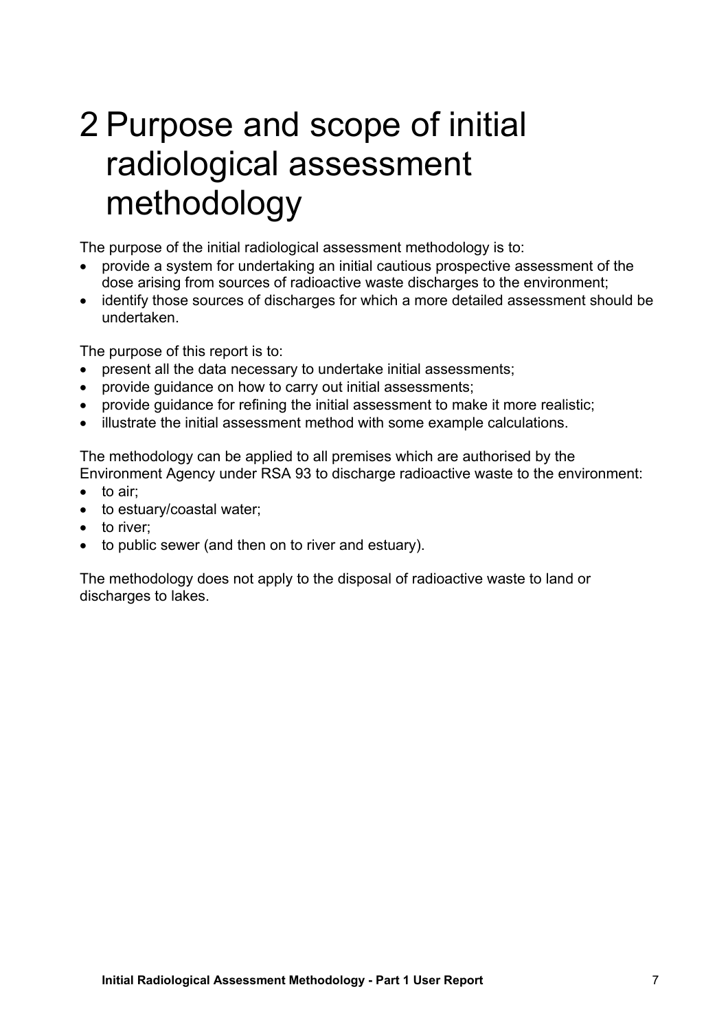# 2 Purpose and scope of initial radiological assessment methodology

The purpose of the initial radiological assessment methodology is to:

- provide a system for undertaking an initial cautious prospective assessment of the dose arising from sources of radioactive waste discharges to the environment;
- identify those sources of discharges for which a more detailed assessment should be undertaken.

The purpose of this report is to:

- present all the data necessary to undertake initial assessments;
- provide guidance on how to carry out initial assessments;
- provide guidance for refining the initial assessment to make it more realistic;
- illustrate the initial assessment method with some example calculations.

The methodology can be applied to all premises which are authorised by the Environment Agency under RSA 93 to discharge radioactive waste to the environment:

- to air;
- to estuary/coastal water;
- to river;
- to public sewer (and then on to river and estuary).

The methodology does not apply to the disposal of radioactive waste to land or discharges to lakes.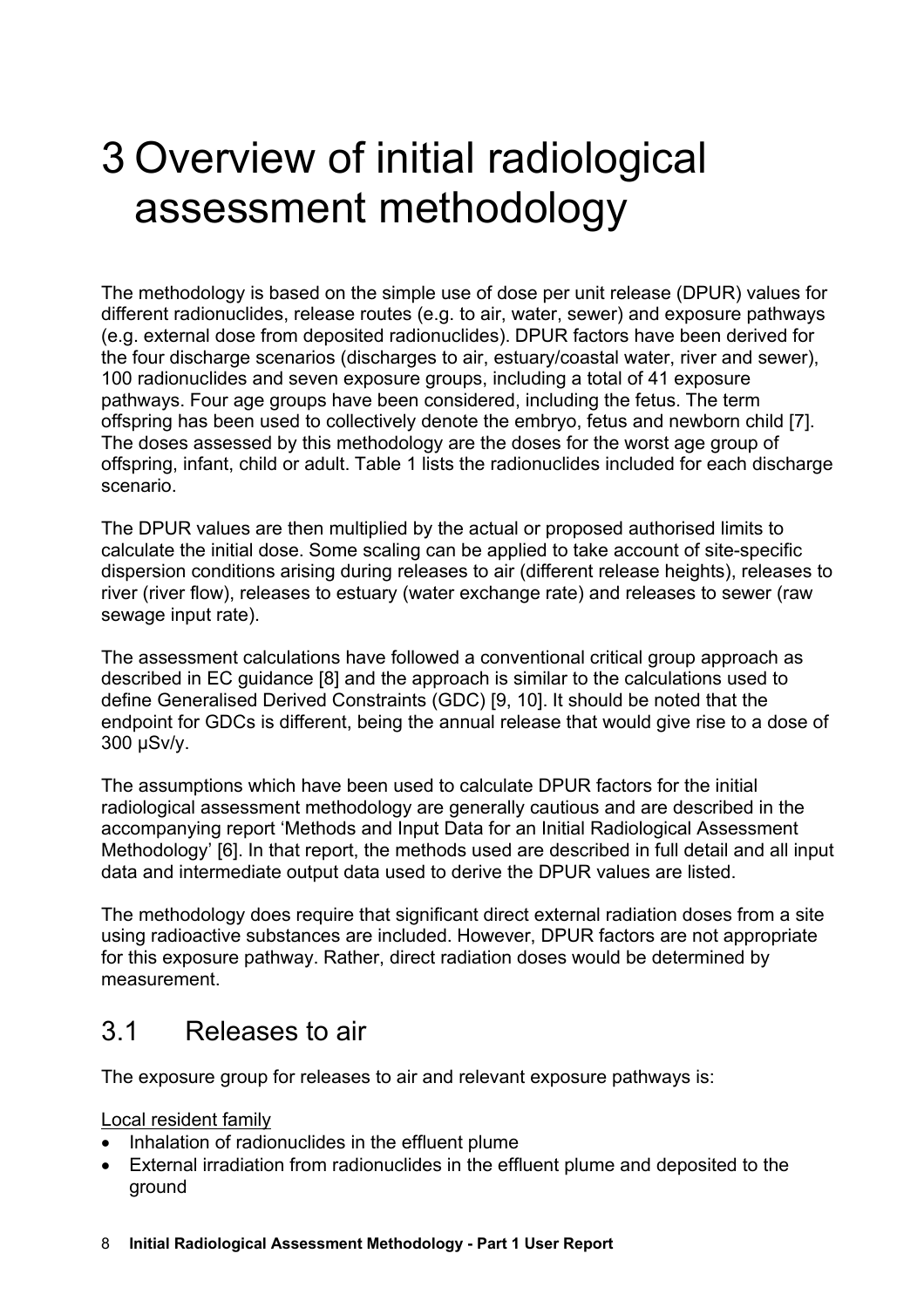# 3 Overview of initial radiological assessment methodology

The methodology is based on the simple use of dose per unit release (DPUR) values for different radionuclides, release routes (e.g. to air, water, sewer) and exposure pathways (e.g. external dose from deposited radionuclides). DPUR factors have been derived for the four discharge scenarios (discharges to air, estuary/coastal water, river and sewer), 100 radionuclides and seven exposure groups, including a total of 41 exposure pathways. Four age groups have been considered, including the fetus. The term offspring has been used to collectively denote the embryo, fetus and newborn child [7]. The doses assessed by this methodology are the doses for the worst age group of offspring, infant, child or adult. Table 1 lists the radionuclides included for each discharge scenario.

The DPUR values are then multiplied by the actual or proposed authorised limits to calculate the initial dose. Some scaling can be applied to take account of site-specific dispersion conditions arising during releases to air (different release heights), releases to river (river flow), releases to estuary (water exchange rate) and releases to sewer (raw sewage input rate).

The assessment calculations have followed a conventional critical group approach as described in EC guidance [8] and the approach is similar to the calculations used to define Generalised Derived Constraints (GDC) [9, 10]. It should be noted that the endpoint for GDCs is different, being the annual release that would give rise to a dose of 300 μSv/y.

The assumptions which have been used to calculate DPUR factors for the initial radiological assessment methodology are generally cautious and are described in the accompanying report 'Methods and Input Data for an Initial Radiological Assessment Methodology' [6]. In that report, the methods used are described in full detail and all input data and intermediate output data used to derive the DPUR values are listed.

The methodology does require that significant direct external radiation doses from a site using radioactive substances are included. However, DPUR factors are not appropriate for this exposure pathway. Rather, direct radiation doses would be determined by measurement.

## 3.1 Releases to air

The exposure group for releases to air and relevant exposure pathways is:

Local resident family

- Inhalation of radionuclides in the effluent plume
- External irradiation from radionuclides in the effluent plume and deposited to the ground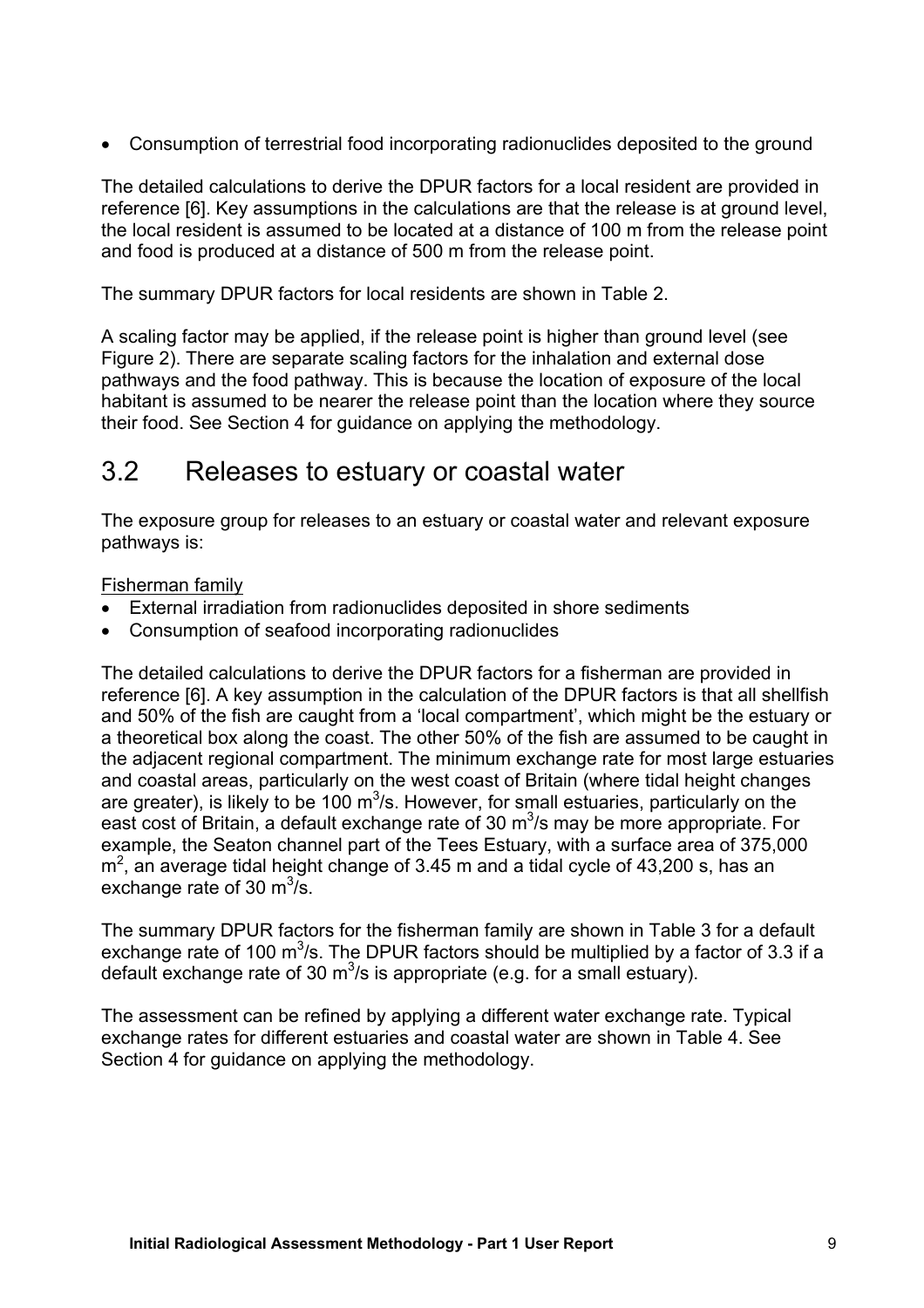- Consumption of terrestrial food incorporating radionuclides deposited to the ground

The detailed calculations to derive the DPUR factors for a local resident are provided in reference [6]. Key assumptions in the calculations are that the release is at ground level, the local resident is assumed to be located at a distance of 100 m from the release point and food is produced at a distance of 500 m from the release point.

The summary DPUR factors for local residents are shown in Table 2.

A scaling factor may be applied, if the release point is higher than ground level (see Figure 2). There are separate scaling factors for the inhalation and external dose pathways and the food pathway. This is because the location of exposure of the local habitant is assumed to be nearer the release point than the location where they source their food. See Section 4 for guidance on applying the methodology.

## 3.2 Releases to estuary or coastal water

The exposure group for releases to an estuary or coastal water and relevant exposure pathways is:

Fisherman family

- External irradiation from radionuclides deposited in shore sediments
- Consumption of seafood incorporating radionuclides

The detailed calculations to derive the DPUR factors for a fisherman are provided in reference [6]. A key assumption in the calculation of the DPUR factors is that all shellfish and 50% of the fish are caught from a 'local compartment', which might be the estuary or a theoretical box along the coast. The other 50% of the fish are assumed to be caught in the adjacent regional compartment. The minimum exchange rate for most large estuaries and coastal areas, particularly on the west coast of Britain (where tidal height changes are greater), is likely to be 100 $m^3$/s. However, for small estuaries, particularly on the east cost of Britain, a default exchange rate of 30 $m^3$/s may be more appropriate. For example, the Seaton channel part of the Tees Estuary, with a surface area of 375,000 $m^2$, an average tidal height change of 3.45 m and a tidal cycle of 43,200 s, has an exchange rate of 30 $m^3$/s.

The summary DPUR factors for the fisherman family are shown in Table 3 for a default exchange rate of 100 $m^3$/s. The DPUR factors should be multiplied by a factor of 3.3 if a default exchange rate of 30 $m^3$/s is appropriate (e.g. for a small estuary).

The assessment can be refined by applying a different water exchange rate. Typical exchange rates for different estuaries and coastal water are shown in Table 4. See Section 4 for guidance on applying the methodology.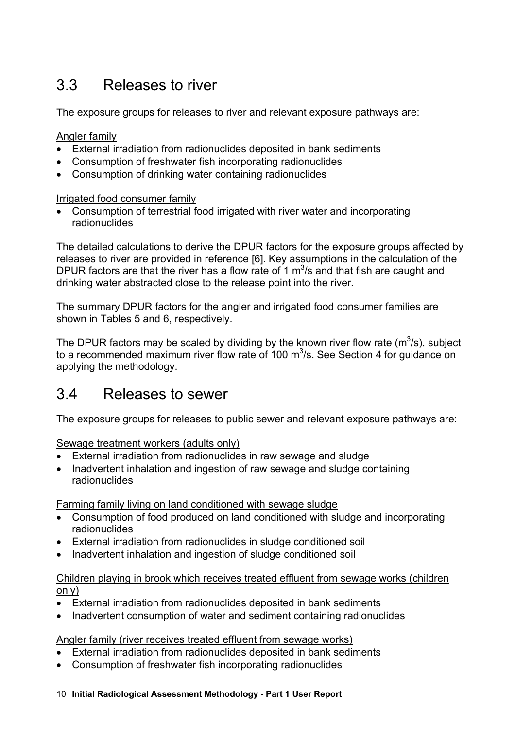## 3.3 Releases to river

The exposure groups for releases to river and relevant exposure pathways are:

Angler family

- External irradiation from radionuclides deposited in bank sediments
- Consumption of freshwater fish incorporating radionuclides
- Consumption of drinking water containing radionuclides

Irrigated food consumer family

- Consumption of terrestrial food irrigated with river water and incorporating radionuclides

The detailed calculations to derive the DPUR factors for the exposure groups affected by releases to river are provided in reference [6]. Key assumptions in the calculation of the DPUR factors are that the river has a flow rate of 1 $m^3$/s and that fish are caught and drinking water abstracted close to the release point into the river.

The summary DPUR factors for the angler and irrigated food consumer families are shown in Tables 5 and 6, respectively.

The DPUR factors may be scaled by dividing by the known river flow rate ($m^3$/s), subject to a recommended maximum river flow rate of 100 $m^3$/s. See Section 4 for guidance on applying the methodology.

## 3.4 Releases to sewer

The exposure groups for releases to public sewer and relevant exposure pathways are:

Sewage treatment workers (adults only)

- External irradiation from radionuclides in raw sewage and sludge
- Inadvertent inhalation and ingestion of raw sewage and sludge containing radionuclides

Farming family living on land conditioned with sewage sludge

- Consumption of food produced on land conditioned with sludge and incorporating radionuclides
- External irradiation from radionuclides in sludge conditioned soil
- Inadvertent inhalation and ingestion of sludge conditioned soil

Children playing in brook which receives treated effluent from sewage works (children only)

- External irradiation from radionuclides deposited in bank sediments
- Inadvertent consumption of water and sediment containing radionuclides

Angler family (river receives treated effluent from sewage works)

- External irradiation from radionuclides deposited in bank sediments
- Consumption of freshwater fish incorporating radionuclides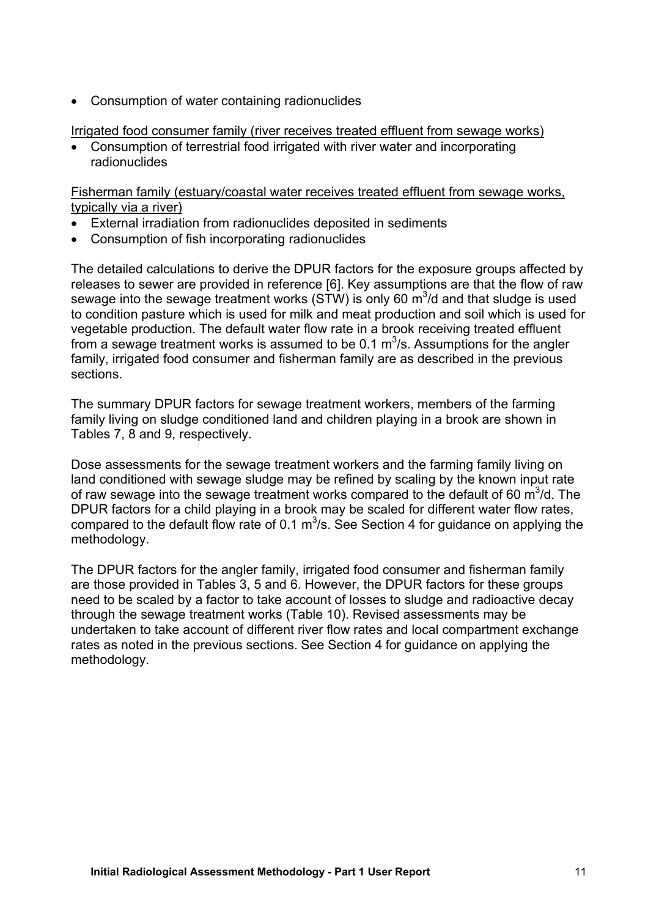- Consumption of water containing radionuclides

Irrigated food consumer family (river receives treated effluent from sewage works)

- Consumption of terrestrial food irrigated with river water and incorporating radionuclides

Fisherman family (estuary/coastal water receives treated effluent from sewage works, typically via a river)

- External irradiation from radionuclides deposited in sediments
- Consumption of fish incorporating radionuclides

The detailed calculations to derive the DPUR factors for the exposure groups affected by releases to sewer are provided in reference [6]. Key assumptions are that the flow of raw sewage into the sewage treatment works (STW) is only 60 $m^3$/d and that sludge is used to condition pasture which is used for milk and meat production and soil which is used for vegetable production. The default water flow rate in a brook receiving treated effluent from a sewage treatment works is assumed to be 0.1 $m^3$/s. Assumptions for the angler family, irrigated food consumer and fisherman family are as described in the previous sections.

The summary DPUR factors for sewage treatment workers, members of the farming family living on sludge conditioned land and children playing in a brook are shown in Tables 7, 8 and 9, respectively.

Dose assessments for the sewage treatment workers and the farming family living on land conditioned with sewage sludge may be refined by scaling by the known input rate of raw sewage into the sewage treatment works compared to the default of 60 $m^3$/d. The DPUR factors for a child playing in a brook may be scaled for different water flow rates, compared to the default flow rate of 0.1 $m^3$/s. See Section 4 for guidance on applying the methodology.

The DPUR factors for the angler family, irrigated food consumer and fisherman family are those provided in Tables 3, 5 and 6. However, the DPUR factors for these groups need to be scaled by a factor to take account of losses to sludge and radioactive decay through the sewage treatment works (Table 10). Revised assessments may be undertaken to take account of different river flow rates and local compartment exchange rates as noted in the previous sections. See Section 4 for guidance on applying the methodology.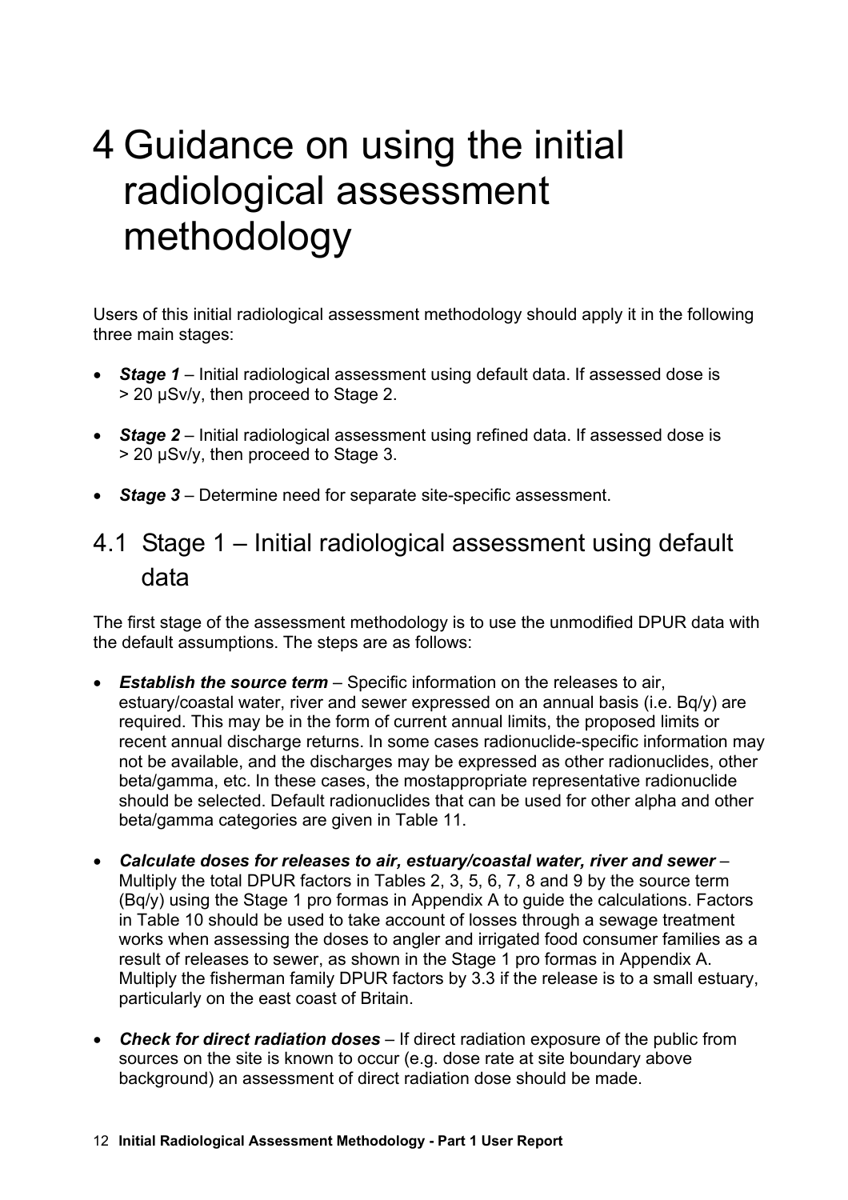# 4 Guidance on using the initial radiological assessment methodology

Users of this initial radiological assessment methodology should apply it in the following three main stages:

- ***Stage 1*** – Initial radiological assessment using default data. If assessed dose is > 20 µSv/y, then proceed to Stage 2.
- ***Stage 2*** – Initial radiological assessment using refined data. If assessed dose is > 20 µSv/y, then proceed to Stage 3.
- ***Stage 3*** – Determine need for separate site-specific assessment.

## 4.1 Stage 1 – Initial radiological assessment using default data

The first stage of the assessment methodology is to use the unmodified DPUR data with the default assumptions. The steps are as follows:

- ***Establish the source term*** – Specific information on the releases to air, estuary/coastal water, river and sewer expressed on an annual basis (i.e. Bq/y) are required. This may be in the form of current annual limits, the proposed limits or recent annual discharge returns. In some cases radionuclide-specific information may not be available, and the discharges may be expressed as other radionuclides, other beta/gamma, etc. In these cases, the mostappropriate representative radionuclide should be selected. Default radionuclides that can be used for other alpha and other beta/gamma categories are given in Table 11.
- ***Calculate doses for releases to air, estuary/coastal water, river and sewer*** – Multiply the total DPUR factors in Tables 2, 3, 5, 6, 7, 8 and 9 by the source term (Bq/y) using the Stage 1 pro formas in Appendix A to guide the calculations. Factors in Table 10 should be used to take account of losses through a sewage treatment works when assessing the doses to angler and irrigated food consumer families as a result of releases to sewer, as shown in the Stage 1 pro formas in Appendix A. Multiply the fisherman family DPUR factors by 3.3 if the release is to a small estuary, particularly on the east coast of Britain.
- ***Check for direct radiation doses*** – If direct radiation exposure of the public from sources on the site is known to occur (e.g. dose rate at site boundary above background) an assessment of direct radiation dose should be made.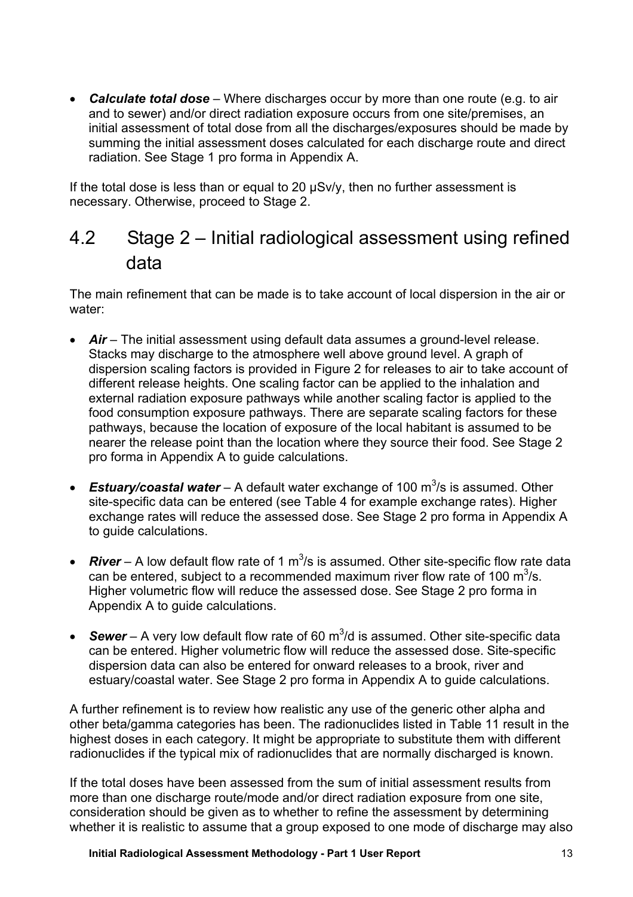- ***Calculate total dose*** – Where discharges occur by more than one route (e.g. to air and to sewer) and/or direct radiation exposure occurs from one site/premises, an initial assessment of total dose from all the discharges/exposures should be made by summing the initial assessment doses calculated for each discharge route and direct radiation. See Stage 1 pro forma in Appendix A.

If the total dose is less than or equal to 20 µSv/y, then no further assessment is necessary. Otherwise, proceed to Stage 2.

## 4.2 Stage 2 – Initial radiological assessment using refined data

The main refinement that can be made is to take account of local dispersion in the air or water:

- ***Air*** – The initial assessment using default data assumes a ground-level release. Stacks may discharge to the atmosphere well above ground level. A graph of dispersion scaling factors is provided in Figure 2 for releases to air to take account of different release heights. One scaling factor can be applied to the inhalation and external radiation exposure pathways while another scaling factor is applied to the food consumption exposure pathways. There are separate scaling factors for these pathways, because the location of exposure of the local habitant is assumed to be nearer the release point than the location where they source their food. See Stage 2 pro forma in Appendix A to guide calculations.

- ***Estuary/coastal water*** – A default water exchange of 100 $m^3$/s is assumed. Other site-specific data can be entered (see Table 4 for example exchange rates). Higher exchange rates will reduce the assessed dose. See Stage 2 pro forma in Appendix A to guide calculations.

- ***River*** – A low default flow rate of 1 $m^3$/s is assumed. Other site-specific flow rate data can be entered, subject to a recommended maximum river flow rate of 100 $m^3$/s. Higher volumetric flow will reduce the assessed dose. See Stage 2 pro forma in Appendix A to guide calculations.

- ***Sewer*** – A very low default flow rate of 60 $m^3$/d is assumed. Other site-specific data can be entered. Higher volumetric flow will reduce the assessed dose. Site-specific dispersion data can also be entered for onward releases to a brook, river and estuary/coastal water. See Stage 2 pro forma in Appendix A to guide calculations.

A further refinement is to review how realistic any use of the generic other alpha and other beta/gamma categories has been. The radionuclides listed in Table 11 result in the highest doses in each category. It might be appropriate to substitute them with different radionuclides if the typical mix of radionuclides that are normally discharged is known.

If the total doses have been assessed from the sum of initial assessment results from more than one discharge route/mode and/or direct radiation exposure from one site, consideration should be given as to whether to refine the assessment by determining whether it is realistic to assume that a group exposed to one mode of discharge may also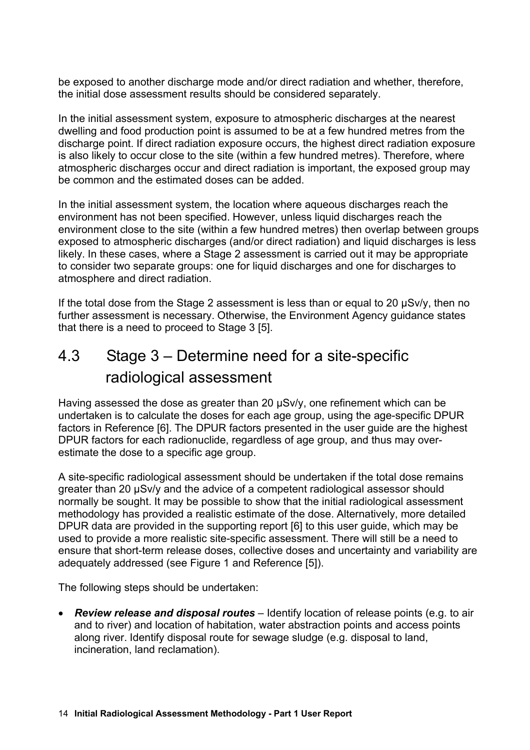be exposed to another discharge mode and/or direct radiation and whether, therefore, the initial dose assessment results should be considered separately.

In the initial assessment system, exposure to atmospheric discharges at the nearest dwelling and food production point is assumed to be at a few hundred metres from the discharge point. If direct radiation exposure occurs, the highest direct radiation exposure is also likely to occur close to the site (within a few hundred metres). Therefore, where atmospheric discharges occur and direct radiation is important, the exposed group may be common and the estimated doses can be added.

In the initial assessment system, the location where aqueous discharges reach the environment has not been specified. However, unless liquid discharges reach the environment close to the site (within a few hundred metres) then overlap between groups exposed to atmospheric discharges (and/or direct radiation) and liquid discharges is less likely. In these cases, where a Stage 2 assessment is carried out it may be appropriate to consider two separate groups: one for liquid discharges and one for discharges to atmosphere and direct radiation.

If the total dose from the Stage 2 assessment is less than or equal to 20 µSv/y, then no further assessment is necessary. Otherwise, the Environment Agency guidance states that there is a need to proceed to Stage 3 [5].

## 4.3 Stage 3 – Determine need for a site-specific radiological assessment

Having assessed the dose as greater than 20 µSv/y, one refinement which can be undertaken is to calculate the doses for each age group, using the age-specific DPUR factors in Reference [6]. The DPUR factors presented in the user guide are the highest DPUR factors for each radionuclide, regardless of age group, and thus may over-estimate the dose to a specific age group.

A site-specific radiological assessment should be undertaken if the total dose remains greater than 20 µSv/y and the advice of a competent radiological assessor should normally be sought. It may be possible to show that the initial radiological assessment methodology has provided a realistic estimate of the dose. Alternatively, more detailed DPUR data are provided in the supporting report [6] to this user guide, which may be used to provide a more realistic site-specific assessment. There will still be a need to ensure that short-term release doses, collective doses and uncertainty and variability are adequately addressed (see Figure 1 and Reference [5]).

The following steps should be undertaken:

- ***Review release and disposal routes*** – Identify location of release points (e.g. to air and to river) and location of habitation, water abstraction points and access points along river. Identify disposal route for sewage sludge (e.g. disposal to land, incineration, land reclamation).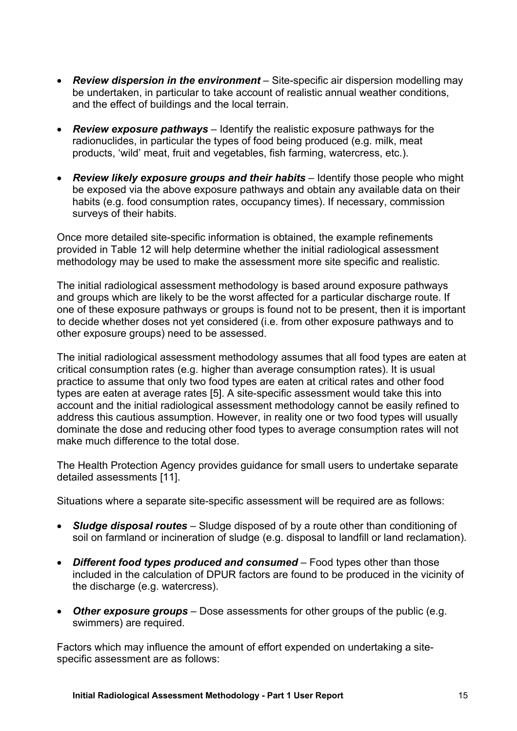- ***Review dispersion in the environment*** – Site-specific air dispersion modelling may be undertaken, in particular to take account of realistic annual weather conditions, and the effect of buildings and the local terrain.

- ***Review exposure pathways*** – Identify the realistic exposure pathways for the radionuclides, in particular the types of food being produced (e.g. milk, meat products, 'wild' meat, fruit and vegetables, fish farming, watercress, etc.).

- ***Review likely exposure groups and their habits*** – Identify those people who might be exposed via the above exposure pathways and obtain any available data on their habits (e.g. food consumption rates, occupancy times). If necessary, commission surveys of their habits.

Once more detailed site-specific information is obtained, the example refinements provided in Table 12 will help determine whether the initial radiological assessment methodology may be used to make the assessment more site specific and realistic.

The initial radiological assessment methodology is based around exposure pathways and groups which are likely to be the worst affected for a particular discharge route. If one of these exposure pathways or groups is found not to be present, then it is important to decide whether doses not yet considered (i.e. from other exposure pathways and to other exposure groups) need to be assessed.

The initial radiological assessment methodology assumes that all food types are eaten at critical consumption rates (e.g. higher than average consumption rates). It is usual practice to assume that only two food types are eaten at critical rates and other food types are eaten at average rates [5]. A site-specific assessment would take this into account and the initial radiological assessment methodology cannot be easily refined to address this cautious assumption. However, in reality one or two food types will usually dominate the dose and reducing other food types to average consumption rates will not make much difference to the total dose.

The Health Protection Agency provides guidance for small users to undertake separate detailed assessments [11].

Situations where a separate site-specific assessment will be required are as follows:

- ***Sludge disposal routes*** – Sludge disposed of by a route other than conditioning of soil on farmland or incineration of sludge (e.g. disposal to landfill or land reclamation).

- ***Different food types produced and consumed*** – Food types other than those included in the calculation of DPUR factors are found to be produced in the vicinity of the discharge (e.g. watercress).

- ***Other exposure groups*** – Dose assessments for other groups of the public (e.g. swimmers) are required.

Factors which may influence the amount of effort expended on undertaking a site-specific assessment are as follows: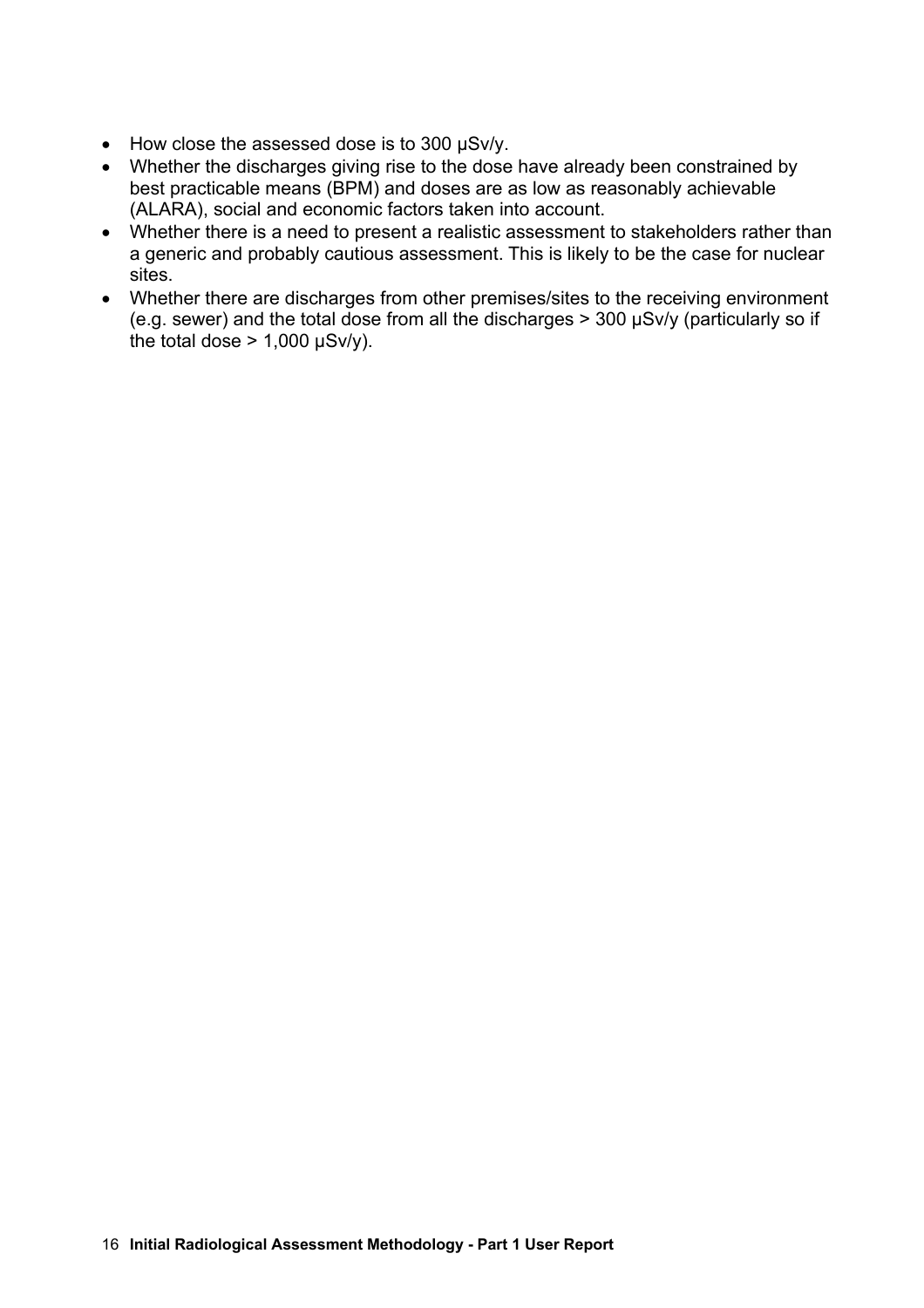- How close the assessed dose is to 300 μSv/y.
- Whether the discharges giving rise to the dose have already been constrained by best practicable means (BPM) and doses are as low as reasonably achievable (ALARA), social and economic factors taken into account.
- Whether there is a need to present a realistic assessment to stakeholders rather than a generic and probably cautious assessment. This is likely to be the case for nuclear sites.
- Whether there are discharges from other premises/sites to the receiving environment (e.g. sewer) and the total dose from all the discharges > 300 μSv/y (particularly so if the total dose > 1,000 μSv/y).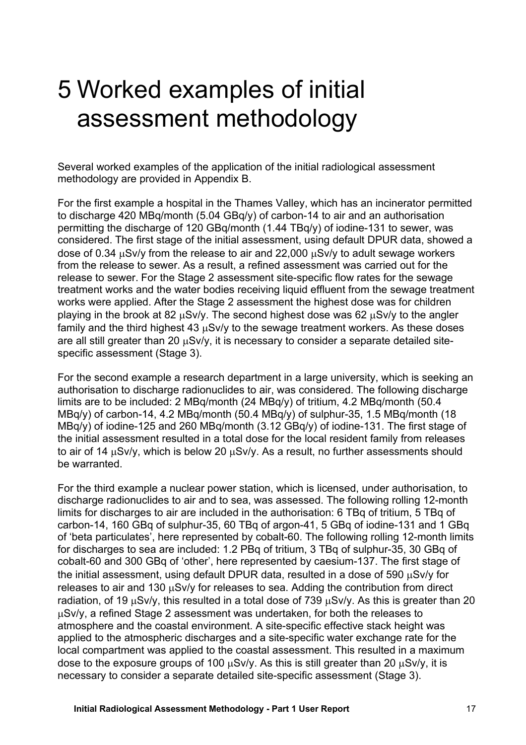# 5 Worked examples of initial assessment methodology

Several worked examples of the application of the initial radiological assessment methodology are provided in Appendix B.

For the first example a hospital in the Thames Valley, which has an incinerator permitted to discharge 420 MBq/month (5.04 GBq/y) of carbon-14 to air and an authorisation permitting the discharge of 120 GBq/month (1.44 TBq/y) of iodine-131 to sewer, was considered. The first stage of the initial assessment, using default DPUR data, showed a dose of 0.34 μSv/y from the release to air and 22,000 μSv/y to adult sewage workers from the release to sewer. As a result, a refined assessment was carried out for the release to sewer. For the Stage 2 assessment site-specific flow rates for the sewage treatment works and the water bodies receiving liquid effluent from the sewage treatment works were applied. After the Stage 2 assessment the highest dose was for children playing in the brook at 82 μSv/y. The second highest dose was 62 μSv/y to the angler family and the third highest 43 μSv/y to the sewage treatment workers. As these doses are all still greater than 20 μSv/y, it is necessary to consider a separate detailed site-specific assessment (Stage 3).

For the second example a research department in a large university, which is seeking an authorisation to discharge radionuclides to air, was considered. The following discharge limits are to be included: 2 MBq/month (24 MBq/y) of tritium, 4.2 MBq/month (50.4 MBq/y) of carbon-14, 4.2 MBq/month (50.4 MBq/y) of sulphur-35, 1.5 MBq/month (18 MBq/y) of iodine-125 and 260 MBq/month (3.12 GBq/y) of iodine-131. The first stage of the initial assessment resulted in a total dose for the local resident family from releases to air of 14 μSv/y, which is below 20 μSv/y. As a result, no further assessments should be warranted.

For the third example a nuclear power station, which is licensed, under authorisation, to discharge radionuclides to air and to sea, was assessed. The following rolling 12-month limits for discharges to air are included in the authorisation: 6 TBq of tritium, 5 TBq of carbon-14, 160 GBq of sulphur-35, 60 TBq of argon-41, 5 GBq of iodine-131 and 1 GBq of 'beta particulates', here represented by cobalt-60. The following rolling 12-month limits for discharges to sea are included: 1.2 PBq of tritium, 3 TBq of sulphur-35, 30 GBq of cobalt-60 and 300 GBq of 'other', here represented by caesium-137. The first stage of the initial assessment, using default DPUR data, resulted in a dose of 590 μSv/y for releases to air and 130 μSv/y for releases to sea. Adding the contribution from direct radiation, of 19 μSv/y, this resulted in a total dose of 739 μSv/y. As this is greater than 20 μSv/y, a refined Stage 2 assessment was undertaken, for both the releases to atmosphere and the coastal environment. A site-specific effective stack height was applied to the atmospheric discharges and a site-specific water exchange rate for the local compartment was applied to the coastal assessment. This resulted in a maximum dose to the exposure groups of 100 μSv/y. As this is still greater than 20 μSv/y, it is necessary to consider a separate detailed site-specific assessment (Stage 3).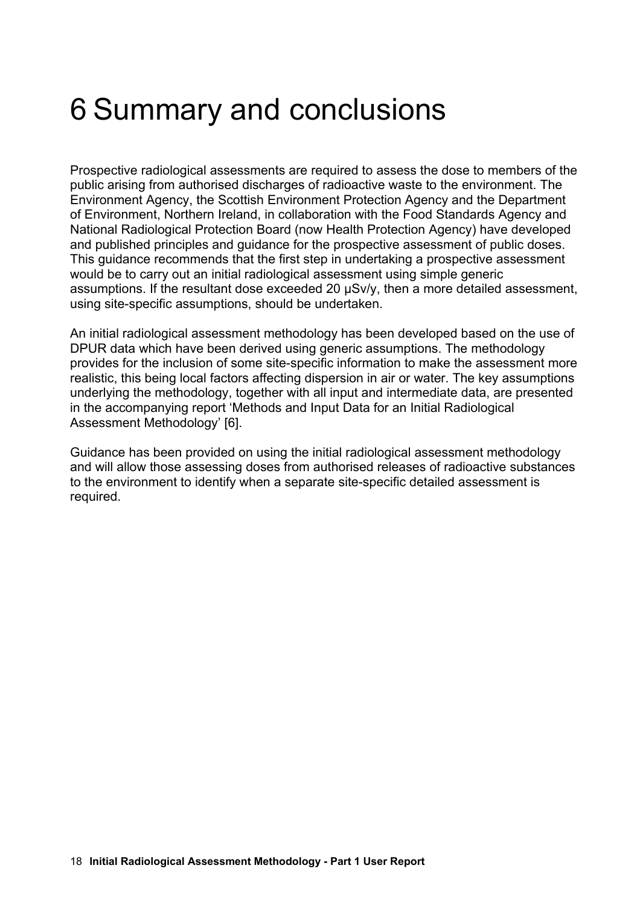# 6 Summary and conclusions

Prospective radiological assessments are required to assess the dose to members of the public arising from authorised discharges of radioactive waste to the environment. The Environment Agency, the Scottish Environment Protection Agency and the Department of Environment, Northern Ireland, in collaboration with the Food Standards Agency and National Radiological Protection Board (now Health Protection Agency) have developed and published principles and guidance for the prospective assessment of public doses. This guidance recommends that the first step in undertaking a prospective assessment would be to carry out an initial radiological assessment using simple generic assumptions. If the resultant dose exceeded 20 µSv/y, then a more detailed assessment, using site-specific assumptions, should be undertaken.

An initial radiological assessment methodology has been developed based on the use of DPUR data which have been derived using generic assumptions. The methodology provides for the inclusion of some site-specific information to make the assessment more realistic, this being local factors affecting dispersion in air or water. The key assumptions underlying the methodology, together with all input and intermediate data, are presented in the accompanying report 'Methods and Input Data for an Initial Radiological Assessment Methodology' [6].

Guidance has been provided on using the initial radiological assessment methodology and will allow those assessing doses from authorised releases of radioactive substances to the environment to identify when a separate site-specific detailed assessment is required.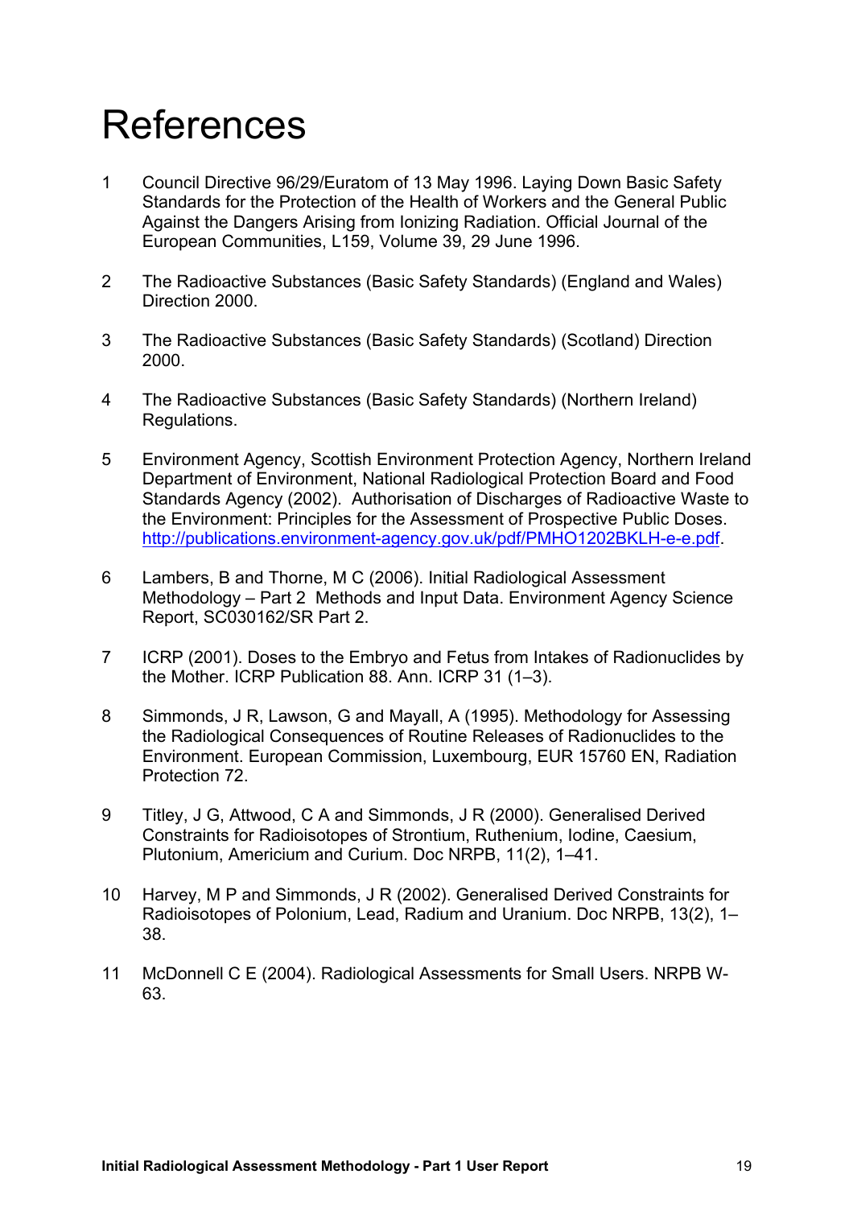# References

1. Council Directive 96/29/Euratom of 13 May 1996. Laying Down Basic Safety Standards for the Protection of the Health of Workers and the General Public Against the Dangers Arising from Ionizing Radiation. Official Journal of the European Communities, L159, Volume 39, 29 June 1996.

2. The Radioactive Substances (Basic Safety Standards) (England and Wales) Direction 2000.

3. The Radioactive Substances (Basic Safety Standards) (Scotland) Direction 2000.

4. The Radioactive Substances (Basic Safety Standards) (Northern Ireland) Regulations.

5. Environment Agency, Scottish Environment Protection Agency, Northern Ireland Department of Environment, National Radiological Protection Board and Food Standards Agency (2002). Authorisation of Discharges of Radioactive Waste to the Environment: Principles for the Assessment of Prospective Public Doses. http://publications.environment-agency.gov.uk/pdf/PMHO1202BKLH-e-e.pdf.

6. Lambers, B and Thorne, M C (2006). Initial Radiological Assessment Methodology – Part 2 Methods and Input Data. Environment Agency Science Report, SC030162/SR Part 2.

7. ICRP (2001). Doses to the Embryo and Fetus from Intakes of Radionuclides by the Mother. ICRP Publication 88. Ann. ICRP 31 (1–3).

8. Simmonds, J R, Lawson, G and Mayall, A (1995). Methodology for Assessing the Radiological Consequences of Routine Releases of Radionuclides to the Environment. European Commission, Luxembourg, EUR 15760 EN, Radiation Protection 72.

9. Titley, J G, Attwood, C A and Simmonds, J R (2000). Generalised Derived Constraints for Radioisotopes of Strontium, Ruthenium, Iodine, Caesium, Plutonium, Americium and Curium. Doc NRPB, 11(2), 1–41.

10. Harvey, M P and Simmonds, J R (2002). Generalised Derived Constraints for Radioisotopes of Polonium, Lead, Radium and Uranium. Doc NRPB, 13(2), 1–38.

11. McDonnell C E (2004). Radiological Assessments for Small Users. NRPB W-63.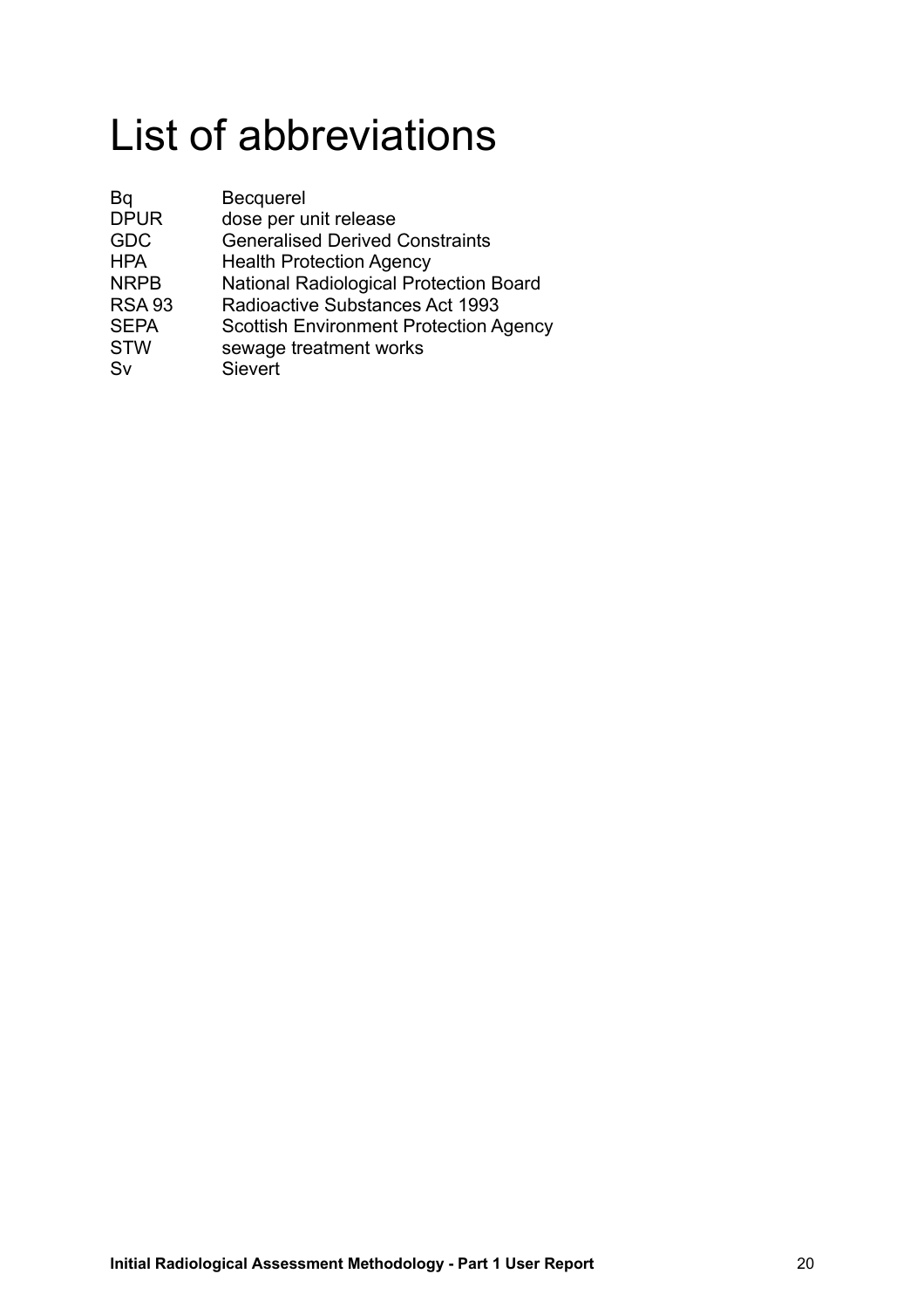# List of abbreviations

| | |
|---|---|
| Bq | Becquerel |
| DPUR | dose per unit release |
| GDC | Generalised Derived Constraints |
| HPA | Health Protection Agency |
| NRPB | National Radiological Protection Board |
| RSA 93 | Radioactive Substances Act 1993 |
| SEPA | Scottish Environment Protection Agency |
| STW | sewage treatment works |
| Sv | Sievert |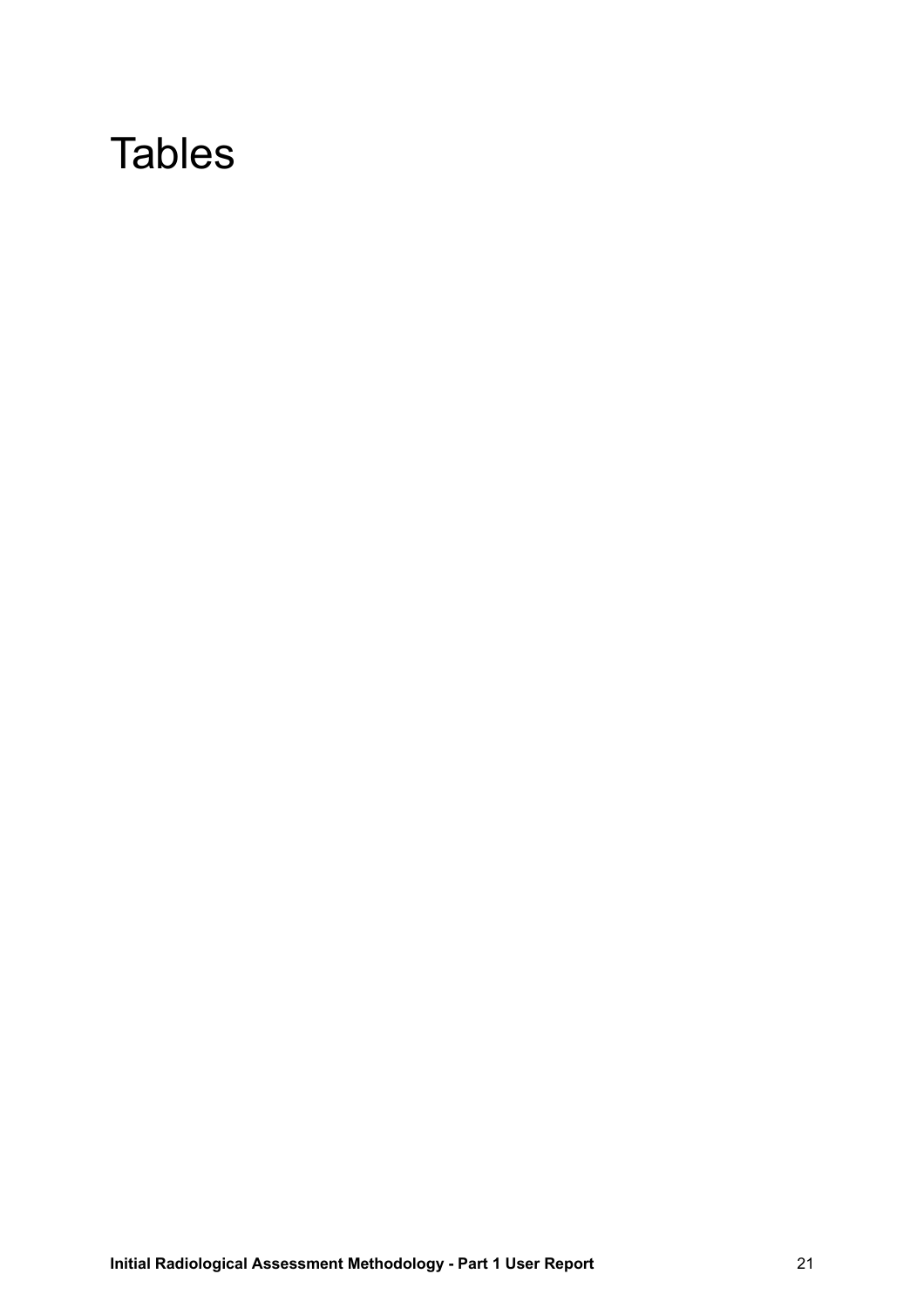# Tables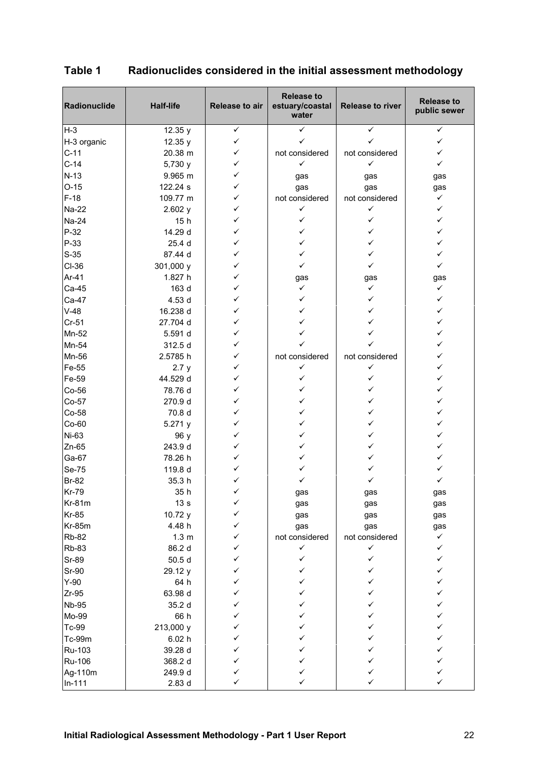## Table 1 Radionuclides considered in the initial assessment methodology

| Radionuclide | Half-life | Release to air | Release to estuary/coastal water | Release to river | Release to public sewer |
|---|---|---|---|---|---|
| H-3 | 12.35 y | ✓ | ✓ | ✓ | ✓ |
| H-3 organic | 12.35 y | ✓ | ✓ | ✓ | ✓ |
| C-11 | 20.38 m | ✓ | not considered | not considered | ✓ |
| C-14 | 5,730 y | ✓ | ✓ | ✓ | ✓ |
| N-13 | 9.965 m | ✓ | gas | gas | gas |
| O-15 | 122.24 s | ✓ | gas | gas | gas |
| F-18 | 109.77 m | ✓ | not considered | not considered | ✓ |
| Na-22 | 2.602 y | ✓ | ✓ | ✓ | ✓ |
| Na-24 | 15 h | ✓ | ✓ | ✓ | ✓ |
| P-32 | 14.29 d | ✓ | ✓ | ✓ | ✓ |
| P-33 | 25.4 d | ✓ | ✓ | ✓ | ✓ |
| S-35 | 87.44 d | ✓ | ✓ | ✓ | ✓ |
| Cl-36 | 301,000 y | ✓ | ✓ | ✓ | ✓ |
| Ar-41 | 1.827 h | ✓ | gas | gas | gas |
| Ca-45 | 163 d | ✓ | ✓ | ✓ | ✓ |
| Ca-47 | 4.53 d | ✓ | ✓ | ✓ | ✓ |
| V-48 | 16.238 d | ✓ | ✓ | ✓ | ✓ |
| Cr-51 | 27.704 d | ✓ | ✓ | ✓ | ✓ |
| Mn-52 | 5.591 d | ✓ | ✓ | ✓ | ✓ |
| Mn-54 | 312.5 d | ✓ | ✓ | ✓ | ✓ |
| Mn-56 | 2.5785 h | ✓ | not considered | not considered | ✓ |
| Fe-55 | 2.7 y | ✓ | ✓ | ✓ | ✓ |
| Fe-59 | 44.529 d | ✓ | ✓ | ✓ | ✓ |
| Co-56 | 78.76 d | ✓ | ✓ | ✓ | ✓ |
| Co-57 | 270.9 d | ✓ | ✓ | ✓ | ✓ |
| Co-58 | 70.8 d | ✓ | ✓ | ✓ | ✓ |
| Co-60 | 5.271 y | ✓ | ✓ | ✓ | ✓ |
| Ni-63 | 96 y | ✓ | ✓ | ✓ | ✓ |
| Zn-65 | 243.9 d | ✓ | ✓ | ✓ | ✓ |
| Ga-67 | 78.26 h | ✓ | ✓ | ✓ | ✓ |
| Se-75 | 119.8 d | ✓ | ✓ | ✓ | ✓ |
| Br-82 | 35.3 h | ✓ | ✓ | ✓ | ✓ |
| Kr-79 | 35 h | ✓ | gas | gas | gas |
| Kr-81m | 13 s | ✓ | gas | gas | gas |
| Kr-85 | 10.72 y | ✓ | gas | gas | gas |
| Kr-85m | 4.48 h | ✓ | gas | gas | gas |
| Rb-82 | 1.3 m | ✓ | not considered | not considered | ✓ |
| Rb-83 | 86.2 d | ✓ | ✓ | ✓ | ✓ |
| Sr-89 | 50.5 d | ✓ | ✓ | ✓ | ✓ |
| Sr-90 | 29.12 y | ✓ | ✓ | ✓ | ✓ |
| Y-90 | 64 h | ✓ | ✓ | ✓ | ✓ |
| Zr-95 | 63.98 d | ✓ | ✓ | ✓ | ✓ |
| Nb-95 | 35.2 d | ✓ | ✓ | ✓ | ✓ |
| Mo-99 | 66 h | ✓ | ✓ | ✓ | ✓ |
| Tc-99 | 213,000 y | ✓ | ✓ | ✓ | ✓ |
| Tc-99m | 6.02 h | ✓ | ✓ | ✓ | ✓ |
| Ru-103 | 39.28 d | ✓ | ✓ | ✓ | ✓ |
| Ru-106 | 368.2 d | ✓ | ✓ | ✓ | ✓ |
| Ag-110m | 249.9 d | ✓ | ✓ | ✓ | ✓ |
| In-111 | 2.83 d | ✓ | ✓ | ✓ | ✓ |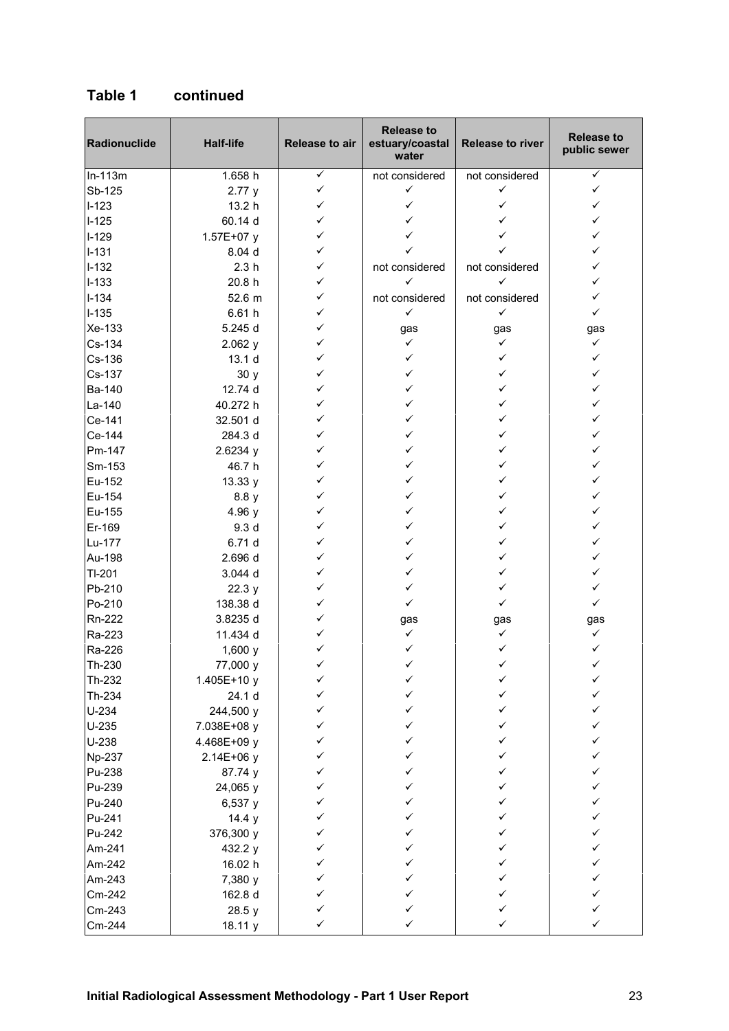## Table 1 continued

| Radionuclide | Half-life | Release to air | Release to estuary/coastal water | Release to river | Release to public sewer |
|---|---|---|---|---|---|
| In-113m | 1.658 h | ✓ | not considered | not considered | ✓ |
| Sb-125 | 2.77 y | ✓ | ✓ | ✓ | ✓ |
| I-123 | 13.2 h | ✓ | ✓ | ✓ | ✓ |
| I-125 | 60.14 d | ✓ | ✓ | ✓ | ✓ |
| I-129 | 1.57E+07 y | ✓ | ✓ | ✓ | ✓ |
| I-131 | 8.04 d | ✓ | ✓ | ✓ | ✓ |
| I-132 | 2.3 h | ✓ | not considered | not considered | ✓ |
| I-133 | 20.8 h | ✓ | ✓ | ✓ | ✓ |
| I-134 | 52.6 m | ✓ | not considered | not considered | ✓ |
| I-135 | 6.61 h | ✓ | ✓ | ✓ | ✓ |
| Xe-133 | 5.245 d | ✓ | gas | gas | gas |
| Cs-134 | 2.062 y | ✓ | ✓ | ✓ | ✓ |
| Cs-136 | 13.1 d | ✓ | ✓ | ✓ | ✓ |
| Cs-137 | 30 y | ✓ | ✓ | ✓ | ✓ |
| Ba-140 | 12.74 d | ✓ | ✓ | ✓ | ✓ |
| La-140 | 40.272 h | ✓ | ✓ | ✓ | ✓ |
| Ce-141 | 32.501 d | ✓ | ✓ | ✓ | ✓ |
| Ce-144 | 284.3 d | ✓ | ✓ | ✓ | ✓ |
| Pm-147 | 2.6234 y | ✓ | ✓ | ✓ | ✓ |
| Sm-153 | 46.7 h | ✓ | ✓ | ✓ | ✓ |
| Eu-152 | 13.33 y | ✓ | ✓ | ✓ | ✓ |
| Eu-154 | 8.8 y | ✓ | ✓ | ✓ | ✓ |
| Eu-155 | 4.96 y | ✓ | ✓ | ✓ | ✓ |
| Er-169 | 9.3 d | ✓ | ✓ | ✓ | ✓ |
| Lu-177 | 6.71 d | ✓ | ✓ | ✓ | ✓ |
| Au-198 | 2.696 d | ✓ | ✓ | ✓ | ✓ |
| Tl-201 | 3.044 d | ✓ | ✓ | ✓ | ✓ |
| Pb-210 | 22.3 y | ✓ | ✓ | ✓ | ✓ |
| Po-210 | 138.38 d | ✓ | ✓ | ✓ | ✓ |
| Rn-222 | 3.8235 d | ✓ | gas | gas | gas |
| Ra-223 | 11.434 d | ✓ | ✓ | ✓ | ✓ |
| Ra-226 | 1,600 y | ✓ | ✓ | ✓ | ✓ |
| Th-230 | 77,000 y | ✓ | ✓ | ✓ | ✓ |
| Th-232 | 1.405E+10 y | ✓ | ✓ | ✓ | ✓ |
| Th-234 | 24.1 d | ✓ | ✓ | ✓ | ✓ |
| U-234 | 244,500 y | ✓ | ✓ | ✓ | ✓ |
| U-235 | 7.038E+08 y | ✓ | ✓ | ✓ | ✓ |
| U-238 | 4.468E+09 y | ✓ | ✓ | ✓ | ✓ |
| Np-237 | 2.14E+06 y | ✓ | ✓ | ✓ | ✓ |
| Pu-238 | 87.74 y | ✓ | ✓ | ✓ | ✓ |
| Pu-239 | 24,065 y | ✓ | ✓ | ✓ | ✓ |
| Pu-240 | 6,537 y | ✓ | ✓ | ✓ | ✓ |
| Pu-241 | 14.4 y | ✓ | ✓ | ✓ | ✓ |
| Pu-242 | 376,300 y | ✓ | ✓ | ✓ | ✓ |
| Am-241 | 432.2 y | ✓ | ✓ | ✓ | ✓ |
| Am-242 | 16.02 h | ✓ | ✓ | ✓ | ✓ |
| Am-243 | 7,380 y | ✓ | ✓ | ✓ | ✓ |
| Cm-242 | 162.8 d | ✓ | ✓ | ✓ | ✓ |
| Cm-243 | 28.5 y | ✓ | ✓ | ✓ | ✓ |
| Cm-244 | 18.11 y | ✓ | ✓ | ✓ | ✓ |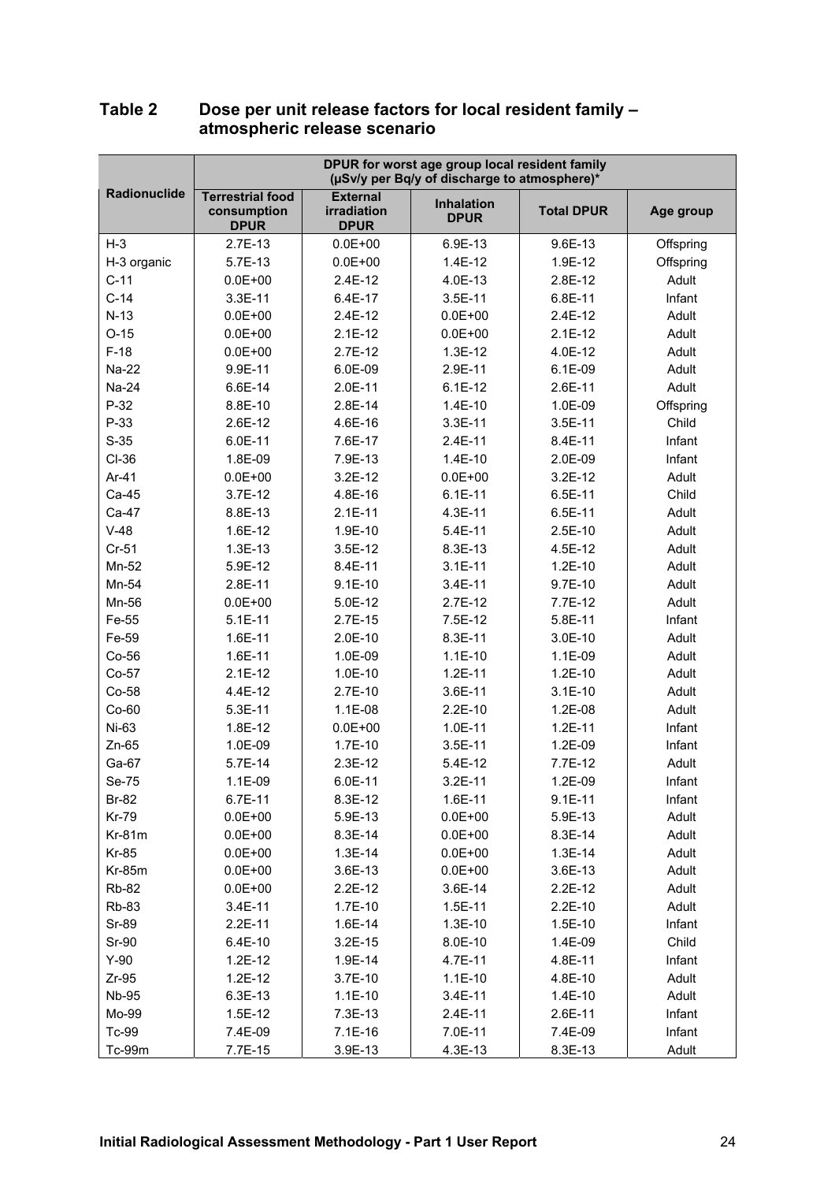## Table 2 Dose per unit release factors for local resident family – atmospheric release scenario

| Radionuclide | DPUR for worst age group local resident family (µSv/y per Bq/y of discharge to atmosphere)* | | | | |
|---|---|---|---|---|---|
| | Terrestrial food consumption DPUR | External irradiation DPUR | Inhalation DPUR | Total DPUR | Age group |
| H-3 | 2.7E-13 | 0.0E+00 | 6.9E-13 | 9.6E-13 | Offspring |
| H-3 organic | 5.7E-13 | 0.0E+00 | 1.4E-12 | 1.9E-12 | Offspring |
| C-11 | 0.0E+00 | 2.4E-12 | 4.0E-13 | 2.8E-12 | Adult |
| C-14 | 3.3E-11 | 6.4E-17 | 3.5E-11 | 6.8E-11 | Infant |
| N-13 | 0.0E+00 | 2.4E-12 | 0.0E+00 | 2.4E-12 | Adult |
| O-15 | 0.0E+00 | 2.1E-12 | 0.0E+00 | 2.1E-12 | Adult |
| F-18 | 0.0E+00 | 2.7E-12 | 1.3E-12 | 4.0E-12 | Adult |
| Na-22 | 9.9E-11 | 6.0E-09 | 2.9E-11 | 6.1E-09 | Adult |
| Na-24 | 6.6E-14 | 2.0E-11 | 6.1E-12 | 2.6E-11 | Adult |
| P-32 | 8.8E-10 | 2.8E-14 | 1.4E-10 | 1.0E-09 | Offspring |
| P-33 | 2.6E-12 | 4.6E-16 | 3.3E-11 | 3.5E-11 | Child |
| S-35 | 6.0E-11 | 7.6E-17 | 2.4E-11 | 8.4E-11 | Infant |
| Cl-36 | 1.8E-09 | 7.9E-13 | 1.4E-10 | 2.0E-09 | Infant |
| Ar-41 | 0.0E+00 | 3.2E-12 | 0.0E+00 | 3.2E-12 | Adult |
| Ca-45 | 3.7E-12 | 4.8E-16 | 6.1E-11 | 6.5E-11 | Child |
| Ca-47 | 8.8E-13 | 2.1E-11 | 4.3E-11 | 6.5E-11 | Adult |
| V-48 | 1.6E-12 | 1.9E-10 | 5.4E-11 | 2.5E-10 | Adult |
| Cr-51 | 1.3E-13 | 3.5E-12 | 8.3E-13 | 4.5E-12 | Adult |
| Mn-52 | 5.9E-12 | 8.4E-11 | 3.1E-11 | 1.2E-10 | Adult |
| Mn-54 | 2.8E-11 | 9.1E-10 | 3.4E-11 | 9.7E-10 | Adult |
| Mn-56 | 0.0E+00 | 5.0E-12 | 2.7E-12 | 7.7E-12 | Adult |
| Fe-55 | 5.1E-11 | 2.7E-15 | 7.5E-12 | 5.8E-11 | Infant |
| Fe-59 | 1.6E-11 | 2.0E-10 | 8.3E-11 | 3.0E-10 | Adult |
| Co-56 | 1.6E-11 | 1.0E-09 | 1.1E-10 | 1.1E-09 | Adult |
| Co-57 | 2.1E-12 | 1.0E-10 | 1.2E-11 | 1.2E-10 | Adult |
| Co-58 | 4.4E-12 | 2.7E-10 | 3.6E-11 | 3.1E-10 | Adult |
| Co-60 | 5.3E-11 | 1.1E-08 | 2.2E-10 | 1.2E-08 | Adult |
| Ni-63 | 1.8E-12 | 0.0E+00 | 1.0E-11 | 1.2E-11 | Infant |
| Zn-65 | 1.0E-09 | 1.7E-10 | 3.5E-11 | 1.2E-09 | Infant |
| Ga-67 | 5.7E-14 | 2.3E-12 | 5.4E-12 | 7.7E-12 | Adult |
| Se-75 | 1.1E-09 | 6.0E-11 | 3.2E-11 | 1.2E-09 | Infant |
| Br-82 | 6.7E-11 | 8.3E-12 | 1.6E-11 | 9.1E-11 | Infant |
| Kr-79 | 0.0E+00 | 5.9E-13 | 0.0E+00 | 5.9E-13 | Adult |
| Kr-81m | 0.0E+00 | 8.3E-14 | 0.0E+00 | 8.3E-14 | Adult |
| Kr-85 | 0.0E+00 | 1.3E-14 | 0.0E+00 | 1.3E-14 | Adult |
| Kr-85m | 0.0E+00 | 3.6E-13 | 0.0E+00 | 3.6E-13 | Adult |
| Rb-82 | 0.0E+00 | 2.2E-12 | 3.6E-14 | 2.2E-12 | Adult |
| Rb-83 | 3.4E-11 | 1.7E-10 | 1.5E-11 | 2.2E-10 | Adult |
| Sr-89 | 2.2E-11 | 1.6E-14 | 1.3E-10 | 1.5E-10 | Infant |
| Sr-90 | 6.4E-10 | 3.2E-15 | 8.0E-10 | 1.4E-09 | Child |
| Y-90 | 1.2E-12 | 1.9E-14 | 4.7E-11 | 4.8E-11 | Infant |
| Zr-95 | 1.2E-12 | 3.7E-10 | 1.1E-10 | 4.8E-10 | Adult |
| Nb-95 | 6.3E-13 | 1.1E-10 | 3.4E-11 | 1.4E-10 | Adult |
| Mo-99 | 1.5E-12 | 7.3E-13 | 2.4E-11 | 2.6E-11 | Infant |
| Tc-99 | 7.4E-09 | 7.1E-16 | 7.0E-11 | 7.4E-09 | Infant |
| Tc-99m | 7.7E-15 | 3.9E-13 | 4.3E-13 | 8.3E-13 | Adult |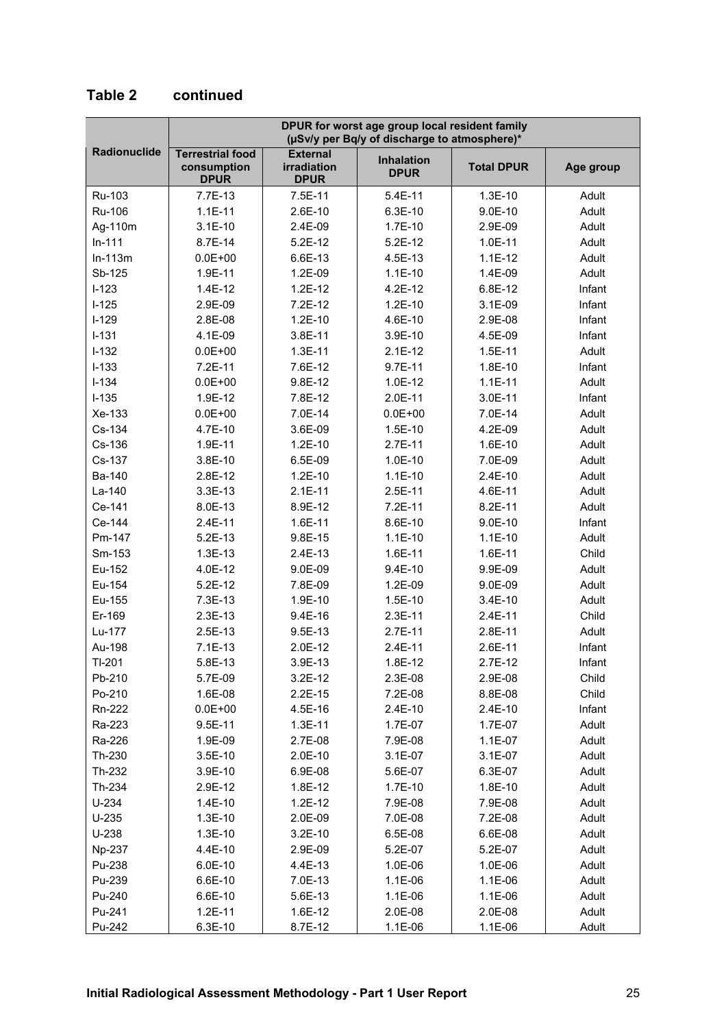## Table 2 continued

| Radionuclide | DPUR for worst age group local resident family (µSv/y per Bq/y of discharge to atmosphere)* | | | | |
|---|---|---|---|---|---|
| | Terrestrial food consumption DPUR | External irradiation DPUR | Inhalation DPUR | Total DPUR | Age group |
| Ru-103 | 7.7E-13 | 7.5E-11 | 5.4E-11 | 1.3E-10 | Adult |
| Ru-106 | 1.1E-11 | 2.6E-10 | 6.3E-10 | 9.0E-10 | Adult |
| Ag-110m | 3.1E-10 | 2.4E-09 | 1.7E-10 | 2.9E-09 | Adult |
| In-111 | 8.7E-14 | 5.2E-12 | 5.2E-12 | 1.0E-11 | Adult |
| In-113m | 0.0E+00 | 6.6E-13 | 4.5E-13 | 1.1E-12 | Adult |
| Sb-125 | 1.9E-11 | 1.2E-09 | 1.1E-10 | 1.4E-09 | Adult |
| I-123 | 1.4E-12 | 1.2E-12 | 4.2E-12 | 6.8E-12 | Infant |
| I-125 | 2.9E-09 | 7.2E-12 | 1.2E-10 | 3.1E-09 | Infant |
| I-129 | 2.8E-08 | 1.2E-10 | 4.6E-10 | 2.9E-08 | Infant |
| I-131 | 4.1E-09 | 3.8E-11 | 3.9E-10 | 4.5E-09 | Infant |
| I-132 | 0.0E+00 | 1.3E-11 | 2.1E-12 | 1.5E-11 | Adult |
| I-133 | 7.2E-11 | 7.6E-12 | 9.7E-11 | 1.8E-10 | Infant |
| I-134 | 0.0E+00 | 9.8E-12 | 1.0E-12 | 1.1E-11 | Adult |
| I-135 | 1.9E-12 | 7.8E-12 | 2.0E-11 | 3.0E-11 | Infant |
| Xe-133 | 0.0E+00 | 7.0E-14 | 0.0E+00 | 7.0E-14 | Adult |
| Cs-134 | 4.7E-10 | 3.6E-09 | 1.5E-10 | 4.2E-09 | Adult |
| Cs-136 | 1.9E-11 | 1.2E-10 | 2.7E-11 | 1.6E-10 | Adult |
| Cs-137 | 3.8E-10 | 6.5E-09 | 1.0E-10 | 7.0E-09 | Adult |
| Ba-140 | 2.8E-12 | 1.2E-10 | 1.1E-10 | 2.4E-10 | Adult |
| La-140 | 3.3E-13 | 2.1E-11 | 2.5E-11 | 4.6E-11 | Adult |
| Ce-141 | 8.0E-13 | 8.9E-12 | 7.2E-11 | 8.2E-11 | Adult |
| Ce-144 | 2.4E-11 | 1.6E-11 | 8.6E-10 | 9.0E-10 | Infant |
| Pm-147 | 5.2E-13 | 9.8E-15 | 1.1E-10 | 1.1E-10 | Adult |
| Sm-153 | 1.3E-13 | 2.4E-13 | 1.6E-11 | 1.6E-11 | Child |
| Eu-152 | 4.0E-12 | 9.0E-09 | 9.4E-10 | 9.9E-09 | Adult |
| Eu-154 | 5.2E-12 | 7.8E-09 | 1.2E-09 | 9.0E-09 | Adult |
| Eu-155 | 7.3E-13 | 1.9E-10 | 1.5E-10 | 3.4E-10 | Adult |
| Er-169 | 2.3E-13 | 9.4E-16 | 2.3E-11 | 2.4E-11 | Child |
| Lu-177 | 2.5E-13 | 9.5E-13 | 2.7E-11 | 2.8E-11 | Adult |
| Au-198 | 7.1E-13 | 2.0E-12 | 2.4E-11 | 2.6E-11 | Infant |
| Tl-201 | 5.8E-13 | 3.9E-13 | 1.8E-12 | 2.7E-12 | Infant |
| Pb-210 | 5.7E-09 | 3.2E-12 | 2.3E-08 | 2.9E-08 | Child |
| Po-210 | 1.6E-08 | 2.2E-15 | 7.2E-08 | 8.8E-08 | Child |
| Rn-222 | 0.0E+00 | 4.5E-16 | 2.4E-10 | 2.4E-10 | Infant |
| Ra-223 | 9.5E-11 | 1.3E-11 | 1.7E-07 | 1.7E-07 | Adult |
| Ra-226 | 1.9E-09 | 2.7E-08 | 7.9E-08 | 1.1E-07 | Adult |
| Th-230 | 3.5E-10 | 2.0E-10 | 3.1E-07 | 3.1E-07 | Adult |
| Th-232 | 3.9E-10 | 6.9E-08 | 5.6E-07 | 6.3E-07 | Adult |
| Th-234 | 2.9E-12 | 1.8E-12 | 1.7E-10 | 1.8E-10 | Adult |
| U-234 | 1.4E-10 | 1.2E-12 | 7.9E-08 | 7.9E-08 | Adult |
| U-235 | 1.3E-10 | 2.0E-09 | 7.0E-08 | 7.2E-08 | Adult |
| U-238 | 1.3E-10 | 3.2E-10 | 6.5E-08 | 6.6E-08 | Adult |
| Np-237 | 4.4E-10 | 2.9E-09 | 5.2E-07 | 5.2E-07 | Adult |
| Pu-238 | 6.0E-10 | 4.4E-13 | 1.0E-06 | 1.0E-06 | Adult |
| Pu-239 | 6.6E-10 | 7.0E-13 | 1.1E-06 | 1.1E-06 | Adult |
| Pu-240 | 6.6E-10 | 5.6E-13 | 1.1E-06 | 1.1E-06 | Adult |
| Pu-241 | 1.2E-11 | 1.6E-12 | 2.0E-08 | 2.0E-08 | Adult |
| Pu-242 | 6.3E-10 | 8.7E-12 | 1.1E-06 | 1.1E-06 | Adult |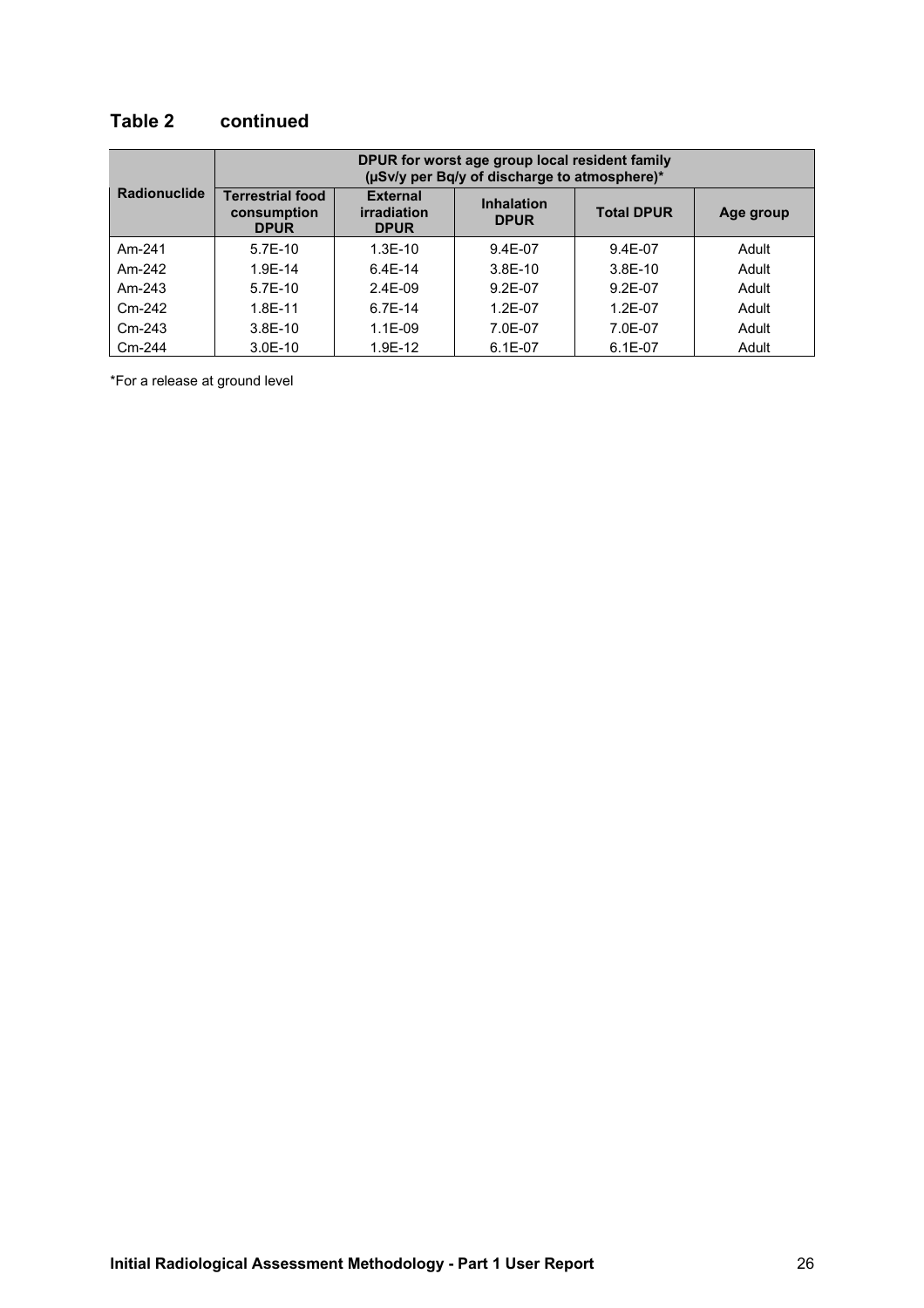## Table 2 continued

| Radionuclide | DPUR for worst age group local resident family (μSv/y per Bq/y of discharge to atmosphere)* | | | | |
|---|---|---|---|---|---|
| | Terrestrial food consumption DPUR | External irradiation DPUR | Inhalation DPUR | Total DPUR | Age group |
| Am-241 | 5.7E-10 | 1.3E-10 | 9.4E-07 | 9.4E-07 | Adult |
| Am-242 | 1.9E-14 | 6.4E-14 | 3.8E-10 | 3.8E-10 | Adult |
| Am-243 | 5.7E-10 | 2.4E-09 | 9.2E-07 | 9.2E-07 | Adult |
| Cm-242 | 1.8E-11 | 6.7E-14 | 1.2E-07 | 1.2E-07 | Adult |
| Cm-243 | 3.8E-10 | 1.1E-09 | 7.0E-07 | 7.0E-07 | Adult |
| Cm-244 | 3.0E-10 | 1.9E-12 | 6.1E-07 | 6.1E-07 | Adult |

*For a release at ground level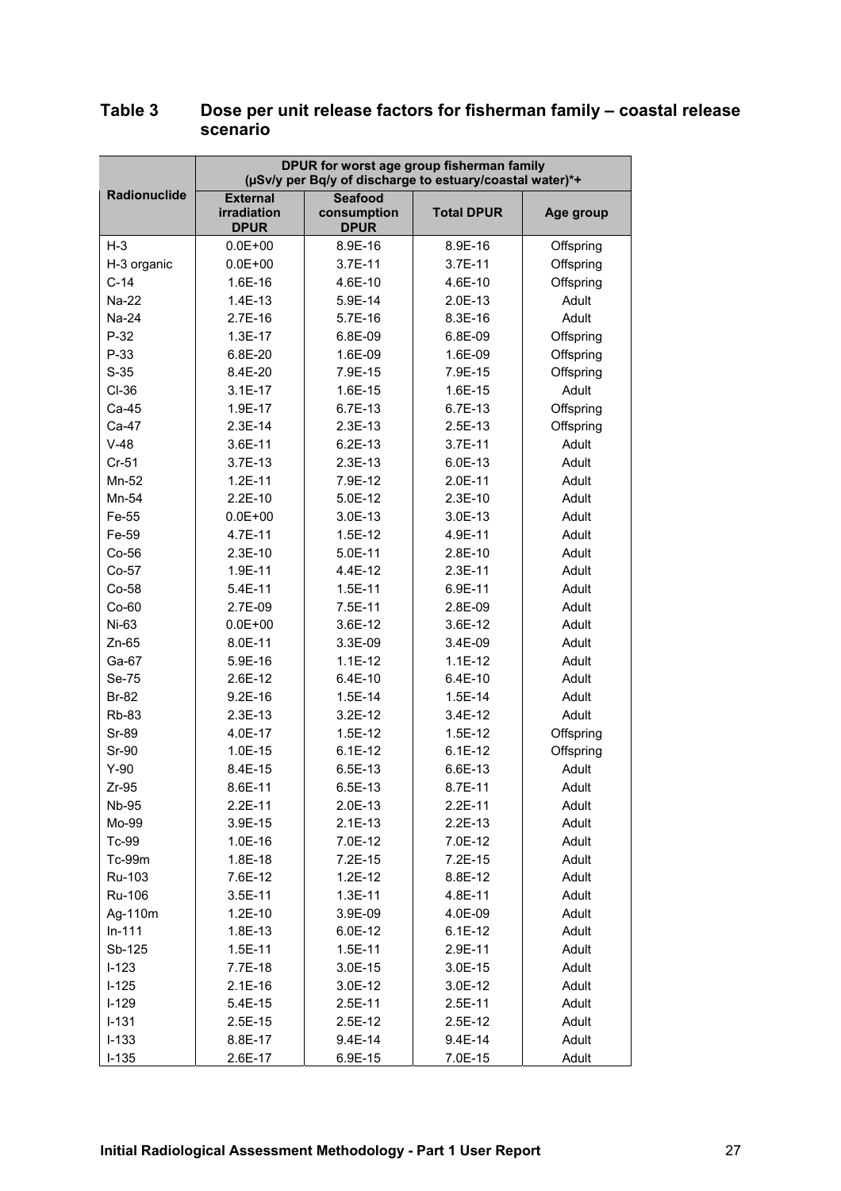## Table 3 Dose per unit release factors for fisherman family – coastal release scenario

| Radionuclide | DPUR for worst age group fisherman family (µSv/y per Bq/y of discharge to estuary/coastal water)*+ | | | |
|---|---|---|---|---|
| | External irradiation DPUR | Seafood consumption DPUR | Total DPUR | Age group |
| H-3 | 0.0E+00 | 8.9E-16 | 8.9E-16 | Offspring |
| H-3 organic | 0.0E+00 | 3.7E-11 | 3.7E-11 | Offspring |
| C-14 | 1.6E-16 | 4.6E-10 | 4.6E-10 | Offspring |
| Na-22 | 1.4E-13 | 5.9E-14 | 2.0E-13 | Adult |
| Na-24 | 2.7E-16 | 5.7E-16 | 8.3E-16 | Adult |
| P-32 | 1.3E-17 | 6.8E-09 | 6.8E-09 | Offspring |
| P-33 | 6.8E-20 | 1.6E-09 | 1.6E-09 | Offspring |
| S-35 | 8.4E-20 | 7.9E-15 | 7.9E-15 | Offspring |
| Cl-36 | 3.1E-17 | 1.6E-15 | 1.6E-15 | Adult |
| Ca-45 | 1.9E-17 | 6.7E-13 | 6.7E-13 | Offspring |
| Ca-47 | 2.3E-14 | 2.3E-13 | 2.5E-13 | Offspring |
| V-48 | 3.6E-11 | 6.2E-13 | 3.7E-11 | Adult |
| Cr-51 | 3.7E-13 | 2.3E-13 | 6.0E-13 | Adult |
| Mn-52 | 1.2E-11 | 7.9E-12 | 2.0E-11 | Adult |
| Mn-54 | 2.2E-10 | 5.0E-12 | 2.3E-10 | Adult |
| Fe-55 | 0.0E+00 | 3.0E-13 | 3.0E-13 | Adult |
| Fe-59 | 4.7E-11 | 1.5E-12 | 4.9E-11 | Adult |
| Co-56 | 2.3E-10 | 5.0E-11 | 2.8E-10 | Adult |
| Co-57 | 1.9E-11 | 4.4E-12 | 2.3E-11 | Adult |
| Co-58 | 5.4E-11 | 1.5E-11 | 6.9E-11 | Adult |
| Co-60 | 2.7E-09 | 7.5E-11 | 2.8E-09 | Adult |
| Ni-63 | 0.0E+00 | 3.6E-12 | 3.6E-12 | Adult |
| Zn-65 | 8.0E-11 | 3.3E-09 | 3.4E-09 | Adult |
| Ga-67 | 5.9E-16 | 1.1E-12 | 1.1E-12 | Adult |
| Se-75 | 2.6E-12 | 6.4E-10 | 6.4E-10 | Adult |
| Br-82 | 9.2E-16 | 1.5E-14 | 1.5E-14 | Adult |
| Rb-83 | 2.3E-13 | 3.2E-12 | 3.4E-12 | Adult |
| Sr-89 | 4.0E-17 | 1.5E-12 | 1.5E-12 | Offspring |
| Sr-90 | 1.0E-15 | 6.1E-12 | 6.1E-12 | Offspring |
| Y-90 | 8.4E-15 | 6.5E-13 | 6.6E-13 | Adult |
| Zr-95 | 8.6E-11 | 6.5E-13 | 8.7E-11 | Adult |
| Nb-95 | 2.2E-11 | 2.0E-13 | 2.2E-11 | Adult |
| Mo-99 | 3.9E-15 | 2.1E-13 | 2.2E-13 | Adult |
| Tc-99 | 1.0E-16 | 7.0E-12 | 7.0E-12 | Adult |
| Tc-99m | 1.8E-18 | 7.2E-15 | 7.2E-15 | Adult |
| Ru-103 | 7.6E-12 | 1.2E-12 | 8.8E-12 | Adult |
| Ru-106 | 3.5E-11 | 1.3E-11 | 4.8E-11 | Adult |
| Ag-110m | 1.2E-10 | 3.9E-09 | 4.0E-09 | Adult |
| In-111 | 1.8E-13 | 6.0E-12 | 6.1E-12 | Adult |
| Sb-125 | 1.5E-11 | 1.5E-11 | 2.9E-11 | Adult |
| I-123 | 7.7E-18 | 3.0E-15 | 3.0E-15 | Adult |
| I-125 | 2.1E-16 | 3.0E-12 | 3.0E-12 | Adult |
| I-129 | 5.4E-15 | 2.5E-11 | 2.5E-11 | Adult |
| I-131 | 2.5E-15 | 2.5E-12 | 2.5E-12 | Adult |
| I-133 | 8.8E-17 | 9.4E-14 | 9.4E-14 | Adult |
| I-135 | 2.6E-17 | 6.9E-15 | 7.0E-15 | Adult |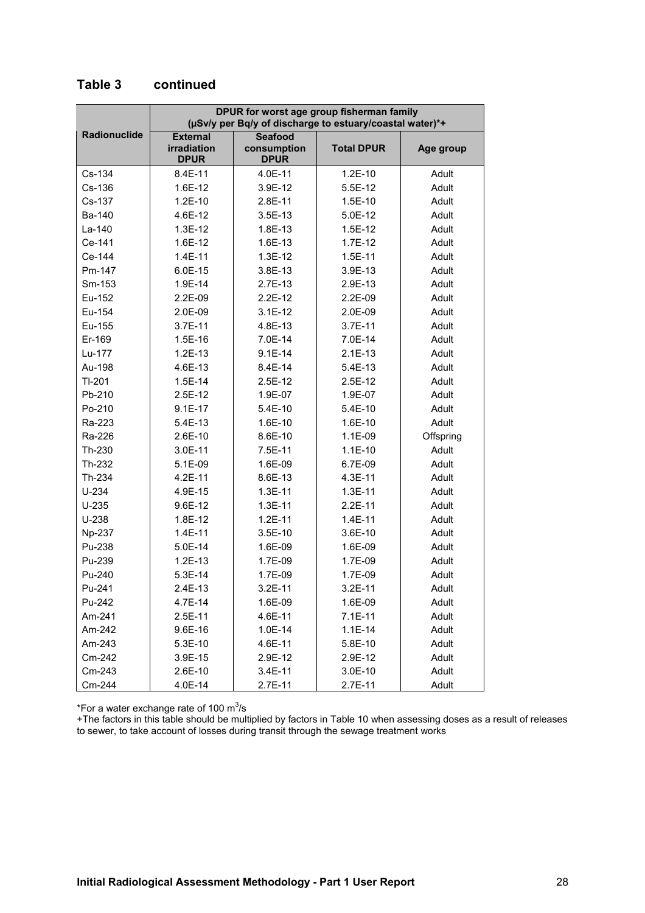## Table 3 continued

| Radionuclide | DPUR for worst age group fisherman family (μSv/y per Bq/y of discharge to estuary/coastal water)*+ | | | |
|---|---|---|---|---|
| | External irradiation DPUR | Seafood consumption DPUR | Total DPUR | Age group |
| Cs-134 | 8.4E-11 | 4.0E-11 | 1.2E-10 | Adult |
| Cs-136 | 1.6E-12 | 3.9E-12 | 5.5E-12 | Adult |
| Cs-137 | 1.2E-10 | 2.8E-11 | 1.5E-10 | Adult |
| Ba-140 | 4.6E-12 | 3.5E-13 | 5.0E-12 | Adult |
| La-140 | 1.3E-12 | 1.8E-13 | 1.5E-12 | Adult |
| Ce-141 | 1.6E-12 | 1.6E-13 | 1.7E-12 | Adult |
| Ce-144 | 1.4E-11 | 1.3E-12 | 1.5E-11 | Adult |
| Pm-147 | 6.0E-15 | 3.8E-13 | 3.9E-13 | Adult |
| Sm-153 | 1.9E-14 | 2.7E-13 | 2.9E-13 | Adult |
| Eu-152 | 2.2E-09 | 2.2E-12 | 2.2E-09 | Adult |
| Eu-154 | 2.0E-09 | 3.1E-12 | 2.0E-09 | Adult |
| Eu-155 | 3.7E-11 | 4.8E-13 | 3.7E-11 | Adult |
| Er-169 | 1.5E-16 | 7.0E-14 | 7.0E-14 | Adult |
| Lu-177 | 1.2E-13 | 9.1E-14 | 2.1E-13 | Adult |
| Au-198 | 4.6E-13 | 8.4E-14 | 5.4E-13 | Adult |
| Tl-201 | 1.5E-14 | 2.5E-12 | 2.5E-12 | Adult |
| Pb-210 | 2.5E-12 | 1.9E-07 | 1.9E-07 | Adult |
| Po-210 | 9.1E-17 | 5.4E-10 | 5.4E-10 | Adult |
| Ra-223 | 5.4E-13 | 1.6E-10 | 1.6E-10 | Adult |
| Ra-226 | 2.6E-10 | 8.6E-10 | 1.1E-09 | Offspring |
| Th-230 | 3.0E-11 | 7.5E-11 | 1.1E-10 | Adult |
| Th-232 | 5.1E-09 | 1.6E-09 | 6.7E-09 | Adult |
| Th-234 | 4.2E-11 | 8.6E-13 | 4.3E-11 | Adult |
| U-234 | 4.9E-15 | 1.3E-11 | 1.3E-11 | Adult |
| U-235 | 9.6E-12 | 1.3E-11 | 2.2E-11 | Adult |
| U-238 | 1.8E-12 | 1.2E-11 | 1.4E-11 | Adult |
| Np-237 | 1.4E-11 | 3.5E-10 | 3.6E-10 | Adult |
| Pu-238 | 5.0E-14 | 1.6E-09 | 1.6E-09 | Adult |
| Pu-239 | 1.2E-13 | 1.7E-09 | 1.7E-09 | Adult |
| Pu-240 | 5.3E-14 | 1.7E-09 | 1.7E-09 | Adult |
| Pu-241 | 2.4E-13 | 3.2E-11 | 3.2E-11 | Adult |
| Pu-242 | 4.7E-14 | 1.6E-09 | 1.6E-09 | Adult |
| Am-241 | 2.5E-11 | 4.6E-11 | 7.1E-11 | Adult |
| Am-242 | 9.6E-16 | 1.0E-14 | 1.1E-14 | Adult |
| Am-243 | 5.3E-10 | 4.6E-11 | 5.8E-10 | Adult |
| Cm-242 | 3.9E-15 | 2.9E-12 | 2.9E-12 | Adult |
| Cm-243 | 2.6E-10 | 3.4E-11 | 3.0E-10 | Adult |
| Cm-244 | 4.0E-14 | 2.7E-11 | 2.7E-11 | Adult |

*For a water exchange rate of 100 $m^3$/s

+The factors in this table should be multiplied by factors in Table 10 when assessing doses as a result of releases to sewer, to take account of losses during transit through the sewage treatment works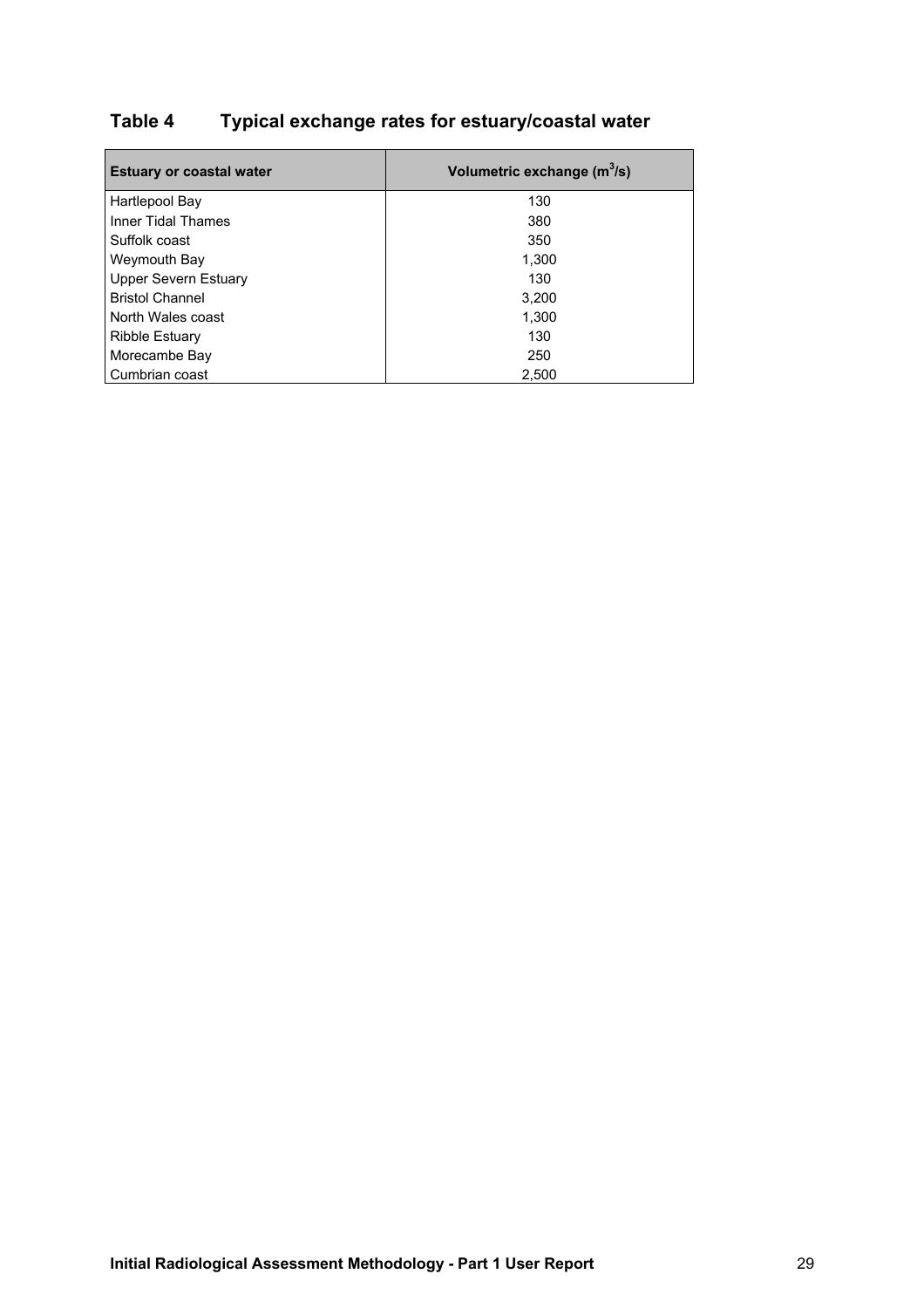## Table 4 Typical exchange rates for estuary/coastal water

| Estuary or coastal water | Volumetric exchange ($m^3/s$) |
|---|---|
| Hartlepool Bay | 130 |
| Inner Tidal Thames | 380 |
| Suffolk coast | 350 |
| Weymouth Bay | 1,300 |
| Upper Severn Estuary | 130 |
| Bristol Channel | 3,200 |
| North Wales coast | 1,300 |
| Ribble Estuary | 130 |
| Morecambe Bay | 250 |
| Cumbrian coast | 2,500 |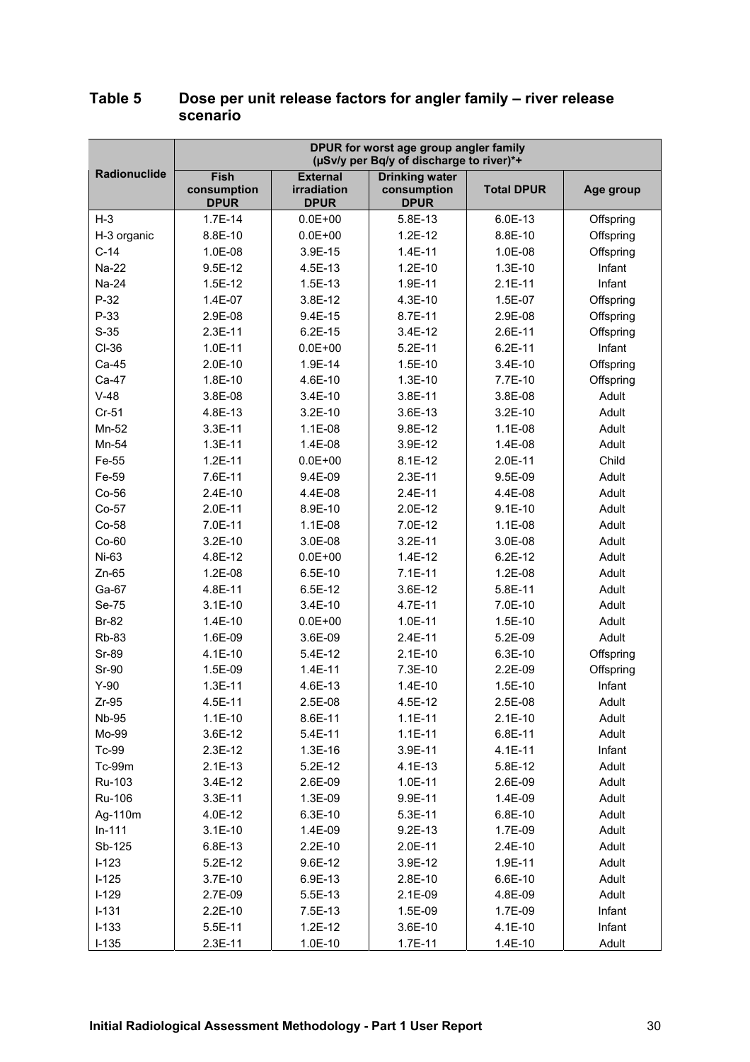## Table 5 Dose per unit release factors for angler family – river release scenario

| Radionuclide | DPUR for worst age group angler family (µSv/y per Bq/y of discharge to river)*+ | | | | |
|---|---|---|---|---|---|
| | Fish consumption DPUR | External irradiation DPUR | Drinking water consumption DPUR | Total DPUR | Age group |
| H-3 | 1.7E-14 | 0.0E+00 | 5.8E-13 | 6.0E-13 | Offspring |
| H-3 organic | 8.8E-10 | 0.0E+00 | 1.2E-12 | 8.8E-10 | Offspring |
| C-14 | 1.0E-08 | 3.9E-15 | 1.4E-11 | 1.0E-08 | Offspring |
| Na-22 | 9.5E-12 | 4.5E-13 | 1.2E-10 | 1.3E-10 | Infant |
| Na-24 | 1.5E-12 | 1.5E-13 | 1.9E-11 | 2.1E-11 | Infant |
| P-32 | 1.4E-07 | 3.8E-12 | 4.3E-10 | 1.5E-07 | Offspring |
| P-33 | 2.9E-08 | 9.4E-15 | 8.7E-11 | 2.9E-08 | Offspring |
| S-35 | 2.3E-11 | 6.2E-15 | 3.4E-12 | 2.6E-11 | Offspring |
| Cl-36 | 1.0E-11 | 0.0E+00 | 5.2E-11 | 6.2E-11 | Infant |
| Ca-45 | 2.0E-10 | 1.9E-14 | 1.5E-10 | 3.4E-10 | Offspring |
| Ca-47 | 1.8E-10 | 4.6E-10 | 1.3E-10 | 7.7E-10 | Offspring |
| V-48 | 3.8E-08 | 3.4E-10 | 3.8E-11 | 3.8E-08 | Adult |
| Cr-51 | 4.8E-13 | 3.2E-10 | 3.6E-13 | 3.2E-10 | Adult |
| Mn-52 | 3.3E-11 | 1.1E-08 | 9.8E-12 | 1.1E-08 | Adult |
| Mn-54 | 1.3E-11 | 1.4E-08 | 3.9E-12 | 1.4E-08 | Adult |
| Fe-55 | 1.2E-11 | 0.0E+00 | 8.1E-12 | 2.0E-11 | Child |
| Fe-59 | 7.6E-11 | 9.4E-09 | 2.3E-11 | 9.5E-09 | Adult |
| Co-56 | 2.4E-10 | 4.4E-08 | 2.4E-11 | 4.4E-08 | Adult |
| Co-57 | 2.0E-11 | 8.9E-10 | 2.0E-12 | 9.1E-10 | Adult |
| Co-58 | 7.0E-11 | 1.1E-08 | 7.0E-12 | 1.1E-08 | Adult |
| Co-60 | 3.2E-10 | 3.0E-08 | 3.2E-11 | 3.0E-08 | Adult |
| Ni-63 | 4.8E-12 | 0.0E+00 | 1.4E-12 | 6.2E-12 | Adult |
| Zn-65 | 1.2E-08 | 6.5E-10 | 7.1E-11 | 1.2E-08 | Adult |
| Ga-67 | 4.8E-11 | 6.5E-12 | 3.6E-12 | 5.8E-11 | Adult |
| Se-75 | 3.1E-10 | 3.4E-10 | 4.7E-11 | 7.0E-10 | Adult |
| Br-82 | 1.4E-10 | 0.0E+00 | 1.0E-11 | 1.5E-10 | Adult |
| Rb-83 | 1.6E-09 | 3.6E-09 | 2.4E-11 | 5.2E-09 | Adult |
| Sr-89 | 4.1E-10 | 5.4E-12 | 2.1E-10 | 6.3E-10 | Offspring |
| Sr-90 | 1.5E-09 | 1.4E-11 | 7.3E-10 | 2.2E-09 | Offspring |
| Y-90 | 1.3E-11 | 4.6E-13 | 1.4E-10 | 1.5E-10 | Infant |
| Zr-95 | 4.5E-11 | 2.5E-08 | 4.5E-12 | 2.5E-08 | Adult |
| Nb-95 | 1.1E-10 | 8.6E-11 | 1.1E-11 | 2.1E-10 | Adult |
| Mo-99 | 3.6E-12 | 5.4E-11 | 1.1E-11 | 6.8E-11 | Adult |
| Tc-99 | 2.3E-12 | 1.3E-16 | 3.9E-11 | 4.1E-11 | Infant |
| Tc-99m | 2.1E-13 | 5.2E-12 | 4.1E-13 | 5.8E-12 | Adult |
| Ru-103 | 3.4E-12 | 2.6E-09 | 1.0E-11 | 2.6E-09 | Adult |
| Ru-106 | 3.3E-11 | 1.3E-09 | 9.9E-11 | 1.4E-09 | Adult |
| Ag-110m | 4.0E-12 | 6.3E-10 | 5.3E-11 | 6.8E-10 | Adult |
| In-111 | 3.1E-10 | 1.4E-09 | 9.2E-13 | 1.7E-09 | Adult |
| Sb-125 | 6.8E-13 | 2.2E-10 | 2.0E-11 | 2.4E-10 | Adult |
| I-123 | 5.2E-12 | 9.6E-12 | 3.9E-12 | 1.9E-11 | Adult |
| I-125 | 3.7E-10 | 6.9E-13 | 2.8E-10 | 6.6E-10 | Adult |
| I-129 | 2.7E-09 | 5.5E-13 | 2.1E-09 | 4.8E-09 | Adult |
| I-131 | 2.2E-10 | 7.5E-13 | 1.5E-09 | 1.7E-09 | Infant |
| I-133 | 5.5E-11 | 1.2E-12 | 3.6E-10 | 4.1E-10 | Infant |
| I-135 | 2.3E-11 | 1.0E-10 | 1.7E-11 | 1.4E-10 | Adult |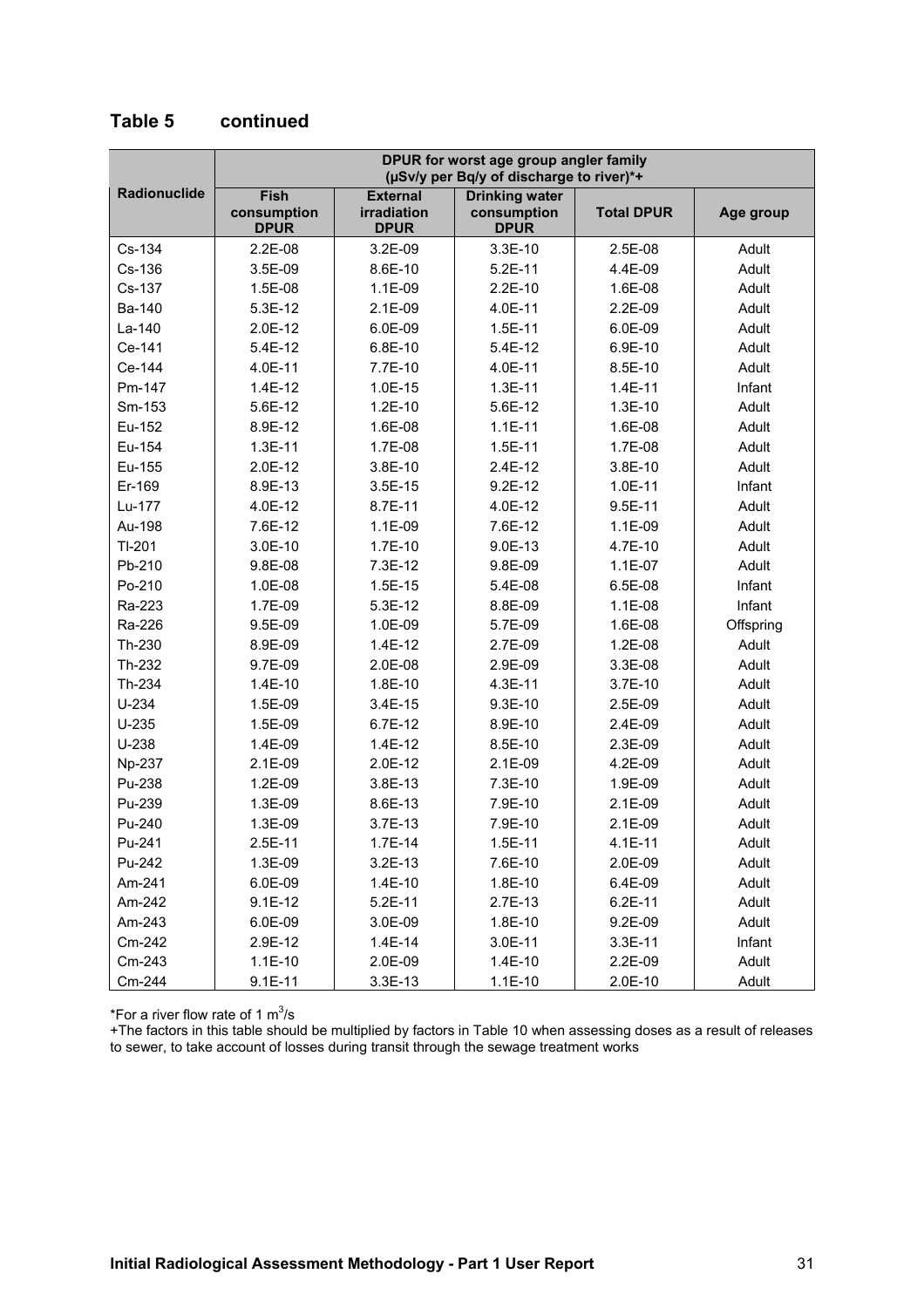## Table 5 continued

| Radionuclide | DPUR for worst age group angler family (µSv/y per Bq/y of discharge to river)*+ | | | | |
|---|---|---|---|---|---|
| | Fish consumption DPUR | External irradiation DPUR | Drinking water consumption DPUR | Total DPUR | Age group |
| Cs-134 | 2.2E-08 | 3.2E-09 | 3.3E-10 | 2.5E-08 | Adult |
| Cs-136 | 3.5E-09 | 8.6E-10 | 5.2E-11 | 4.4E-09 | Adult |
| Cs-137 | 1.5E-08 | 1.1E-09 | 2.2E-10 | 1.6E-08 | Adult |
| Ba-140 | 5.3E-12 | 2.1E-09 | 4.0E-11 | 2.2E-09 | Adult |
| La-140 | 2.0E-12 | 6.0E-09 | 1.5E-11 | 6.0E-09 | Adult |
| Ce-141 | 5.4E-12 | 6.8E-10 | 5.4E-12 | 6.9E-10 | Adult |
| Ce-144 | 4.0E-11 | 7.7E-10 | 4.0E-11 | 8.5E-10 | Adult |
| Pm-147 | 1.4E-12 | 1.0E-15 | 1.3E-11 | 1.4E-11 | Infant |
| Sm-153 | 5.6E-12 | 1.2E-10 | 5.6E-12 | 1.3E-10 | Adult |
| Eu-152 | 8.9E-12 | 1.6E-08 | 1.1E-11 | 1.6E-08 | Adult |
| Eu-154 | 1.3E-11 | 1.7E-08 | 1.5E-11 | 1.7E-08 | Adult |
| Eu-155 | 2.0E-12 | 3.8E-10 | 2.4E-12 | 3.8E-10 | Adult |
| Er-169 | 8.9E-13 | 3.5E-15 | 9.2E-12 | 1.0E-11 | Infant |
| Lu-177 | 4.0E-12 | 8.7E-11 | 4.0E-12 | 9.5E-11 | Adult |
| Au-198 | 7.6E-12 | 1.1E-09 | 7.6E-12 | 1.1E-09 | Adult |
| Tl-201 | 3.0E-10 | 1.7E-10 | 9.0E-13 | 4.7E-10 | Adult |
| Pb-210 | 9.8E-08 | 7.3E-12 | 9.8E-09 | 1.1E-07 | Adult |
| Po-210 | 1.0E-08 | 1.5E-15 | 5.4E-08 | 6.5E-08 | Infant |
| Ra-223 | 1.7E-09 | 5.3E-12 | 8.8E-09 | 1.1E-08 | Infant |
| Ra-226 | 9.5E-09 | 1.0E-09 | 5.7E-09 | 1.6E-08 | Offspring |
| Th-230 | 8.9E-09 | 1.4E-12 | 2.7E-09 | 1.2E-08 | Adult |
| Th-232 | 9.7E-09 | 2.0E-08 | 2.9E-09 | 3.3E-08 | Adult |
| Th-234 | 1.4E-10 | 1.8E-10 | 4.3E-11 | 3.7E-10 | Adult |
| U-234 | 1.5E-09 | 3.4E-15 | 9.3E-10 | 2.5E-09 | Adult |
| U-235 | 1.5E-09 | 6.7E-12 | 8.9E-10 | 2.4E-09 | Adult |
| U-238 | 1.4E-09 | 1.4E-12 | 8.5E-10 | 2.3E-09 | Adult |
| Np-237 | 2.1E-09 | 2.0E-12 | 2.1E-09 | 4.2E-09 | Adult |
| Pu-238 | 1.2E-09 | 3.8E-13 | 7.3E-10 | 1.9E-09 | Adult |
| Pu-239 | 1.3E-09 | 8.6E-13 | 7.9E-10 | 2.1E-09 | Adult |
| Pu-240 | 1.3E-09 | 3.7E-13 | 7.9E-10 | 2.1E-09 | Adult |
| Pu-241 | 2.5E-11 | 1.7E-14 | 1.5E-11 | 4.1E-11 | Adult |
| Pu-242 | 1.3E-09 | 3.2E-13 | 7.6E-10 | 2.0E-09 | Adult |
| Am-241 | 6.0E-09 | 1.4E-10 | 1.8E-10 | 6.4E-09 | Adult |
| Am-242 | 9.1E-12 | 5.2E-11 | 2.7E-13 | 6.2E-11 | Adult |
| Am-243 | 6.0E-09 | 3.0E-09 | 1.8E-10 | 9.2E-09 | Adult |
| Cm-242 | 2.9E-12 | 1.4E-14 | 3.0E-11 | 3.3E-11 | Infant |
| Cm-243 | 1.1E-10 | 2.0E-09 | 1.4E-10 | 2.2E-09 | Adult |
| Cm-244 | 9.1E-11 | 3.3E-13 | 1.1E-10 | 2.0E-10 | Adult |

*For a river flow rate of 1 $m^3/s$

+The factors in this table should be multiplied by factors in Table 10 when assessing doses as a result of releases to sewer, to take account of losses during transit through the sewage treatment works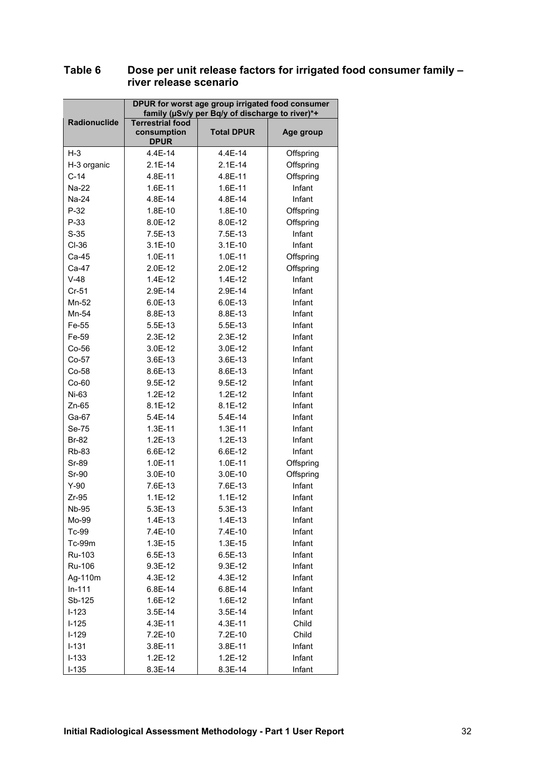## Table 6 Dose per unit release factors for irrigated food consumer family – river release scenario

| Radionuclide | DPUR for worst age group irrigated food consumer family (µSv/y per Bq/y of discharge to river)*+ | | |
|---|---|---|---|
| | Terrestrial food consumption DPUR | Total DPUR | Age group |
| H-3 | 4.4E-14 | 4.4E-14 | Offspring |
| H-3 organic | 2.1E-14 | 2.1E-14 | Offspring |
| C-14 | 4.8E-11 | 4.8E-11 | Offspring |
| Na-22 | 1.6E-11 | 1.6E-11 | Infant |
| Na-24 | 4.8E-14 | 4.8E-14 | Infant |
| P-32 | 1.8E-10 | 1.8E-10 | Offspring |
| P-33 | 8.0E-12 | 8.0E-12 | Offspring |
| S-35 | 7.5E-13 | 7.5E-13 | Infant |
| Cl-36 | 3.1E-10 | 3.1E-10 | Infant |
| Ca-45 | 1.0E-11 | 1.0E-11 | Offspring |
| Ca-47 | 2.0E-12 | 2.0E-12 | Offspring |
| V-48 | 1.4E-12 | 1.4E-12 | Infant |
| Cr-51 | 2.9E-14 | 2.9E-14 | Infant |
| Mn-52 | 6.0E-13 | 6.0E-13 | Infant |
| Mn-54 | 8.8E-13 | 8.8E-13 | Infant |
| Fe-55 | 5.5E-13 | 5.5E-13 | Infant |
| Fe-59 | 2.3E-12 | 2.3E-12 | Infant |
| Co-56 | 3.0E-12 | 3.0E-12 | Infant |
| Co-57 | 3.6E-13 | 3.6E-13 | Infant |
| Co-58 | 8.6E-13 | 8.6E-13 | Infant |
| Co-60 | 9.5E-12 | 9.5E-12 | Infant |
| Ni-63 | 1.2E-12 | 1.2E-12 | Infant |
| Zn-65 | 8.1E-12 | 8.1E-12 | Infant |
| Ga-67 | 5.4E-14 | 5.4E-14 | Infant |
| Se-75 | 1.3E-11 | 1.3E-11 | Infant |
| Br-82 | 1.2E-13 | 1.2E-13 | Infant |
| Rb-83 | 6.6E-12 | 6.6E-12 | Infant |
| Sr-89 | 1.0E-11 | 1.0E-11 | Offspring |
| Sr-90 | 3.0E-10 | 3.0E-10 | Offspring |
| Y-90 | 7.6E-13 | 7.6E-13 | Infant |
| Zr-95 | 1.1E-12 | 1.1E-12 | Infant |
| Nb-95 | 5.3E-13 | 5.3E-13 | Infant |
| Mo-99 | 1.4E-13 | 1.4E-13 | Infant |
| Tc-99 | 7.4E-10 | 7.4E-10 | Infant |
| Tc-99m | 1.3E-15 | 1.3E-15 | Infant |
| Ru-103 | 6.5E-13 | 6.5E-13 | Infant |
| Ru-106 | 9.3E-12 | 9.3E-12 | Infant |
| Ag-110m | 4.3E-12 | 4.3E-12 | Infant |
| In-111 | 6.8E-14 | 6.8E-14 | Infant |
| Sb-125 | 1.6E-12 | 1.6E-12 | Infant |
| I-123 | 3.5E-14 | 3.5E-14 | Infant |
| I-125 | 4.3E-11 | 4.3E-11 | Child |
| I-129 | 7.2E-10 | 7.2E-10 | Child |
| I-131 | 3.8E-11 | 3.8E-11 | Infant |
| I-133 | 1.2E-12 | 1.2E-12 | Infant |
| I-135 | 8.3E-14 | 8.3E-14 | Infant |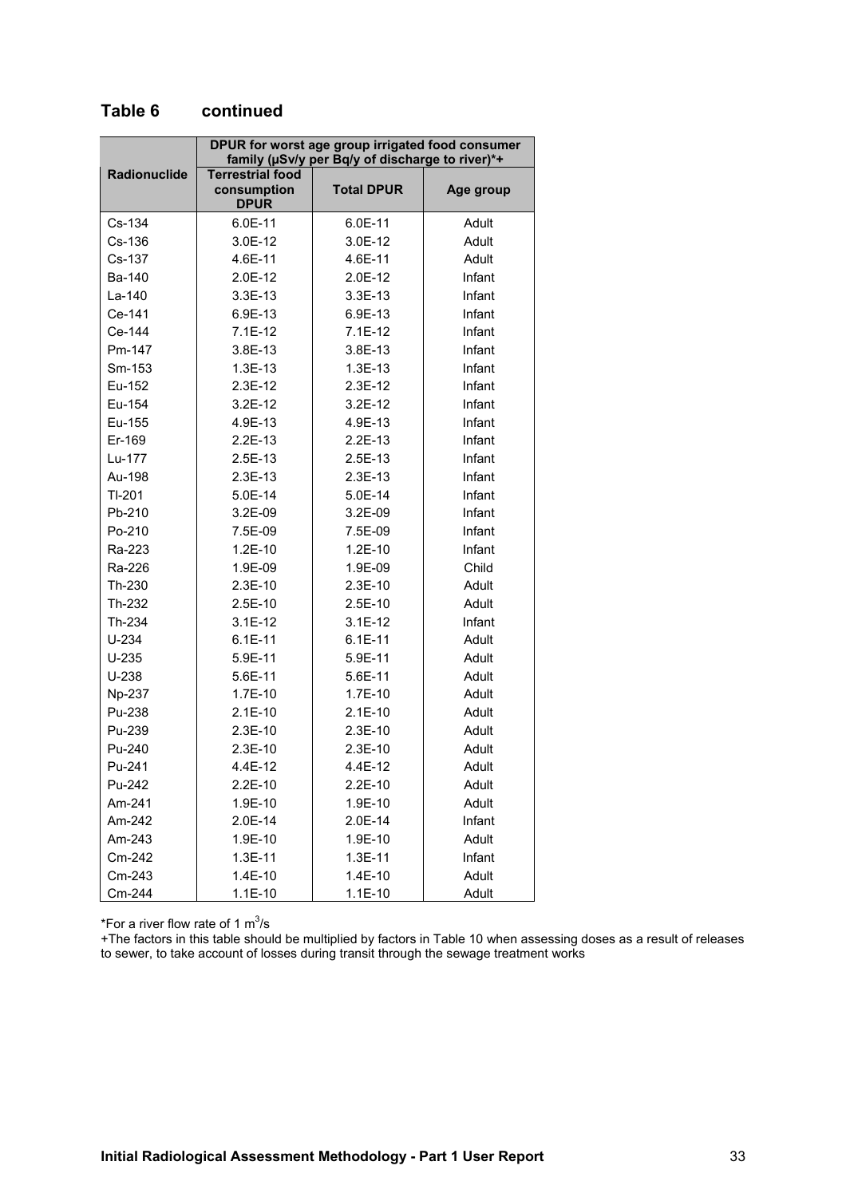## Table 6 continued

| Radionuclide | DPUR for worst age group irrigated food consumer family (µSv/y per Bq/y of discharge to river)*+ | | |
|---|---|---|---|
| | Terrestrial food consumption DPUR | Total DPUR | Age group |
| Cs-134 | 6.0E-11 | 6.0E-11 | Adult |
| Cs-136 | 3.0E-12 | 3.0E-12 | Adult |
| Cs-137 | 4.6E-11 | 4.6E-11 | Adult |
| Ba-140 | 2.0E-12 | 2.0E-12 | Infant |
| La-140 | 3.3E-13 | 3.3E-13 | Infant |
| Ce-141 | 6.9E-13 | 6.9E-13 | Infant |
| Ce-144 | 7.1E-12 | 7.1E-12 | Infant |
| Pm-147 | 3.8E-13 | 3.8E-13 | Infant |
| Sm-153 | 1.3E-13 | 1.3E-13 | Infant |
| Eu-152 | 2.3E-12 | 2.3E-12 | Infant |
| Eu-154 | 3.2E-12 | 3.2E-12 | Infant |
| Eu-155 | 4.9E-13 | 4.9E-13 | Infant |
| Er-169 | 2.2E-13 | 2.2E-13 | Infant |
| Lu-177 | 2.5E-13 | 2.5E-13 | Infant |
| Au-198 | 2.3E-13 | 2.3E-13 | Infant |
| Tl-201 | 5.0E-14 | 5.0E-14 | Infant |
| Pb-210 | 3.2E-09 | 3.2E-09 | Infant |
| Po-210 | 7.5E-09 | 7.5E-09 | Infant |
| Ra-223 | 1.2E-10 | 1.2E-10 | Infant |
| Ra-226 | 1.9E-09 | 1.9E-09 | Child |
| Th-230 | 2.3E-10 | 2.3E-10 | Adult |
| Th-232 | 2.5E-10 | 2.5E-10 | Adult |
| Th-234 | 3.1E-12 | 3.1E-12 | Infant |
| U-234 | 6.1E-11 | 6.1E-11 | Adult |
| U-235 | 5.9E-11 | 5.9E-11 | Adult |
| U-238 | 5.6E-11 | 5.6E-11 | Adult |
| Np-237 | 1.7E-10 | 1.7E-10 | Adult |
| Pu-238 | 2.1E-10 | 2.1E-10 | Adult |
| Pu-239 | 2.3E-10 | 2.3E-10 | Adult |
| Pu-240 | 2.3E-10 | 2.3E-10 | Adult |
| Pu-241 | 4.4E-12 | 4.4E-12 | Adult |
| Pu-242 | 2.2E-10 | 2.2E-10 | Adult |
| Am-241 | 1.9E-10 | 1.9E-10 | Adult |
| Am-242 | 2.0E-14 | 2.0E-14 | Infant |
| Am-243 | 1.9E-10 | 1.9E-10 | Adult |
| Cm-242 | 1.3E-11 | 1.3E-11 | Infant |
| Cm-243 | 1.4E-10 | 1.4E-10 | Adult |
| Cm-244 | 1.1E-10 | 1.1E-10 | Adult |

*For a river flow rate of 1 $m^3$/s

+The factors in this table should be multiplied by factors in Table 10 when assessing doses as a result of releases to sewer, to take account of losses during transit through the sewage treatment works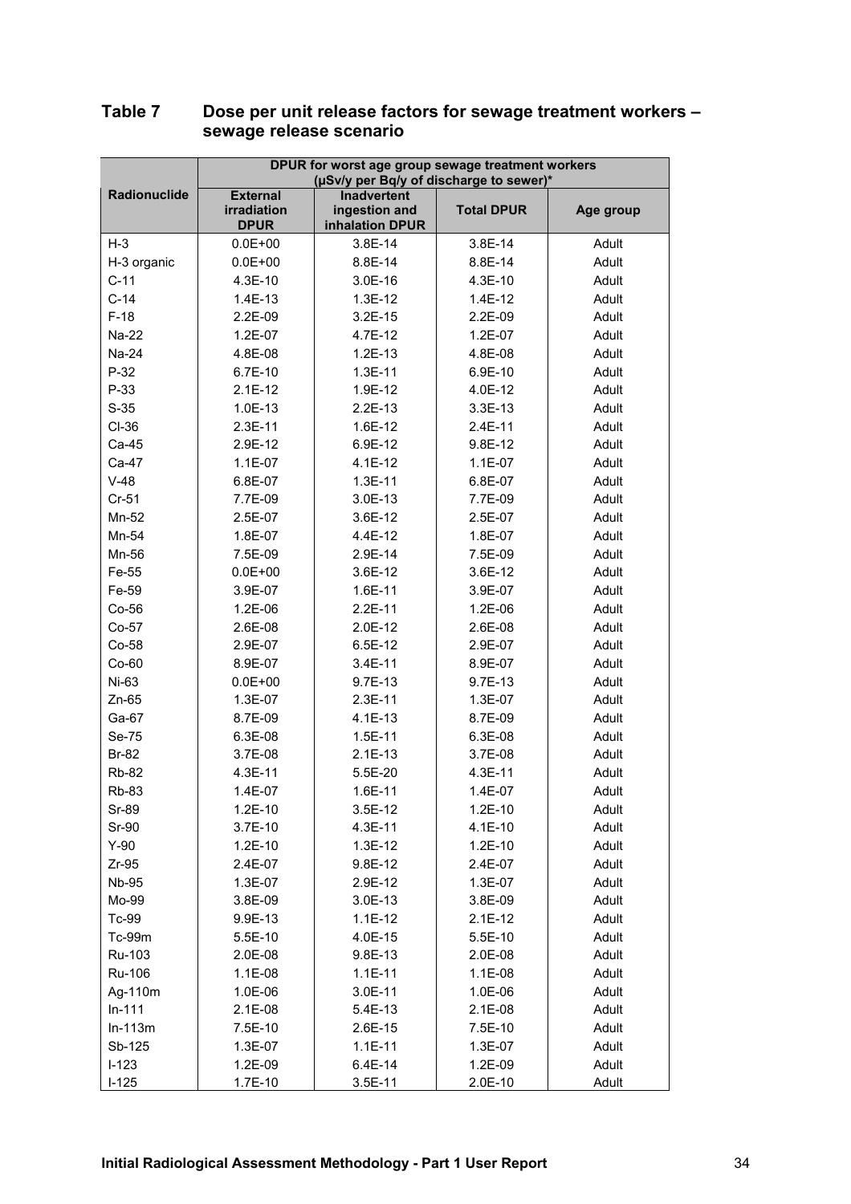**Table 7 Dose per unit release factors for sewage treatment workers – sewage release scenario**

| Radionuclide | DPUR for worst age group sewage treatment workers (µSv/y per Bq/y of discharge to sewer)* | | | |
|---|---|---|---|---|
| | External irradiation DPUR | Inadvertent ingestion and inhalation DPUR | Total DPUR | Age group |
| H-3 | 0.0E+00 | 3.8E-14 | 3.8E-14 | Adult |
| H-3 organic | 0.0E+00 | 8.8E-14 | 8.8E-14 | Adult |
| C-11 | 4.3E-10 | 3.0E-16 | 4.3E-10 | Adult |
| C-14 | 1.4E-13 | 1.3E-12 | 1.4E-12 | Adult |
| F-18 | 2.2E-09 | 3.2E-15 | 2.2E-09 | Adult |
| Na-22 | 1.2E-07 | 4.7E-12 | 1.2E-07 | Adult |
| Na-24 | 4.8E-08 | 1.2E-13 | 4.8E-08 | Adult |
| P-32 | 6.7E-10 | 1.3E-11 | 6.9E-10 | Adult |
| P-33 | 2.1E-12 | 1.9E-12 | 4.0E-12 | Adult |
| S-35 | 1.0E-13 | 2.2E-13 | 3.3E-13 | Adult |
| Cl-36 | 2.3E-11 | 1.6E-12 | 2.4E-11 | Adult |
| Ca-45 | 2.9E-12 | 6.9E-12 | 9.8E-12 | Adult |
| Ca-47 | 1.1E-07 | 4.1E-12 | 1.1E-07 | Adult |
| V-48 | 6.8E-07 | 1.3E-11 | 6.8E-07 | Adult |
| Cr-51 | 7.7E-09 | 3.0E-13 | 7.7E-09 | Adult |
| Mn-52 | 2.5E-07 | 3.6E-12 | 2.5E-07 | Adult |
| Mn-54 | 1.8E-07 | 4.4E-12 | 1.8E-07 | Adult |
| Mn-56 | 7.5E-09 | 2.9E-14 | 7.5E-09 | Adult |
| Fe-55 | 0.0E+00 | 3.6E-12 | 3.6E-12 | Adult |
| Fe-59 | 3.9E-07 | 1.6E-11 | 3.9E-07 | Adult |
| Co-56 | 1.2E-06 | 2.2E-11 | 1.2E-06 | Adult |
| Co-57 | 2.6E-08 | 2.0E-12 | 2.6E-08 | Adult |
| Co-58 | 2.9E-07 | 6.5E-12 | 2.9E-07 | Adult |
| Co-60 | 8.9E-07 | 3.4E-11 | 8.9E-07 | Adult |
| Ni-63 | 0.0E+00 | 9.7E-13 | 9.7E-13 | Adult |
| Zn-65 | 1.3E-07 | 2.3E-11 | 1.3E-07 | Adult |
| Ga-67 | 8.7E-09 | 4.1E-13 | 8.7E-09 | Adult |
| Se-75 | 6.3E-08 | 1.5E-11 | 6.3E-08 | Adult |
| Br-82 | 3.7E-08 | 2.1E-13 | 3.7E-08 | Adult |
| Rb-82 | 4.3E-11 | 5.5E-20 | 4.3E-11 | Adult |
| Rb-83 | 1.4E-07 | 1.6E-11 | 1.4E-07 | Adult |
| Sr-89 | 1.2E-10 | 3.5E-12 | 1.2E-10 | Adult |
| Sr-90 | 3.7E-10 | 4.3E-11 | 4.1E-10 | Adult |
| Y-90 | 1.2E-10 | 1.3E-12 | 1.2E-10 | Adult |
| Zr-95 | 2.4E-07 | 9.8E-12 | 2.4E-07 | Adult |
| Nb-95 | 1.3E-07 | 2.9E-12 | 1.3E-07 | Adult |
| Mo-99 | 3.8E-09 | 3.0E-13 | 3.8E-09 | Adult |
| Tc-99 | 9.9E-13 | 1.1E-12 | 2.1E-12 | Adult |
| Tc-99m | 5.5E-10 | 4.0E-15 | 5.5E-10 | Adult |
| Ru-103 | 2.0E-08 | 9.8E-13 | 2.0E-08 | Adult |
| Ru-106 | 1.1E-08 | 1.1E-11 | 1.1E-08 | Adult |
| Ag-110m | 1.0E-06 | 3.0E-11 | 1.0E-06 | Adult |
| In-111 | 2.1E-08 | 5.4E-13 | 2.1E-08 | Adult |
| In-113m | 7.5E-10 | 2.6E-15 | 7.5E-10 | Adult |
| Sb-125 | 1.3E-07 | 1.1E-11 | 1.3E-07 | Adult |
| I-123 | 1.2E-09 | 6.4E-14 | 1.2E-09 | Adult |
| I-125 | 1.7E-10 | 3.5E-11 | 2.0E-10 | Adult |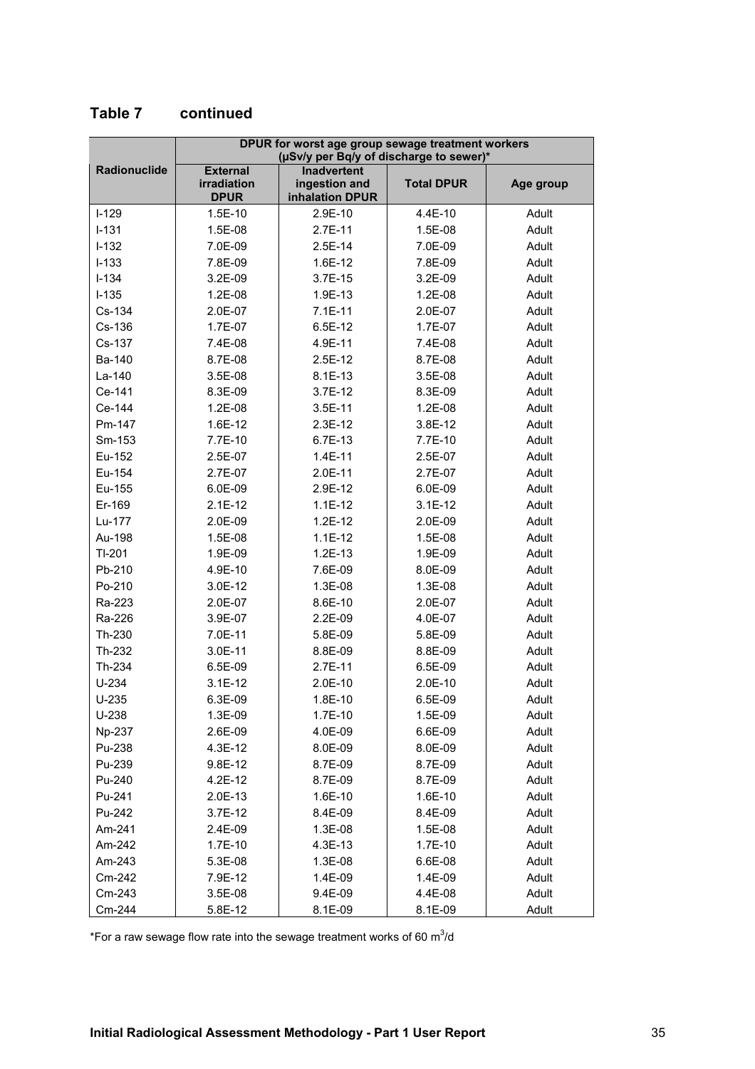## Table 7 continued

| Radionuclide | DPUR for worst age group sewage treatment workers (µSv/y per Bq/y of discharge to sewer)* | | | |
|---|---|---|---|---|
| | External irradiation DPUR | Inadvertent ingestion and inhalation DPUR | Total DPUR | Age group |
| I-129 | 1.5E-10 | 2.9E-10 | 4.4E-10 | Adult |
| I-131 | 1.5E-08 | 2.7E-11 | 1.5E-08 | Adult |
| I-132 | 7.0E-09 | 2.5E-14 | 7.0E-09 | Adult |
| I-133 | 7.8E-09 | 1.6E-12 | 7.8E-09 | Adult |
| I-134 | 3.2E-09 | 3.7E-15 | 3.2E-09 | Adult |
| I-135 | 1.2E-08 | 1.9E-13 | 1.2E-08 | Adult |
| Cs-134 | 2.0E-07 | 7.1E-11 | 2.0E-07 | Adult |
| Cs-136 | 1.7E-07 | 6.5E-12 | 1.7E-07 | Adult |
| Cs-137 | 7.4E-08 | 4.9E-11 | 7.4E-08 | Adult |
| Ba-140 | 8.7E-08 | 2.5E-12 | 8.7E-08 | Adult |
| La-140 | 3.5E-08 | 8.1E-13 | 3.5E-08 | Adult |
| Ce-141 | 8.3E-09 | 3.7E-12 | 8.3E-09 | Adult |
| Ce-144 | 1.2E-08 | 3.5E-11 | 1.2E-08 | Adult |
| Pm-147 | 1.6E-12 | 2.3E-12 | 3.8E-12 | Adult |
| Sm-153 | 7.7E-10 | 6.7E-13 | 7.7E-10 | Adult |
| Eu-152 | 2.5E-07 | 1.4E-11 | 2.5E-07 | Adult |
| Eu-154 | 2.7E-07 | 2.0E-11 | 2.7E-07 | Adult |
| Eu-155 | 6.0E-09 | 2.9E-12 | 6.0E-09 | Adult |
| Er-169 | 2.1E-12 | 1.1E-12 | 3.1E-12 | Adult |
| Lu-177 | 2.0E-09 | 1.2E-12 | 2.0E-09 | Adult |
| Au-198 | 1.5E-08 | 1.1E-12 | 1.5E-08 | Adult |
| Tl-201 | 1.9E-09 | 1.2E-13 | 1.9E-09 | Adult |
| Pb-210 | 4.9E-10 | 7.6E-09 | 8.0E-09 | Adult |
| Po-210 | 3.0E-12 | 1.3E-08 | 1.3E-08 | Adult |
| Ra-223 | 2.0E-07 | 8.6E-10 | 2.0E-07 | Adult |
| Ra-226 | 3.9E-07 | 2.2E-09 | 4.0E-07 | Adult |
| Th-230 | 7.0E-11 | 5.8E-09 | 5.8E-09 | Adult |
| Th-232 | 3.0E-11 | 8.8E-09 | 8.8E-09 | Adult |
| Th-234 | 6.5E-09 | 2.7E-11 | 6.5E-09 | Adult |
| U-234 | 3.1E-12 | 2.0E-10 | 2.0E-10 | Adult |
| U-235 | 6.3E-09 | 1.8E-10 | 6.5E-09 | Adult |
| U-238 | 1.3E-09 | 1.7E-10 | 1.5E-09 | Adult |
| Np-237 | 2.6E-09 | 4.0E-09 | 6.6E-09 | Adult |
| Pu-238 | 4.3E-12 | 8.0E-09 | 8.0E-09 | Adult |
| Pu-239 | 9.8E-12 | 8.7E-09 | 8.7E-09 | Adult |
| Pu-240 | 4.2E-12 | 8.7E-09 | 8.7E-09 | Adult |
| Pu-241 | 2.0E-13 | 1.6E-10 | 1.6E-10 | Adult |
| Pu-242 | 3.7E-12 | 8.4E-09 | 8.4E-09 | Adult |
| Am-241 | 2.4E-09 | 1.3E-08 | 1.5E-08 | Adult |
| Am-242 | 1.7E-10 | 4.3E-13 | 1.7E-10 | Adult |
| Am-243 | 5.3E-08 | 1.3E-08 | 6.6E-08 | Adult |
| Cm-242 | 7.9E-12 | 1.4E-09 | 1.4E-09 | Adult |
| Cm-243 | 3.5E-08 | 9.4E-09 | 4.4E-08 | Adult |
| Cm-244 | 5.8E-12 | 8.1E-09 | 8.1E-09 | Adult |

*For a raw sewage flow rate into the sewage treatment works of 60 $m^3/d$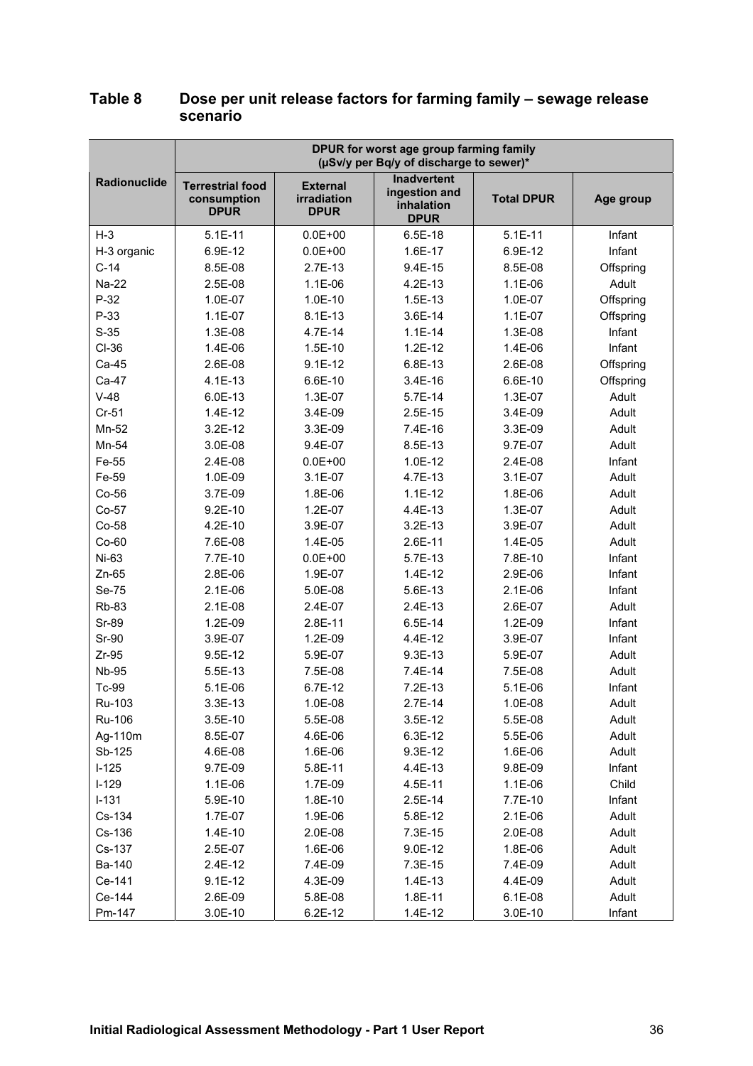## Table 8 Dose per unit release factors for farming family – sewage release scenario

| Radionuclide | DPUR for worst age group farming family (μSv/y per Bq/y of discharge to sewer)* | | | | |
|---|---|---|---|---|---|
| | Terrestrial food consumption DPUR | External irradiation DPUR | Inadvertent ingestion and inhalation DPUR | Total DPUR | Age group |
| H-3 | 5.1E-11 | 0.0E+00 | 6.5E-18 | 5.1E-11 | Infant |
| H-3 organic | 6.9E-12 | 0.0E+00 | 1.6E-17 | 6.9E-12 | Infant |
| C-14 | 8.5E-08 | 2.7E-13 | 9.4E-15 | 8.5E-08 | Offspring |
| Na-22 | 2.5E-08 | 1.1E-06 | 4.2E-13 | 1.1E-06 | Adult |
| P-32 | 1.0E-07 | 1.0E-10 | 1.5E-13 | 1.0E-07 | Offspring |
| P-33 | 1.1E-07 | 8.1E-13 | 3.6E-14 | 1.1E-07 | Offspring |
| S-35 | 1.3E-08 | 4.7E-14 | 1.1E-14 | 1.3E-08 | Infant |
| Cl-36 | 1.4E-06 | 1.5E-10 | 1.2E-12 | 1.4E-06 | Infant |
| Ca-45 | 2.6E-08 | 9.1E-12 | 6.8E-13 | 2.6E-08 | Offspring |
| Ca-47 | 4.1E-13 | 6.6E-10 | 3.4E-16 | 6.6E-10 | Offspring |
| V-48 | 6.0E-13 | 1.3E-07 | 5.7E-14 | 1.3E-07 | Adult |
| Cr-51 | 1.4E-12 | 3.4E-09 | 2.5E-15 | 3.4E-09 | Adult |
| Mn-52 | 3.2E-12 | 3.3E-09 | 7.4E-16 | 3.3E-09 | Adult |
| Mn-54 | 3.0E-08 | 9.4E-07 | 8.5E-13 | 9.7E-07 | Adult |
| Fe-55 | 2.4E-08 | 0.0E+00 | 1.0E-12 | 2.4E-08 | Infant |
| Fe-59 | 1.0E-09 | 3.1E-07 | 4.7E-13 | 3.1E-07 | Adult |
| Co-56 | 3.7E-09 | 1.8E-06 | 1.1E-12 | 1.8E-06 | Adult |
| Co-57 | 9.2E-10 | 1.2E-07 | 4.4E-13 | 1.3E-07 | Adult |
| Co-58 | 4.2E-10 | 3.9E-07 | 3.2E-13 | 3.9E-07 | Adult |
| Co-60 | 7.6E-08 | 1.4E-05 | 2.6E-11 | 1.4E-05 | Adult |
| Ni-63 | 7.7E-10 | 0.0E+00 | 5.7E-13 | 7.8E-10 | Infant |
| Zn-65 | 2.8E-06 | 1.9E-07 | 1.4E-12 | 2.9E-06 | Infant |
| Se-75 | 2.1E-06 | 5.0E-08 | 5.6E-13 | 2.1E-06 | Infant |
| Rb-83 | 2.1E-08 | 2.4E-07 | 2.4E-13 | 2.6E-07 | Adult |
| Sr-89 | 1.2E-09 | 2.8E-11 | 6.5E-14 | 1.2E-09 | Infant |
| Sr-90 | 3.9E-07 | 1.2E-09 | 4.4E-12 | 3.9E-07 | Infant |
| Zr-95 | 9.5E-12 | 5.9E-07 | 9.3E-13 | 5.9E-07 | Adult |
| Nb-95 | 5.5E-13 | 7.5E-08 | 7.4E-14 | 7.5E-08 | Adult |
| Tc-99 | 5.1E-06 | 6.7E-12 | 7.2E-13 | 5.1E-06 | Infant |
| Ru-103 | 3.3E-13 | 1.0E-08 | 2.7E-14 | 1.0E-08 | Adult |
| Ru-106 | 3.5E-10 | 5.5E-08 | 3.5E-12 | 5.5E-08 | Adult |
| Ag-110m | 8.5E-07 | 4.6E-06 | 6.3E-12 | 5.5E-06 | Adult |
| Sb-125 | 4.6E-08 | 1.6E-06 | 9.3E-12 | 1.6E-06 | Adult |
| I-125 | 9.7E-09 | 5.8E-11 | 4.4E-13 | 9.8E-09 | Infant |
| I-129 | 1.1E-06 | 1.7E-09 | 4.5E-11 | 1.1E-06 | Child |
| I-131 | 5.9E-10 | 1.8E-10 | 2.5E-14 | 7.7E-10 | Infant |
| Cs-134 | 1.7E-07 | 1.9E-06 | 5.8E-12 | 2.1E-06 | Adult |
| Cs-136 | 1.4E-10 | 2.0E-08 | 7.3E-15 | 2.0E-08 | Adult |
| Cs-137 | 2.5E-07 | 1.6E-06 | 9.0E-12 | 1.8E-06 | Adult |
| Ba-140 | 2.4E-12 | 7.4E-09 | 7.3E-15 | 7.4E-09 | Adult |
| Ce-141 | 9.1E-12 | 4.3E-09 | 1.4E-13 | 4.4E-09 | Adult |
| Ce-144 | 2.6E-09 | 5.8E-08 | 1.8E-11 | 6.1E-08 | Adult |
| Pm-147 | 3.0E-10 | 6.2E-12 | 1.4E-12 | 3.0E-10 | Infant |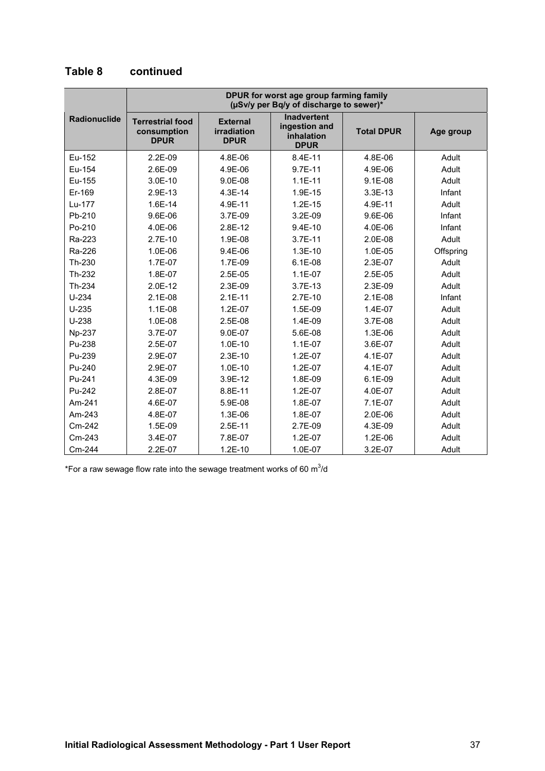## Table 8 continued

| Radionuclide | DPUR for worst age group farming family (μSv/y per Bq/y of discharge to sewer)* | | | | |
|---|---|---|---|---|---|
| | Terrestrial food consumption DPUR | External irradiation DPUR | Inadvertent ingestion and inhalation DPUR | Total DPUR | Age group |
| Eu-152 | 2.2E-09 | 4.8E-06 | 8.4E-11 | 4.8E-06 | Adult |
| Eu-154 | 2.6E-09 | 4.9E-06 | 9.7E-11 | 4.9E-06 | Adult |
| Eu-155 | 3.0E-10 | 9.0E-08 | 1.1E-11 | 9.1E-08 | Adult |
| Er-169 | 2.9E-13 | 4.3E-14 | 1.9E-15 | 3.3E-13 | Infant |
| Lu-177 | 1.6E-14 | 4.9E-11 | 1.2E-15 | 4.9E-11 | Adult |
| Pb-210 | 9.6E-06 | 3.7E-09 | 3.2E-09 | 9.6E-06 | Infant |
| Po-210 | 4.0E-06 | 2.8E-12 | 9.4E-10 | 4.0E-06 | Infant |
| Ra-223 | 2.7E-10 | 1.9E-08 | 3.7E-11 | 2.0E-08 | Adult |
| Ra-226 | 1.0E-06 | 9.4E-06 | 1.3E-10 | 1.0E-05 | Offspring |
| Th-230 | 1.7E-07 | 1.7E-09 | 6.1E-08 | 2.3E-07 | Adult |
| Th-232 | 1.8E-07 | 2.5E-05 | 1.1E-07 | 2.5E-05 | Adult |
| Th-234 | 2.0E-12 | 2.3E-09 | 3.7E-13 | 2.3E-09 | Adult |
| U-234 | 2.1E-08 | 2.1E-11 | 2.7E-10 | 2.1E-08 | Infant |
| U-235 | 1.1E-08 | 1.2E-07 | 1.5E-09 | 1.4E-07 | Adult |
| U-238 | 1.0E-08 | 2.5E-08 | 1.4E-09 | 3.7E-08 | Adult |
| Np-237 | 3.7E-07 | 9.0E-07 | 5.6E-08 | 1.3E-06 | Adult |
| Pu-238 | 2.5E-07 | 1.0E-10 | 1.1E-07 | 3.6E-07 | Adult |
| Pu-239 | 2.9E-07 | 2.3E-10 | 1.2E-07 | 4.1E-07 | Adult |
| Pu-240 | 2.9E-07 | 1.0E-10 | 1.2E-07 | 4.1E-07 | Adult |
| Pu-241 | 4.3E-09 | 3.9E-12 | 1.8E-09 | 6.1E-09 | Adult |
| Pu-242 | 2.8E-07 | 8.8E-11 | 1.2E-07 | 4.0E-07 | Adult |
| Am-241 | 4.6E-07 | 5.9E-08 | 1.8E-07 | 7.1E-07 | Adult |
| Am-243 | 4.8E-07 | 1.3E-06 | 1.8E-07 | 2.0E-06 | Adult |
| Cm-242 | 1.5E-09 | 2.5E-11 | 2.7E-09 | 4.3E-09 | Adult |
| Cm-243 | 3.4E-07 | 7.8E-07 | 1.2E-07 | 1.2E-06 | Adult |
| Cm-244 | 2.2E-07 | 1.2E-10 | 1.0E-07 | 3.2E-07 | Adult |

*For a raw sewage flow rate into the sewage treatment works of 60 $m^3$/d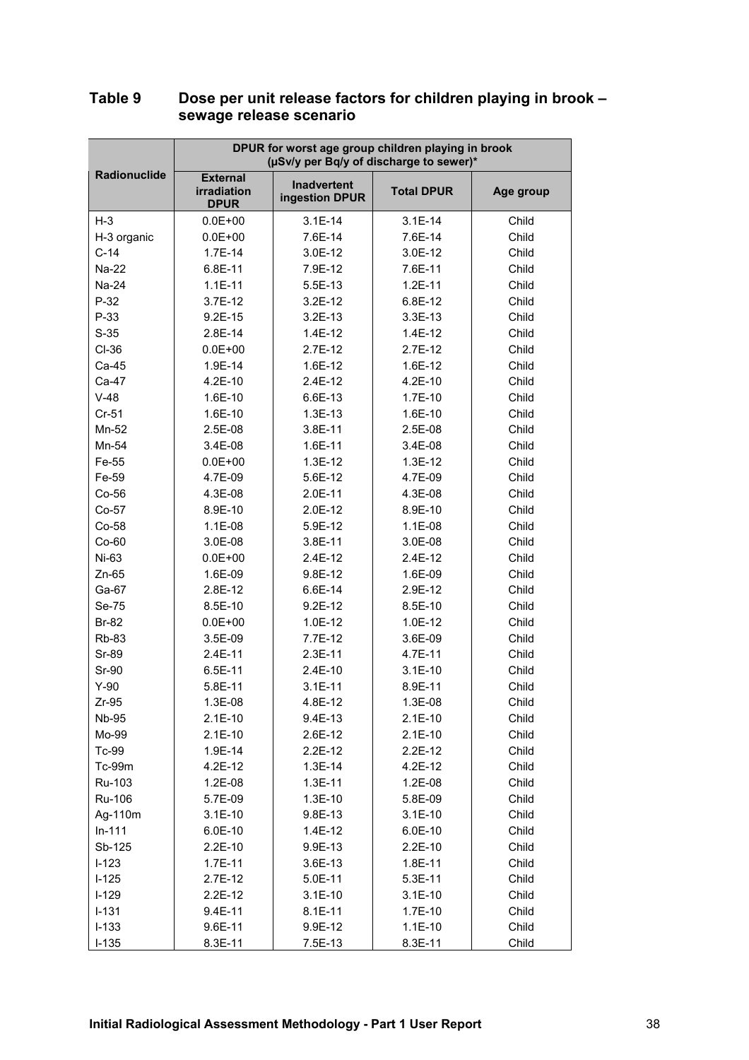## Table 9 Dose per unit release factors for children playing in brook – sewage release scenario

| Radionuclide | DPUR for worst age group children playing in brook (µSv/y per Bq/y of discharge to sewer)* | | | |
|---|---|---|---|---|
| | External irradiation DPUR | Inadvertent ingestion DPUR | Total DPUR | Age group |
| H-3 | 0.0E+00 | 3.1E-14 | 3.1E-14 | Child |
| H-3 organic | 0.0E+00 | 7.6E-14 | 7.6E-14 | Child |
| C-14 | 1.7E-14 | 3.0E-12 | 3.0E-12 | Child |
| Na-22 | 6.8E-11 | 7.9E-12 | 7.6E-11 | Child |
| Na-24 | 1.1E-11 | 5.5E-13 | 1.2E-11 | Child |
| P-32 | 3.7E-12 | 3.2E-12 | 6.8E-12 | Child |
| P-33 | 9.2E-15 | 3.2E-13 | 3.3E-13 | Child |
| S-35 | 2.8E-14 | 1.4E-12 | 1.4E-12 | Child |
| Cl-36 | 0.0E+00 | 2.7E-12 | 2.7E-12 | Child |
| Ca-45 | 1.9E-14 | 1.6E-12 | 1.6E-12 | Child |
| Ca-47 | 4.2E-10 | 2.4E-12 | 4.2E-10 | Child |
| V-48 | 1.6E-10 | 6.6E-13 | 1.7E-10 | Child |
| Cr-51 | 1.6E-10 | 1.3E-13 | 1.6E-10 | Child |
| Mn-52 | 2.5E-08 | 3.8E-11 | 2.5E-08 | Child |
| Mn-54 | 3.4E-08 | 1.6E-11 | 3.4E-08 | Child |
| Fe-55 | 0.0E+00 | 1.3E-12 | 1.3E-12 | Child |
| Fe-59 | 4.7E-09 | 5.6E-12 | 4.7E-09 | Child |
| Co-56 | 4.3E-08 | 2.0E-11 | 4.3E-08 | Child |
| Co-57 | 8.9E-10 | 2.0E-12 | 8.9E-10 | Child |
| Co-58 | 1.1E-08 | 5.9E-12 | 1.1E-08 | Child |
| Co-60 | 3.0E-08 | 3.8E-11 | 3.0E-08 | Child |
| Ni-63 | 0.0E+00 | 2.4E-12 | 2.4E-12 | Child |
| Zn-65 | 1.6E-09 | 9.8E-12 | 1.6E-09 | Child |
| Ga-67 | 2.8E-12 | 6.6E-14 | 2.9E-12 | Child |
| Se-75 | 8.5E-10 | 9.2E-12 | 8.5E-10 | Child |
| Br-82 | 0.0E+00 | 1.0E-12 | 1.0E-12 | Child |
| Rb-83 | 3.5E-09 | 7.7E-12 | 3.6E-09 | Child |
| Sr-89 | 2.4E-11 | 2.3E-11 | 4.7E-11 | Child |
| Sr-90 | 6.5E-11 | 2.4E-10 | 3.1E-10 | Child |
| Y-90 | 5.8E-11 | 3.1E-11 | 8.9E-11 | Child |
| Zr-95 | 1.3E-08 | 4.8E-12 | 1.3E-08 | Child |
| Nb-95 | 2.1E-10 | 9.4E-13 | 2.1E-10 | Child |
| Mo-99 | 2.1E-10 | 2.6E-12 | 2.1E-10 | Child |
| Tc-99 | 1.9E-14 | 2.2E-12 | 2.2E-12 | Child |
| Tc-99m | 4.2E-12 | 1.3E-14 | 4.2E-12 | Child |
| Ru-103 | 1.2E-08 | 1.3E-11 | 1.2E-08 | Child |
| Ru-106 | 5.7E-09 | 1.3E-10 | 5.8E-09 | Child |
| Ag-110m | 3.1E-10 | 9.8E-13 | 3.1E-10 | Child |
| In-111 | 6.0E-10 | 1.4E-12 | 6.0E-10 | Child |
| Sb-125 | 2.2E-10 | 9.9E-13 | 2.2E-10 | Child |
| I-123 | 1.7E-11 | 3.6E-13 | 1.8E-11 | Child |
| I-125 | 2.7E-12 | 5.0E-11 | 5.3E-11 | Child |
| I-129 | 2.2E-12 | 3.1E-10 | 3.1E-10 | Child |
| I-131 | 9.4E-11 | 8.1E-11 | 1.7E-10 | Child |
| I-133 | 9.6E-11 | 9.9E-12 | 1.1E-10 | Child |
| I-135 | 8.3E-11 | 7.5E-13 | 8.3E-11 | Child |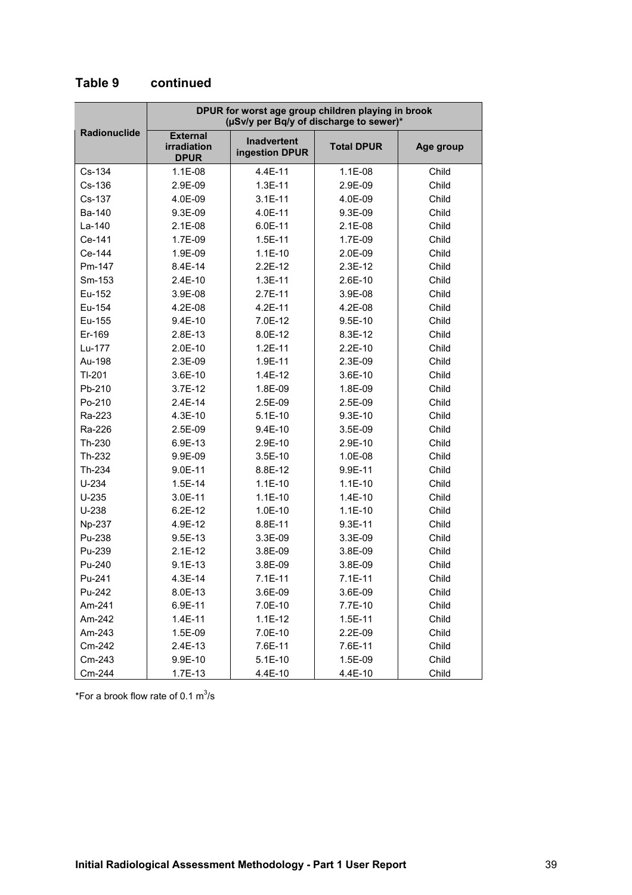## Table 9 continued

| Radionuclide | DPUR for worst age group children playing in brook (µSv/y per Bq/y of discharge to sewer)* | | | |
|---|---|---|---|---|
| | External irradiation DPUR | Inadvertent ingestion DPUR | Total DPUR | Age group |
| Cs-134 | 1.1E-08 | 4.4E-11 | 1.1E-08 | Child |
| Cs-136 | 2.9E-09 | 1.3E-11 | 2.9E-09 | Child |
| Cs-137 | 4.0E-09 | 3.1E-11 | 4.0E-09 | Child |
| Ba-140 | 9.3E-09 | 4.0E-11 | 9.3E-09 | Child |
| La-140 | 2.1E-08 | 6.0E-11 | 2.1E-08 | Child |
| Ce-141 | 1.7E-09 | 1.5E-11 | 1.7E-09 | Child |
| Ce-144 | 1.9E-09 | 1.1E-10 | 2.0E-09 | Child |
| Pm-147 | 8.4E-14 | 2.2E-12 | 2.3E-12 | Child |
| Sm-153 | 2.4E-10 | 1.3E-11 | 2.6E-10 | Child |
| Eu-152 | 3.9E-08 | 2.7E-11 | 3.9E-08 | Child |
| Eu-154 | 4.2E-08 | 4.2E-11 | 4.2E-08 | Child |
| Eu-155 | 9.4E-10 | 7.0E-12 | 9.5E-10 | Child |
| Er-169 | 2.8E-13 | 8.0E-12 | 8.3E-12 | Child |
| Lu-177 | 2.0E-10 | 1.2E-11 | 2.2E-10 | Child |
| Au-198 | 2.3E-09 | 1.9E-11 | 2.3E-09 | Child |
| Tl-201 | 3.6E-10 | 1.4E-12 | 3.6E-10 | Child |
| Pb-210 | 3.7E-12 | 1.8E-09 | 1.8E-09 | Child |
| Po-210 | 2.4E-14 | 2.5E-09 | 2.5E-09 | Child |
| Ra-223 | 4.3E-10 | 5.1E-10 | 9.3E-10 | Child |
| Ra-226 | 2.5E-09 | 9.4E-10 | 3.5E-09 | Child |
| Th-230 | 6.9E-13 | 2.9E-10 | 2.9E-10 | Child |
| Th-232 | 9.9E-09 | 3.5E-10 | 1.0E-08 | Child |
| Th-234 | 9.0E-11 | 8.8E-12 | 9.9E-11 | Child |
| U-234 | 1.5E-14 | 1.1E-10 | 1.1E-10 | Child |
| U-235 | 3.0E-11 | 1.1E-10 | 1.4E-10 | Child |
| U-238 | 6.2E-12 | 1.0E-10 | 1.1E-10 | Child |
| Np-237 | 4.9E-12 | 8.8E-11 | 9.3E-11 | Child |
| Pu-238 | 9.5E-13 | 3.3E-09 | 3.3E-09 | Child |
| Pu-239 | 2.1E-12 | 3.8E-09 | 3.8E-09 | Child |
| Pu-240 | 9.1E-13 | 3.8E-09 | 3.8E-09 | Child |
| Pu-241 | 4.3E-14 | 7.1E-11 | 7.1E-11 | Child |
| Pu-242 | 8.0E-13 | 3.6E-09 | 3.6E-09 | Child |
| Am-241 | 6.9E-11 | 7.0E-10 | 7.7E-10 | Child |
| Am-242 | 1.4E-11 | 1.1E-12 | 1.5E-11 | Child |
| Am-243 | 1.5E-09 | 7.0E-10 | 2.2E-09 | Child |
| Cm-242 | 2.4E-13 | 7.6E-11 | 7.6E-11 | Child |
| Cm-243 | 9.9E-10 | 5.1E-10 | 1.5E-09 | Child |
| Cm-244 | 1.7E-13 | 4.4E-10 | 4.4E-10 | Child |

*For a brook flow rate of 0.1 $m^3$/s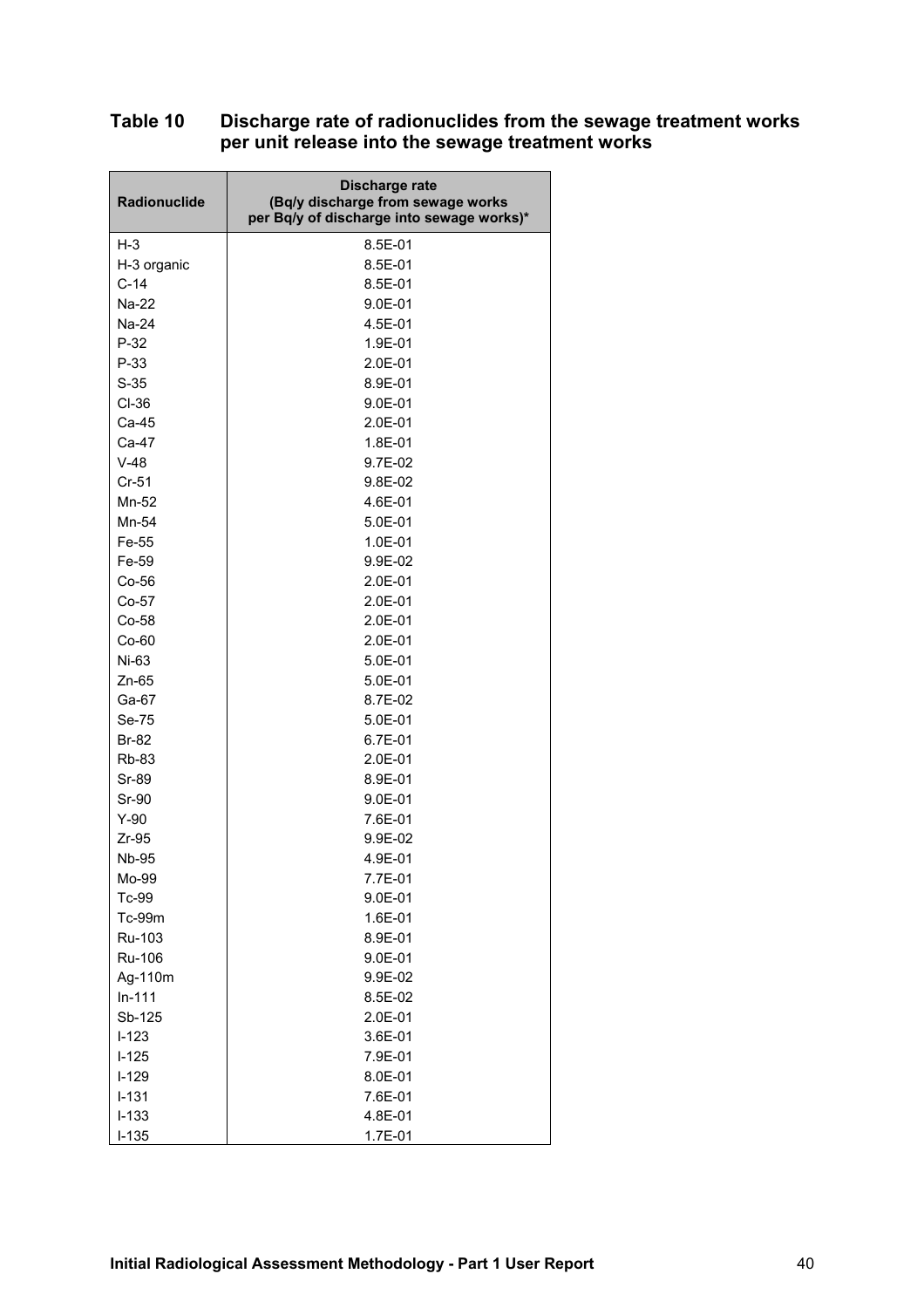**Table 10 Discharge rate of radionuclides from the sewage treatment works per unit release into the sewage treatment works**

| Radionuclide | Discharge rate (Bq/y discharge from sewage works per Bq/y of discharge into sewage works)* |
|---|---|
| H-3 | 8.5E-01 |
| H-3 organic | 8.5E-01 |
| C-14 | 8.5E-01 |
| Na-22 | 9.0E-01 |
| Na-24 | 4.5E-01 |
| P-32 | 1.9E-01 |
| P-33 | 2.0E-01 |
| S-35 | 8.9E-01 |
| Cl-36 | 9.0E-01 |
| Ca-45 | 2.0E-01 |
| Ca-47 | 1.8E-01 |
| V-48 | 9.7E-02 |
| Cr-51 | 9.8E-02 |
| Mn-52 | 4.6E-01 |
| Mn-54 | 5.0E-01 |
| Fe-55 | 1.0E-01 |
| Fe-59 | 9.9E-02 |
| Co-56 | 2.0E-01 |
| Co-57 | 2.0E-01 |
| Co-58 | 2.0E-01 |
| Co-60 | 2.0E-01 |
| Ni-63 | 5.0E-01 |
| Zn-65 | 5.0E-01 |
| Ga-67 | 8.7E-02 |
| Se-75 | 5.0E-01 |
| Br-82 | 6.7E-01 |
| Rb-83 | 2.0E-01 |
| Sr-89 | 8.9E-01 |
| Sr-90 | 9.0E-01 |
| Y-90 | 7.6E-01 |
| Zr-95 | 9.9E-02 |
| Nb-95 | 4.9E-01 |
| Mo-99 | 7.7E-01 |
| Tc-99 | 9.0E-01 |
| Tc-99m | 1.6E-01 |
| Ru-103 | 8.9E-01 |
| Ru-106 | 9.0E-01 |
| Ag-110m | 9.9E-02 |
| In-111 | 8.5E-02 |
| Sb-125 | 2.0E-01 |
| I-123 | 3.6E-01 |
| I-125 | 7.9E-01 |
| I-129 | 8.0E-01 |
| I-131 | 7.6E-01 |
| I-133 | 4.8E-01 |
| I-135 | 1.7E-01 |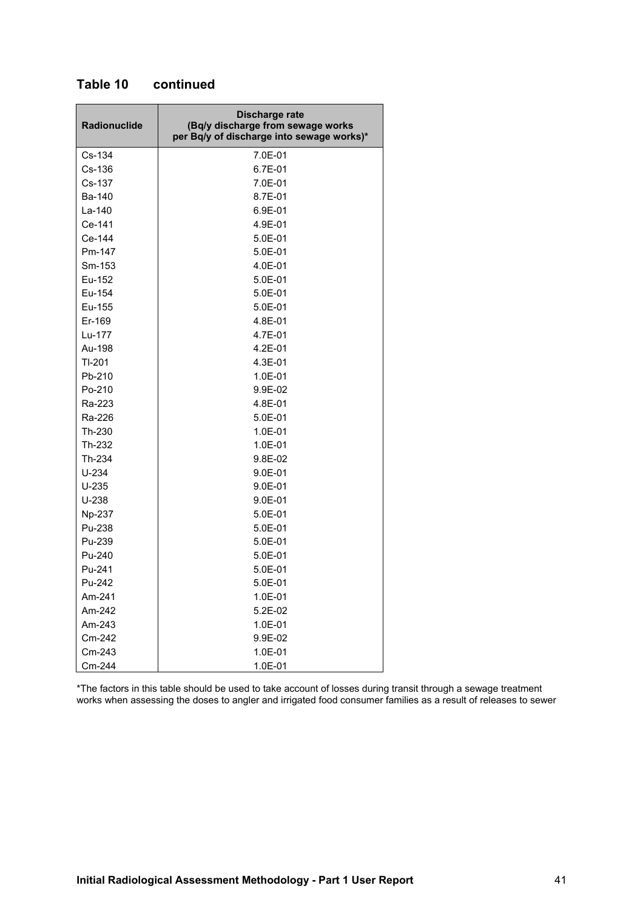## Table 10 continued

| Radionuclide | Discharge rate (Bq/y discharge from sewage works per Bq/y of discharge into sewage works)* |
|---|---|
| Cs-134 | 7.0E-01 |
| Cs-136 | 6.7E-01 |
| Cs-137 | 7.0E-01 |
| Ba-140 | 8.7E-01 |
| La-140 | 6.9E-01 |
| Ce-141 | 4.9E-01 |
| Ce-144 | 5.0E-01 |
| Pm-147 | 5.0E-01 |
| Sm-153 | 4.0E-01 |
| Eu-152 | 5.0E-01 |
| Eu-154 | 5.0E-01 |
| Eu-155 | 5.0E-01 |
| Er-169 | 4.8E-01 |
| Lu-177 | 4.7E-01 |
| Au-198 | 4.2E-01 |
| Tl-201 | 4.3E-01 |
| Pb-210 | 1.0E-01 |
| Po-210 | 9.9E-02 |
| Ra-223 | 4.8E-01 |
| Ra-226 | 5.0E-01 |
| Th-230 | 1.0E-01 |
| Th-232 | 1.0E-01 |
| Th-234 | 9.8E-02 |
| U-234 | 9.0E-01 |
| U-235 | 9.0E-01 |
| U-238 | 9.0E-01 |
| Np-237 | 5.0E-01 |
| Pu-238 | 5.0E-01 |
| Pu-239 | 5.0E-01 |
| Pu-240 | 5.0E-01 |
| Pu-241 | 5.0E-01 |
| Pu-242 | 5.0E-01 |
| Am-241 | 1.0E-01 |
| Am-242 | 5.2E-02 |
| Am-243 | 1.0E-01 |
| Cm-242 | 9.9E-02 |
| Cm-243 | 1.0E-01 |
| Cm-244 | 1.0E-01 |

*The factors in this table should be used to take account of losses during transit through a sewage treatment works when assessing the doses to angler and irrigated food consumer families as a result of releases to sewer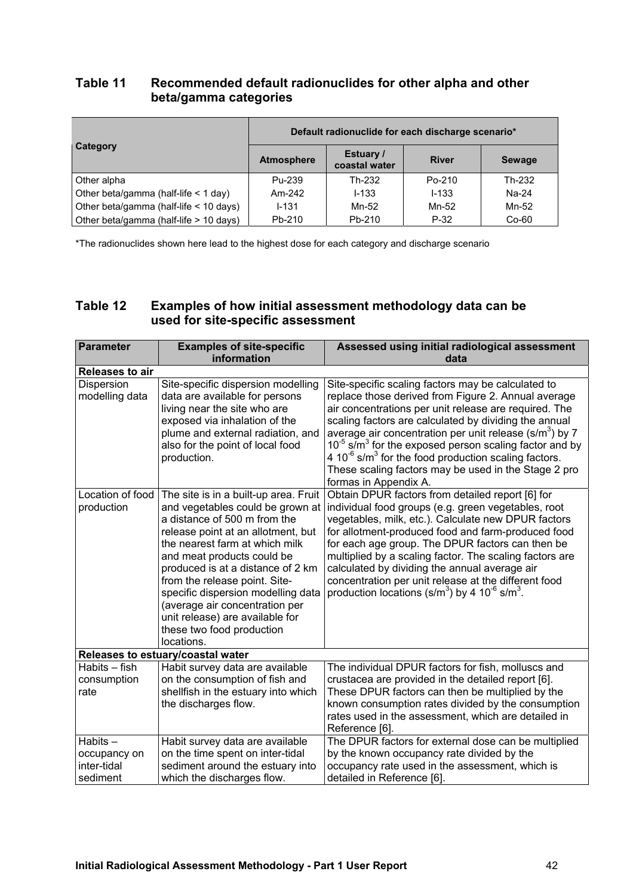**Table 11 Recommended default radionuclides for other alpha and other beta/gamma categories**

| Category | Default radionuclide for each discharge scenario* | | | |
|---|---|---|---|---|
| | Atmosphere | Estuary / coastal water | River | Sewage |
| Other alpha | Pu-239 | Th-232 | Po-210 | Th-232 |
| Other beta/gamma (half-life < 1 day) | Am-242 | I-133 | I-133 | Na-24 |
| Other beta/gamma (half-life < 10 days) | I-131 | Mn-52 | Mn-52 | Mn-52 |
| Other beta/gamma (half-life > 10 days) | Pb-210 | Pb-210 | P-32 | Co-60 |

*The radionuclides shown here lead to the highest dose for each category and discharge scenario

**Table 12 Examples of how initial assessment methodology data can be used for site-specific assessment**

| Parameter | Examples of site-specific information | Assessed using initial radiological assessment data |
|---|---|---|
| **Releases to air** | | |
| Dispersion modelling data | Site-specific dispersion modelling data are available for persons living near the site who are exposed via inhalation of the plume and external radiation, and also for the point of local food production. | Site-specific scaling factors may be calculated to replace those derived from Figure 2. Annual average air concentrations per unit release are required. The scaling factors are calculated by dividing the annual average air concentration per unit release (s/m$^3$) by 7 $10^{-5}$ s/m$^3$ for the exposed person scaling factor and by 4 $10^{-6}$ s/m$^3$ for the food production scaling factors. These scaling factors may be used in the Stage 2 pro formas in Appendix A. |
| Location of food production | The site is in a built-up area. Fruit and vegetables could be grown at a distance of 500 m from the release point at an allotment, but the nearest farm at which milk and meat products could be produced is at a distance of 2 km from the release point. Site-specific dispersion modelling data (average air concentration per unit release) are available for these two food production locations. | Obtain DPUR factors from detailed report [6] for individual food groups (e.g. green vegetables, root vegetables, milk, etc.). Calculate new DPUR factors for allotment-produced food and farm-produced food for each age group. The DPUR factors can then be multiplied by a scaling factor. The scaling factors are calculated by dividing the annual average air concentration per unit release at the different food production locations (s/m$^3$) by 4 $10^{-6}$ s/m$^3$. |
| **Releases to estuary/coastal water** | | |
| Habits – fish consumption rate | Habit survey data are available on the consumption of fish and shellfish in the estuary into which the discharges flow. | The individual DPUR factors for fish, molluscs and crustacea are provided in the detailed report [6]. These DPUR factors can then be multiplied by the known consumption rates divided by the consumption rates used in the assessment, which are detailed in Reference [6]. |
| Habits – occupancy on inter-tidal sediment | Habit survey data are available on the time spent on inter-tidal sediment around the estuary into which the discharges flow. | The DPUR factors for external dose can be multiplied by the known occupancy rate divided by the occupancy rate used in the assessment, which is detailed in Reference [6]. |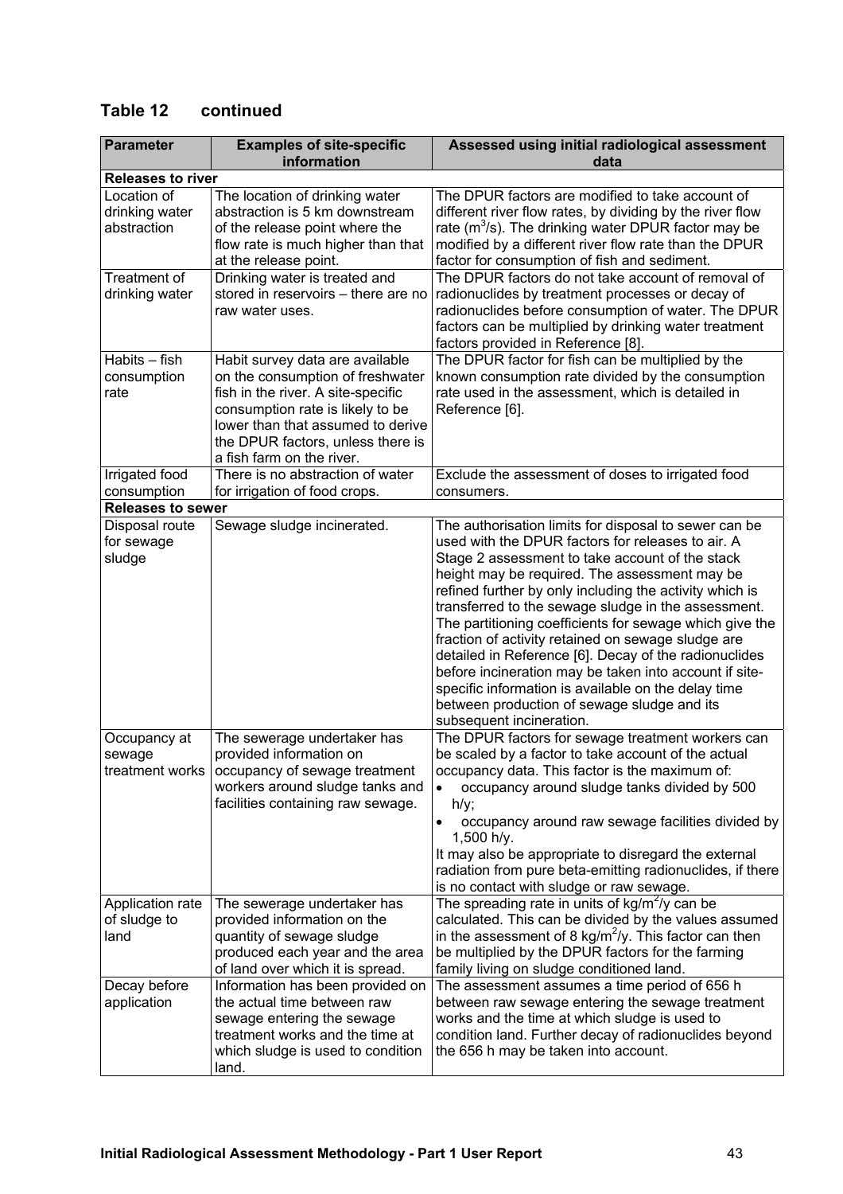## Table 12 continued

| Parameter | Examples of site-specific information | Assessed using initial radiological assessment data |
|---|---|---|
| **Releases to river** | | |
| Location of drinking water abstraction | The location of drinking water abstraction is 5 km downstream of the release point where the flow rate is much higher than that at the release point. | The DPUR factors are modified to take account of different river flow rates, by dividing by the river flow rate ($m^3/s$). The drinking water DPUR factor may be modified by a different river flow rate than the DPUR factor for consumption of fish and sediment. |
| Treatment of drinking water | Drinking water is treated and stored in reservoirs – there are no raw water uses. | The DPUR factors do not take account of removal of radionuclides by treatment processes or decay of radionuclides before consumption of water. The DPUR factors can be multiplied by drinking water treatment factors provided in Reference [8]. |
| Habits – fish consumption rate | Habit survey data are available on the consumption of freshwater fish in the river. A site-specific consumption rate is likely to be lower than that assumed to derive the DPUR factors, unless there is a fish farm on the river. | The DPUR factor for fish can be multiplied by the known consumption rate divided by the consumption rate used in the assessment, which is detailed in Reference [6]. |
| Irrigated food consumption | There is no abstraction of water for irrigation of food crops. | Exclude the assessment of doses to irrigated food consumers. |
| **Releases to sewer** | | |
| Disposal route for sewage sludge | Sewage sludge incinerated. | The authorisation limits for disposal to sewer can be used with the DPUR factors for releases to air. A Stage 2 assessment to take account of the stack height may be required. The assessment may be refined further by only including the activity which is transferred to the sewage sludge in the assessment. The partitioning coefficients for sewage which give the fraction of activity retained on sewage sludge are detailed in Reference [6]. Decay of the radionuclides before incineration may be taken into account if site-specific information is available on the delay time between production of sewage sludge and its subsequent incineration. |
| Occupancy at sewage treatment works | The sewerage undertaker has provided information on occupancy of sewage treatment workers around sludge tanks and facilities containing raw sewage. | The DPUR factors for sewage treatment workers can be scaled by a factor to take account of the actual occupancy data. This factor is the maximum of:<br>• occupancy around sludge tanks divided by 500 h/y;<br>• occupancy around raw sewage facilities divided by 1,500 h/y.<br>It may also be appropriate to disregard the external radiation from pure beta-emitting radionuclides, if there is no contact with sludge or raw sewage. |
| Application rate of sludge to land | The sewerage undertaker has provided information on the quantity of sewage sludge produced each year and the area of land over which it is spread. | The spreading rate in units of $kg/m^2/y$ can be calculated. This can be divided by the values assumed in the assessment of 8 $kg/m^2/y$. This factor can then be multiplied by the DPUR factors for the farming family living on sludge conditioned land. |
| Decay before application | Information has been provided on the actual time between raw sewage entering the sewage treatment works and the time at which sludge is used to condition land. | The assessment assumes a time period of 656 h between raw sewage entering the sewage treatment works and the time at which sludge is used to condition land. Further decay of radionuclides beyond the 656 h may be taken into account. |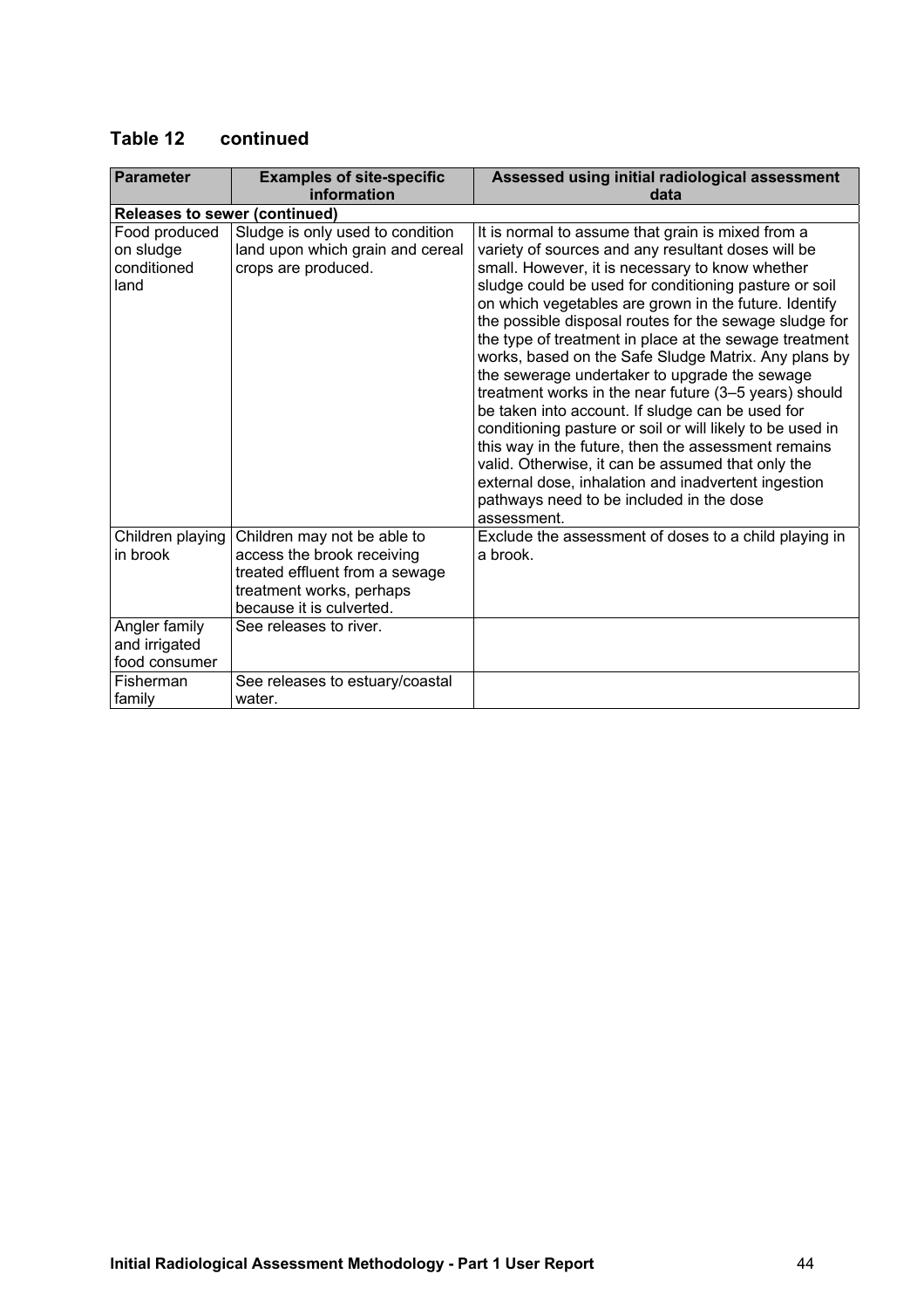## Table 12 continued

| Parameter | Examples of site-specific information | Assessed using initial radiological assessment data |
|---|---|---|
| **Releases to sewer (continued)** | | |
| Food produced on sludge conditioned land | Sludge is only used to condition land upon which grain and cereal crops are produced. | It is normal to assume that grain is mixed from a variety of sources and any resultant doses will be small. However, it is necessary to know whether sludge could be used for conditioning pasture or soil on which vegetables are grown in the future. Identify the possible disposal routes for the sewage sludge for the type of treatment in place at the sewage treatment works, based on the Safe Sludge Matrix. Any plans by the sewerage undertaker to upgrade the sewage treatment works in the near future (3–5 years) should be taken into account. If sludge can be used for conditioning pasture or soil or will likely to be used in this way in the future, then the assessment remains valid. Otherwise, it can be assumed that only the external dose, inhalation and inadvertent ingestion pathways need to be included in the dose assessment. |
| Children playing in brook | Children may not be able to access the brook receiving treated effluent from a sewage treatment works, perhaps because it is culverted. | Exclude the assessment of doses to a child playing in a brook. |
| Angler family and irrigated food consumer | See releases to river. | |
| Fisherman family | See releases to estuary/coastal water. | |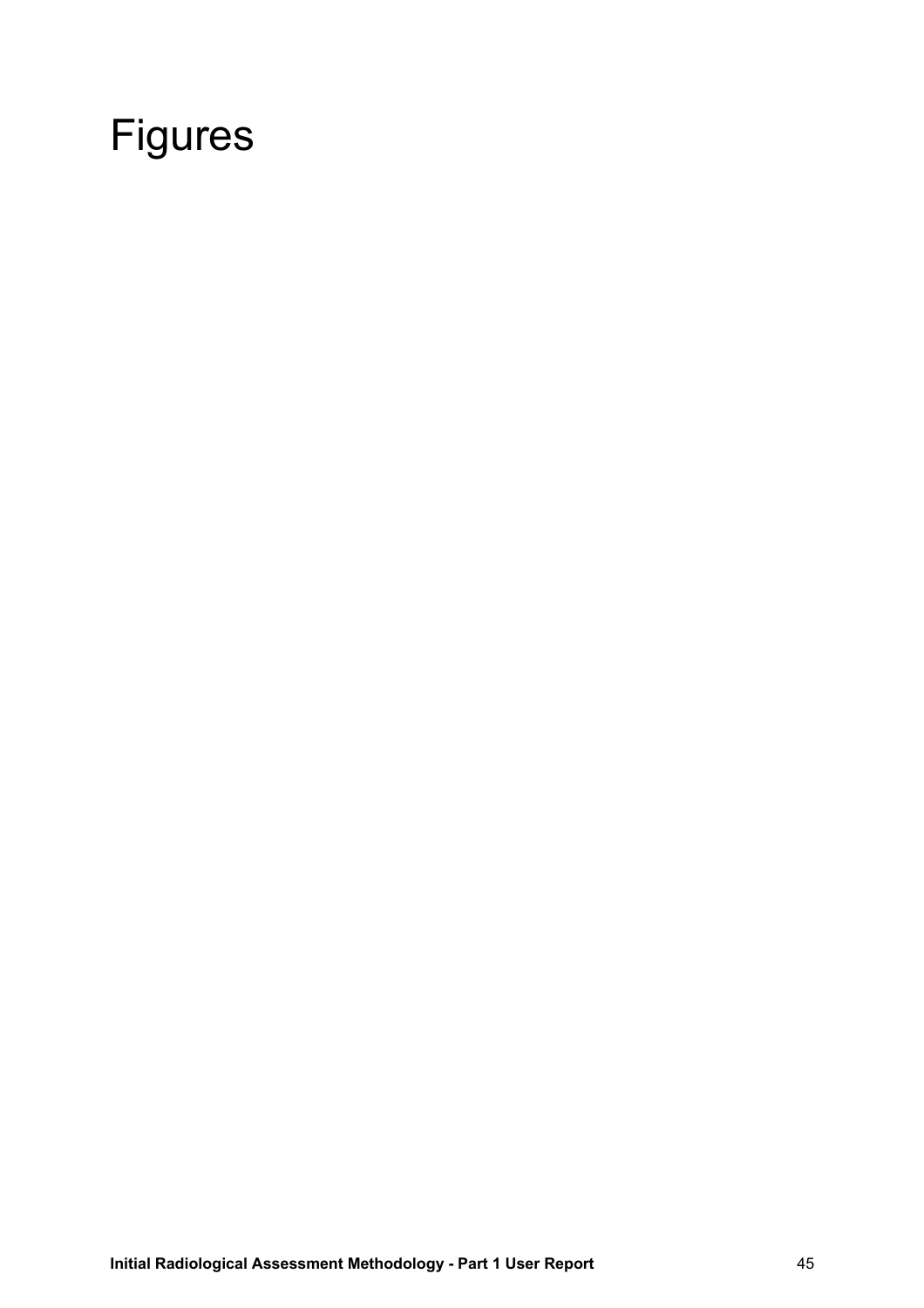# Figures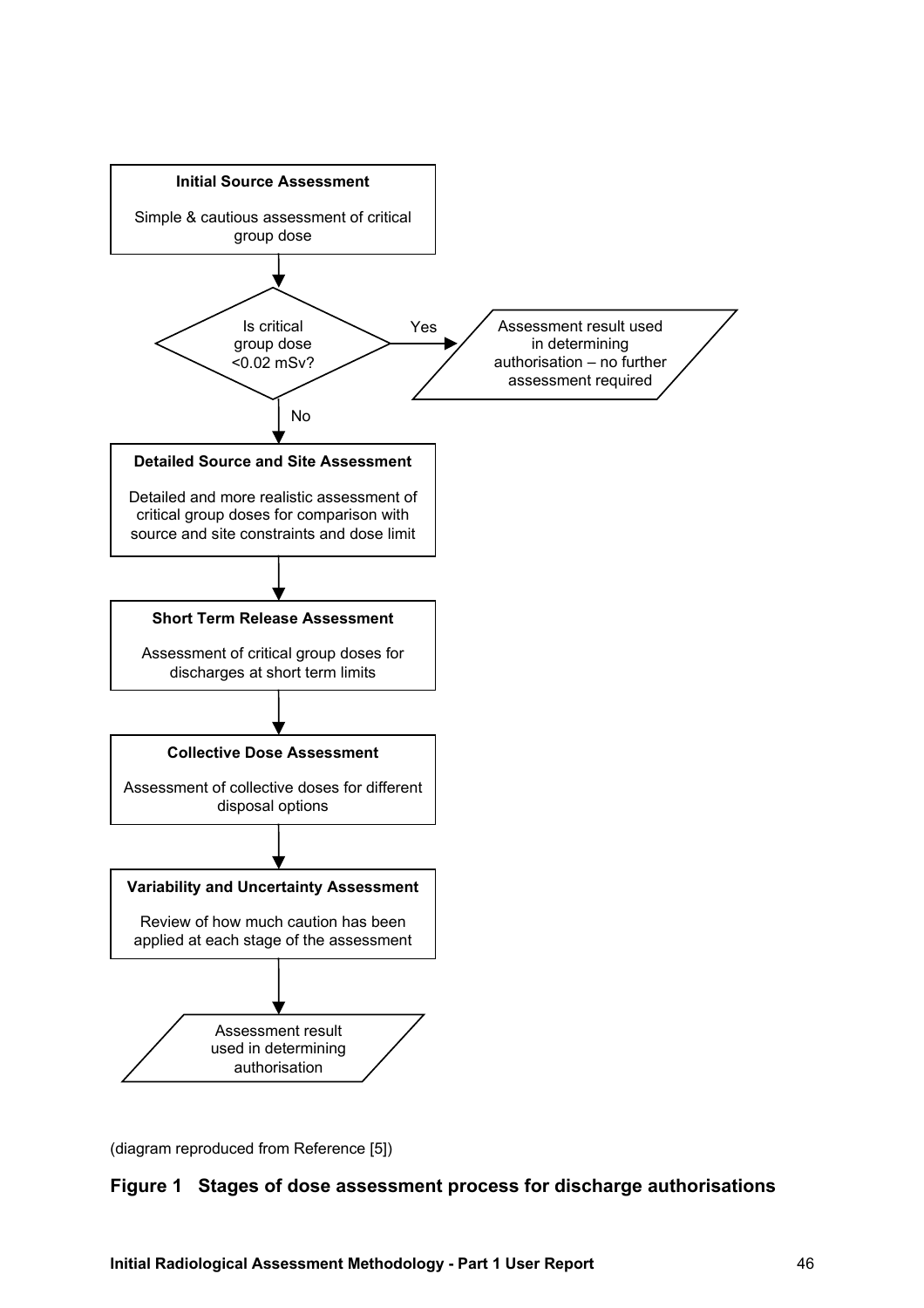**Initial Source Assessment**

Simple & cautious assessment of critical group dose

Is critical group dose <0.02 mSv?

Yes → Assessment result used in determining authorisation – no further assessment required

No ↓

**Detailed Source and Site Assessment**

Detailed and more realistic assessment of critical group doses for comparison with source and site constraints and dose limit

**Short Term Release Assessment**

Assessment of critical group doses for discharges at short term limits

**Collective Dose Assessment**

Assessment of collective doses for different disposal options

**Variability and Uncertainty Assessment**

Review of how much caution has been applied at each stage of the assessment

Assessment result used in determining authorisation

(diagram reproduced from Reference [5])

**Figure 1 Stages of dose assessment process for discharge authorisations**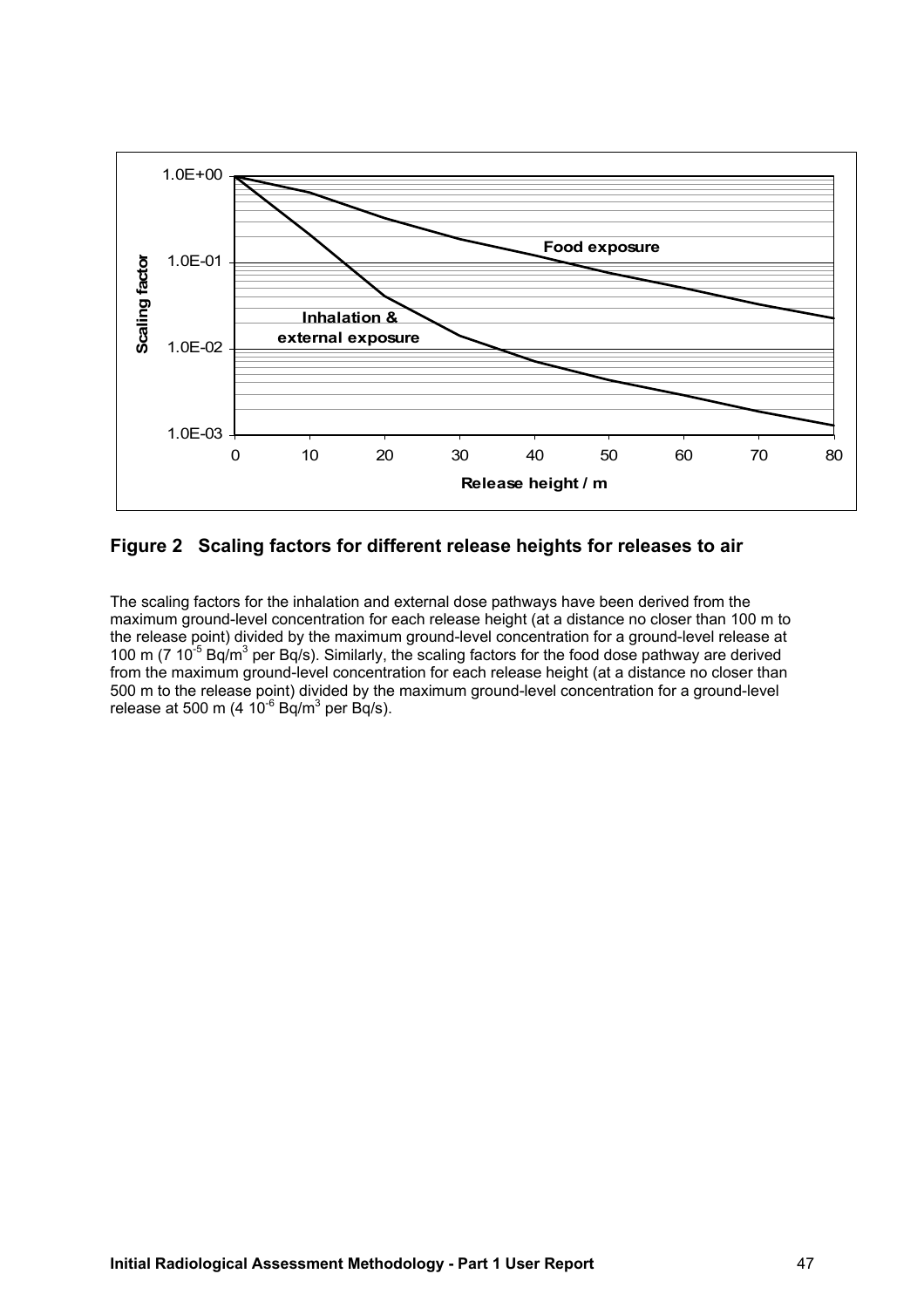**Figure 2 Scaling factors for different release heights for releases to air**

The scaling factors for the inhalation and external dose pathways have been derived from the maximum ground-level concentration for each release height (at a distance no closer than 100 m to the release point) divided by the maximum ground-level concentration for a ground-level release at 100 m ($7\ 10^{-5}$ Bq/m$^3$ per Bq/s). Similarly, the scaling factors for the food dose pathway are derived from the maximum ground-level concentration for each release height (at a distance no closer than 500 m to the release point) divided by the maximum ground-level concentration for a ground-level release at 500 m ($4\ 10^{-6}$ Bq/m$^3$ per Bq/s).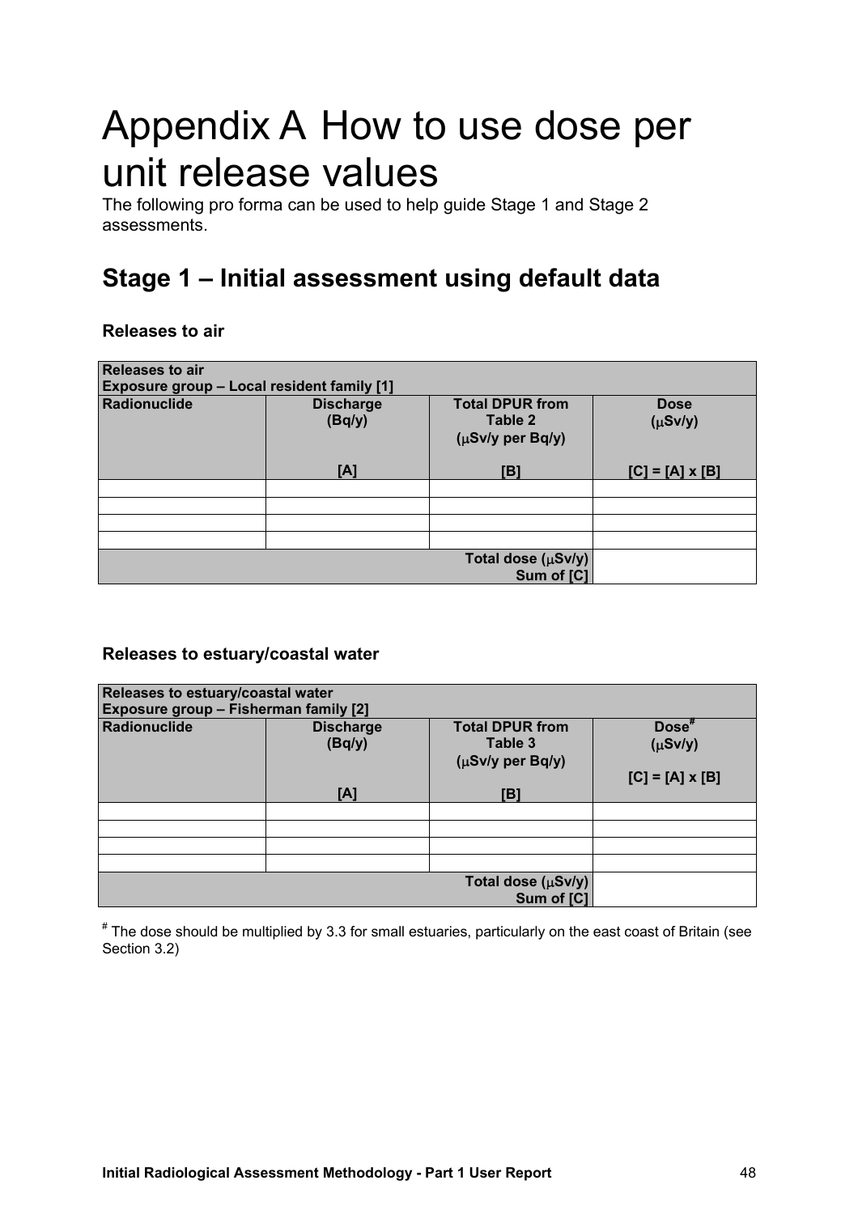# Appendix A How to use dose per unit release values

The following pro forma can be used to help guide Stage 1 and Stage 2 assessments.

## Stage 1 – Initial assessment using default data

### Releases to air

| **Releases to air**<br>**Exposure group – Local resident family [1]** | | | |
|---|---|---|---|
| **Radionuclide** | **Discharge (Bq/y)**<br><br>**[A]** | **Total DPUR from Table 2 (μSv/y per Bq/y)**<br><br>**[B]** | **Dose (μSv/y)**<br><br>**[C] = [A] x [B]** |
| | | | |
| | | | |
| | | | |
| | | | |
| | | **Total dose (μSv/y)**<br>**Sum of [C]** | |

### Releases to estuary/coastal water

| **Releases to estuary/coastal water**<br>**Exposure group – Fisherman family [2]** | | | |
|---|---|---|---|
| **Radionuclide** | **Discharge (Bq/y)**<br><br>**[A]** | **Total DPUR from Table 3 (μSv/y per Bq/y)**<br><br>**[B]** | **Dose# (μSv/y)**<br><br>**[C] = [A] x [B]** |
| | | | |
| | | | |
| | | | |
| | | | |
| | | **Total dose (μSv/y)**<br>**Sum of [C]** | |

# The dose should be multiplied by 3.3 for small estuaries, particularly on the east coast of Britain (see Section 3.2)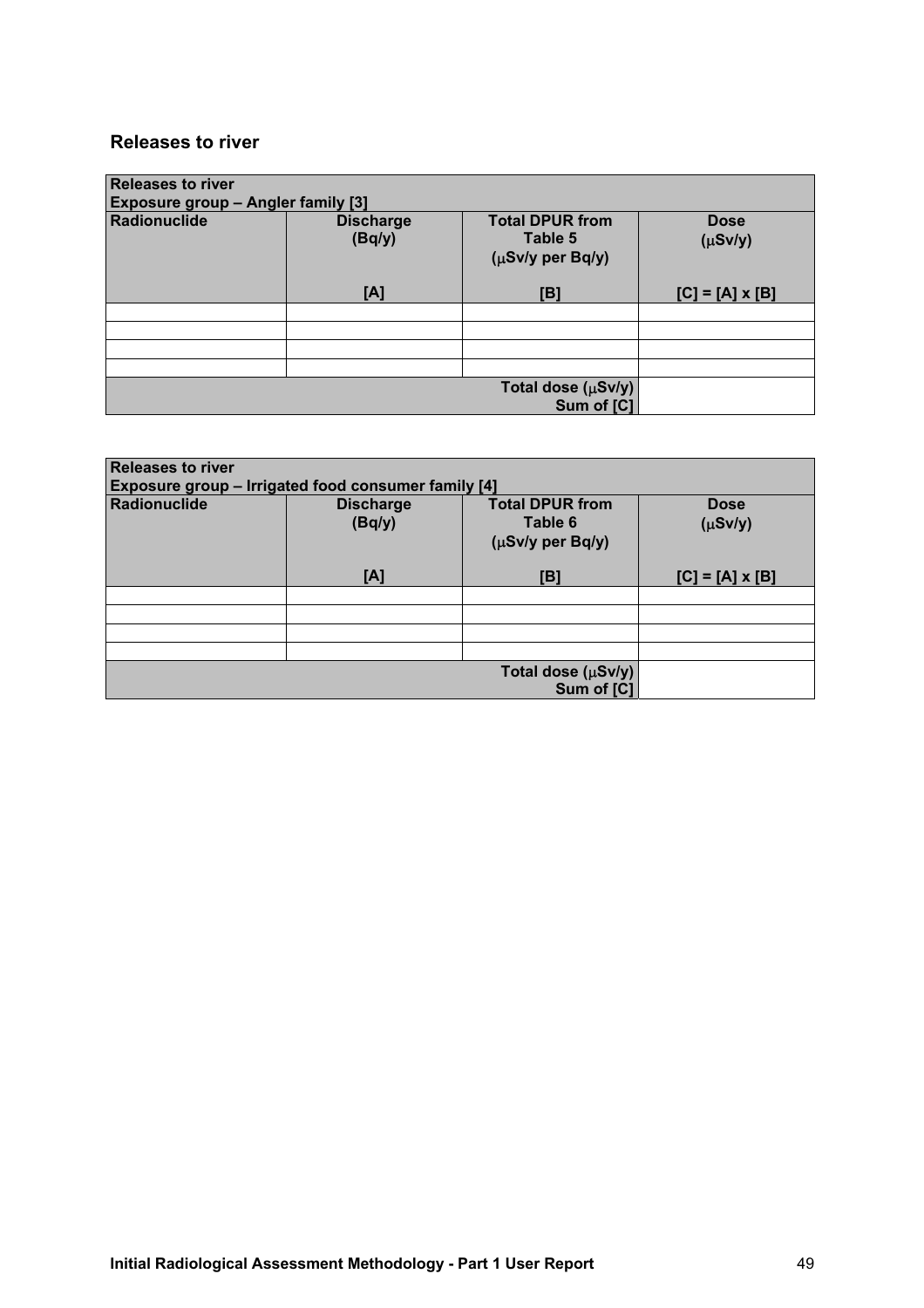## Releases to river

| Releases to river<br>Exposure group – Angler family [3] | | | |
|---|---|---|---|
| Radionuclide | Discharge (Bq/y)<br><br>[A] | Total DPUR from Table 5 (μSv/y per Bq/y)<br><br>[B] | Dose (μSv/y)<br><br>[C] = [A] x [B] |
| | | | |
| | | | |
| | | | |
| | | | |
| | | Total dose (μSv/y)<br>Sum of [C] | |

| Releases to river<br>Exposure group – Irrigated food consumer family [4] | | | |
|---|---|---|---|
| Radionuclide | Discharge (Bq/y)<br><br>[A] | Total DPUR from Table 6 (μSv/y per Bq/y)<br><br>[B] | Dose (μSv/y)<br><br>[C] = [A] x [B] |
| | | | |
| | | | |
| | | | |
| | | | |
| | | Total dose (μSv/y)<br>Sum of [C] | |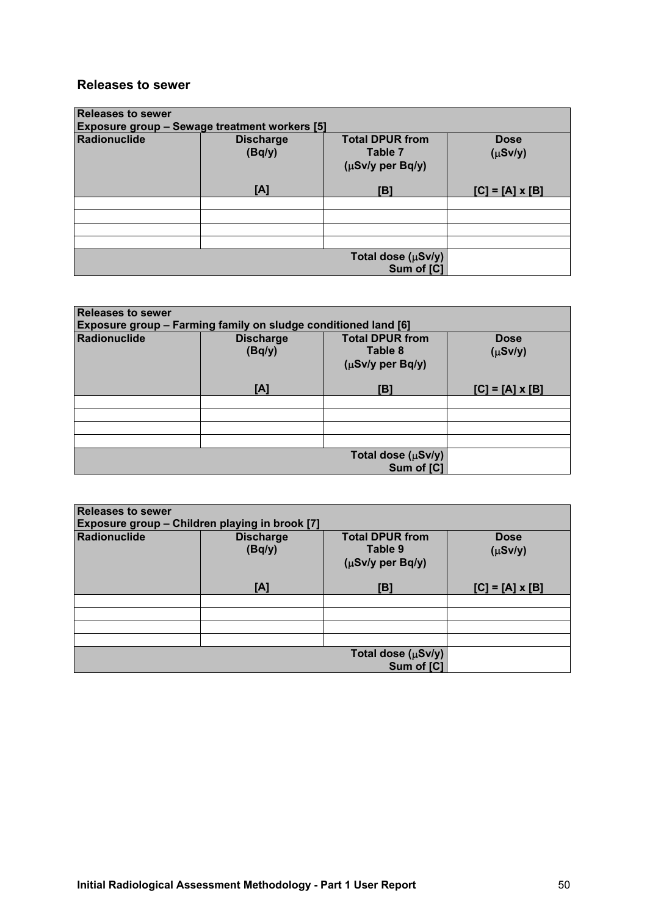## Releases to sewer

| Releases to sewer<br>Exposure group – Sewage treatment workers [5] | | | |
|---|---|---|---|
| **Radionuclide** | **Discharge (Bq/y)**<br><br>**[A]** | **Total DPUR from Table 7 (μSv/y per Bq/y)**<br><br>**[B]** | **Dose (μSv/y)**<br><br>**[C] = [A] x [B]** |
| | | | |
| | | | |
| | | | |
| | | | |
| | | **Total dose (μSv/y) Sum of [C]** | |

| Releases to sewer<br>Exposure group – Farming family on sludge conditioned land [6] | | | |
|---|---|---|---|
| **Radionuclide** | **Discharge (Bq/y)**<br><br>**[A]** | **Total DPUR from Table 8 (μSv/y per Bq/y)**<br><br>**[B]** | **Dose (μSv/y)**<br><br>**[C] = [A] x [B]** |
| | | | |
| | | | |
| | | | |
| | | | |
| | | **Total dose (μSv/y) Sum of [C]** | |

| Releases to sewer<br>Exposure group – Children playing in brook [7] | | | |
|---|---|---|---|
| **Radionuclide** | **Discharge (Bq/y)**<br><br>**[A]** | **Total DPUR from Table 9 (μSv/y per Bq/y)**<br><br>**[B]** | **Dose (μSv/y)**<br><br>**[C] = [A] x [B]** |
| | | | |
| | | | |
| | | | |
| | | | |
| | | **Total dose (μSv/y) Sum of [C]** | |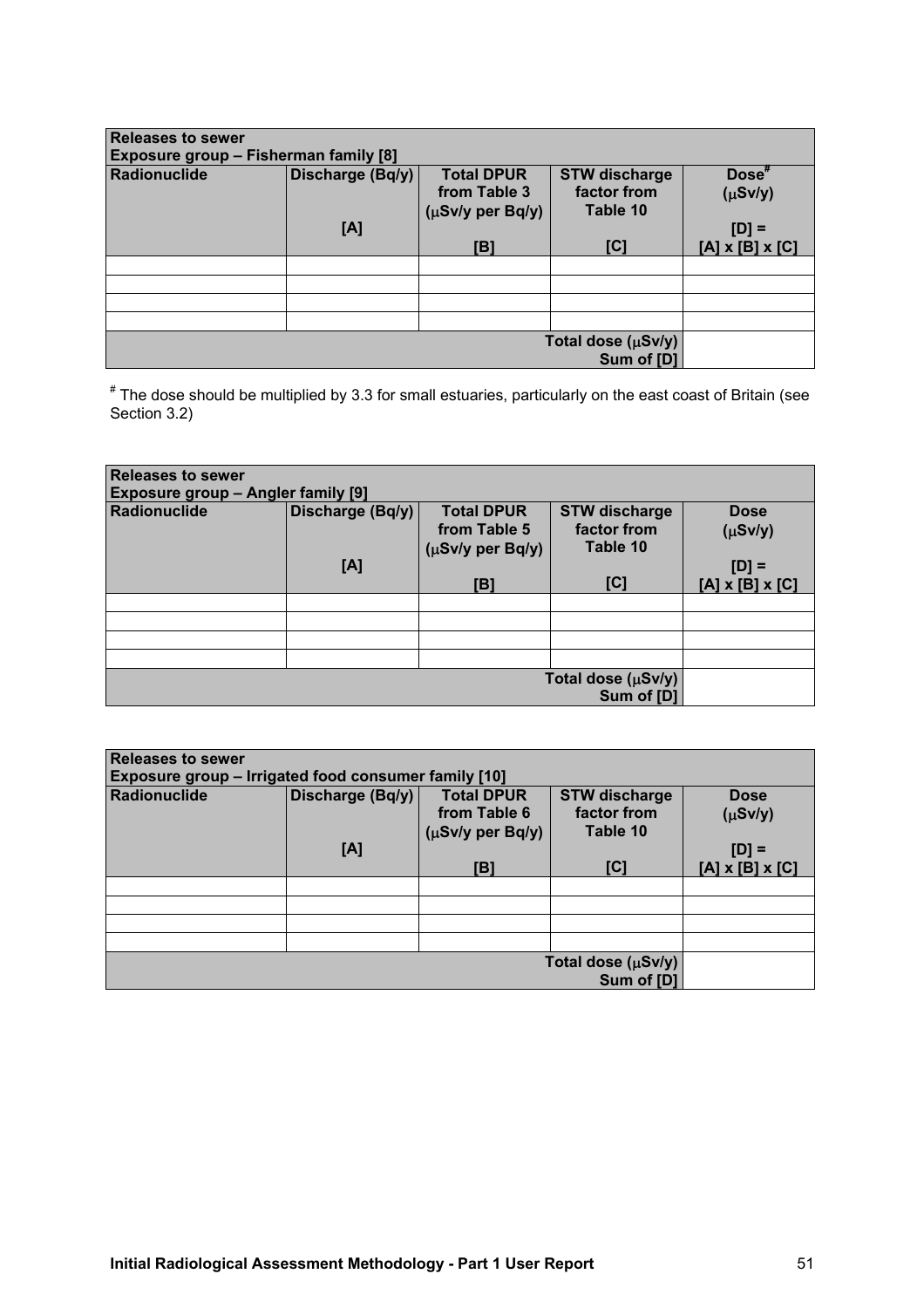| **Releases to sewer**<br>**Exposure group – Fisherman family [8]** | | | | |
|---|---|---|---|---|
| **Radionuclide** | **Discharge (Bq/y)**<br><br>**[A]** | **Total DPUR from Table 3 (μSv/y per Bq/y)**<br><br>**[B]** | **STW discharge factor from Table 10**<br><br>**[C]** | **Dose[#] (μSv/y)**<br><br>**[D] = [A] x [B] x [C]** |
| | | | | |
| | | | | |
| | | | | |
| | | | | |
| | | | **Total dose (μSv/y) Sum of [D]** | |

[#] The dose should be multiplied by 3.3 for small estuaries, particularly on the east coast of Britain (see Section 3.2)

| **Releases to sewer**<br>**Exposure group – Angler family [9]** | | | | |
|---|---|---|---|---|
| **Radionuclide** | **Discharge (Bq/y)**<br><br>**[A]** | **Total DPUR from Table 5 (μSv/y per Bq/y)**<br><br>**[B]** | **STW discharge factor from Table 10**<br><br>**[C]** | **Dose (μSv/y)**<br><br>**[D] = [A] x [B] x [C]** |
| | | | | |
| | | | | |
| | | | | |
| | | | | |
| | | | **Total dose (μSv/y) Sum of [D]** | |

| **Releases to sewer**<br>**Exposure group – Irrigated food consumer family [10]** | | | | |
|---|---|---|---|---|
| **Radionuclide** | **Discharge (Bq/y)**<br><br>**[A]** | **Total DPUR from Table 6 (μSv/y per Bq/y)**<br><br>**[B]** | **STW discharge factor from Table 10**<br><br>**[C]** | **Dose (μSv/y)**<br><br>**[D] = [A] x [B] x [C]** |
| | | | | |
| | | | | |
| | | | | |
| | | | | |
| | | | **Total dose (μSv/y) Sum of [D]** | |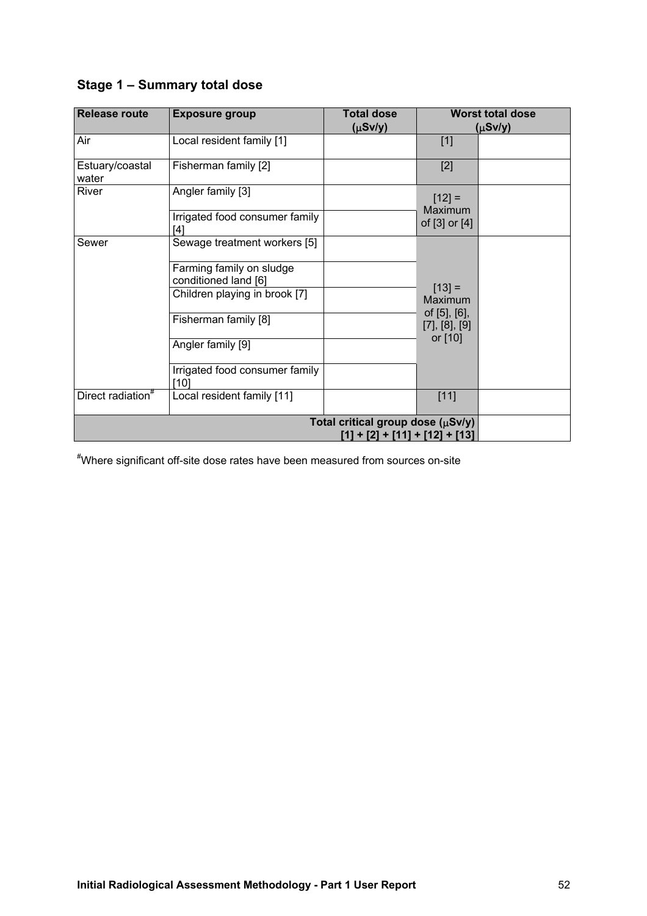## Stage 1 – Summary total dose

| Release route | Exposure group | Total dose (μSv/y) | Worst total dose (μSv/y) | |
|---|---|---|---|---|
| Air | Local resident family [1] | | [1] | |
| Estuary/coastal water | Fisherman family [2] | | [2] | |
| River | Angler family [3] | | [12] = Maximum of [3] or [4] | |
| | Irrigated food consumer family [4] | | | |
| Sewer | Sewage treatment workers [5] | | [13] = Maximum of [5], [6], [7], [8], [9] or [10] | |
| | Farming family on sludge conditioned land [6] | | | |
| | Children playing in brook [7] | | | |
| | Fisherman family [8] | | | |
| | Angler family [9] | | | |
| | Irrigated food consumer family [10] | | | |
| Direct radiation# | Local resident family [11] | | [11] | |
| Total critical group dose (μSv/y) [1] + [2] + [11] + [12] + [13] | | | | |

#Where significant off-site dose rates have been measured from sources on-site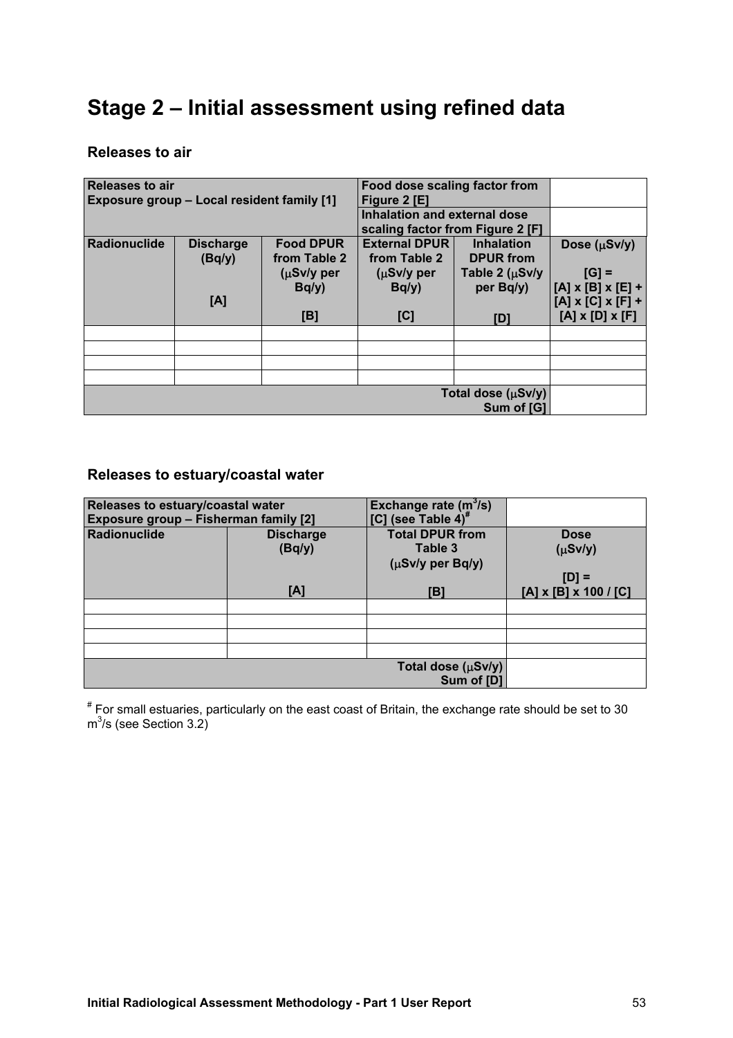# Stage 2 – Initial assessment using refined data

## Releases to air

| Releases to air<br>Exposure group – Local resident family [1] | | | Food dose scaling factor from Figure 2 [E] | | |
|---|---|---|---|---|---|
| | | | Inhalation and external dose scaling factor from Figure 2 [F] | | |
| Radionuclide | Discharge (Bq/y)<br><br>[A] | Food DPUR from Table 2 (μSv/y per Bq/y)<br><br>[B] | External DPUR from Table 2 (μSv/y per Bq/y)<br><br>[C] | Inhalation DPUR from Table 2 (μSv/y per Bq/y)<br><br>[D] | Dose (μSv/y)<br><br>[G] =<br>[A] x [B] x [E] +<br>[A] x [C] x [F] +<br>[A] x [D] x [F] |
| | | | | | |
| | | | | | |
| | | | | | |
| | | | | | |
| | | | | Total dose (μSv/y)<br>Sum of [G] | |

## Releases to estuary/coastal water

| Releases to estuary/coastal water<br>Exposure group – Fisherman family [2] | | Exchange rate ($m^3$/s)<br>[C] (see Table 4)# | |
|---|---|---|---|
| Radionuclide | Discharge (Bq/y)<br><br>[A] | Total DPUR from Table 3 (μSv/y per Bq/y)<br><br>[B] | Dose (μSv/y)<br><br>[D] =<br>[A] x [B] x 100 / [C] |
| | | | |
| | | | |
| | | | |
| | | | |
| | | Total dose (μSv/y)<br>Sum of [D] | |

# For small estuaries, particularly on the east coast of Britain, the exchange rate should be set to 30 $m^3$/s (see Section 3.2)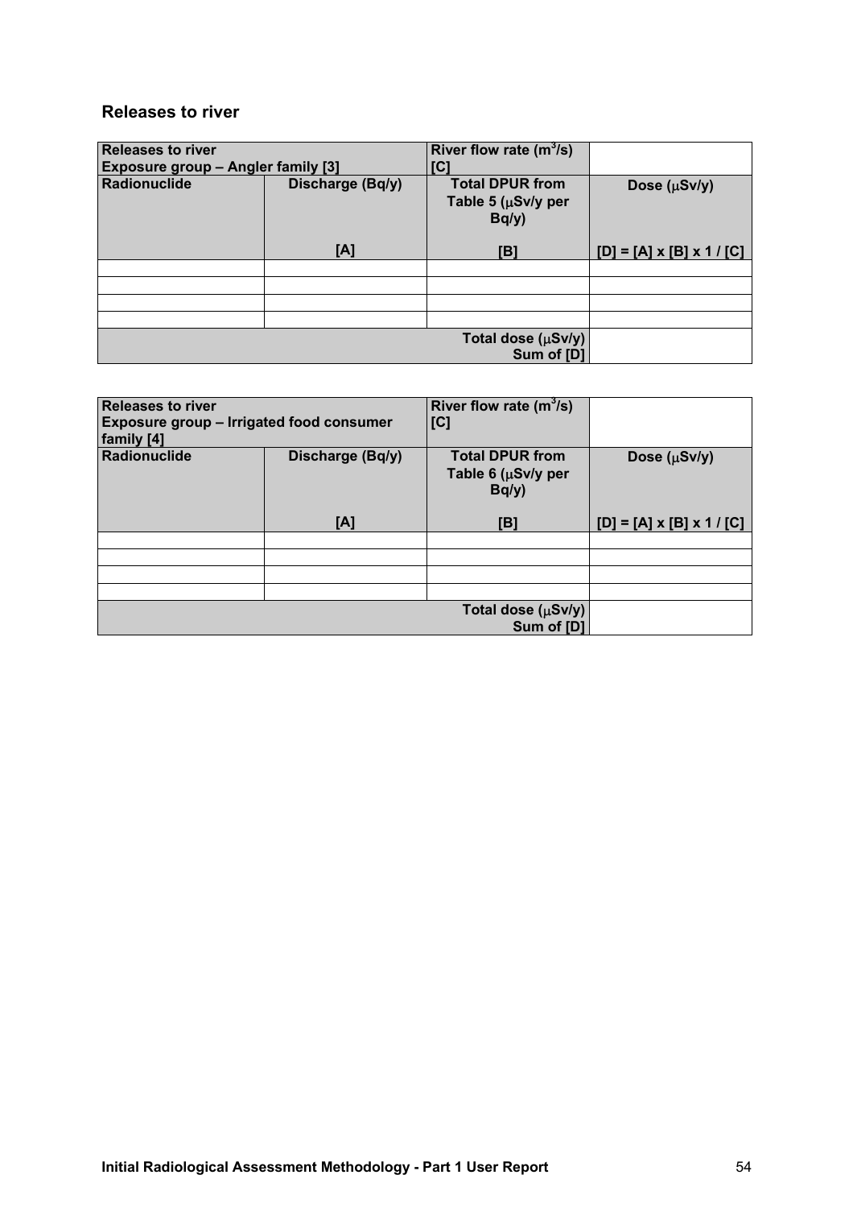## Releases to river

| Releases to river<br>Exposure group – Angler family [3] | | River flow rate ($m^3$/s)<br>[C] | |
|---|---|---|---|
| **Radionuclide** | **Discharge (Bq/y)**<br><br>**[A]** | **Total DPUR from Table 5 (μSv/y per Bq/y)**<br><br>**[B]** | **Dose (μSv/y)**<br><br>**[D] = [A] x [B] x 1 / [C]** |
| | | | |
| | | | |
| | | | |
| | | | |
| | | **Total dose (μSv/y)<br>Sum of [D]** | |

| Releases to river<br>Exposure group – Irrigated food consumer family [4] | | River flow rate ($m^3$/s)<br>[C] | |
|---|---|---|---|
| **Radionuclide** | **Discharge (Bq/y)**<br><br>**[A]** | **Total DPUR from Table 6 (μSv/y per Bq/y)**<br><br>**[B]** | **Dose (μSv/y)**<br><br>**[D] = [A] x [B] x 1 / [C]** |
| | | | |
| | | | |
| | | | |
| | | | |
| | | **Total dose (μSv/y)<br>Sum of [D]** | |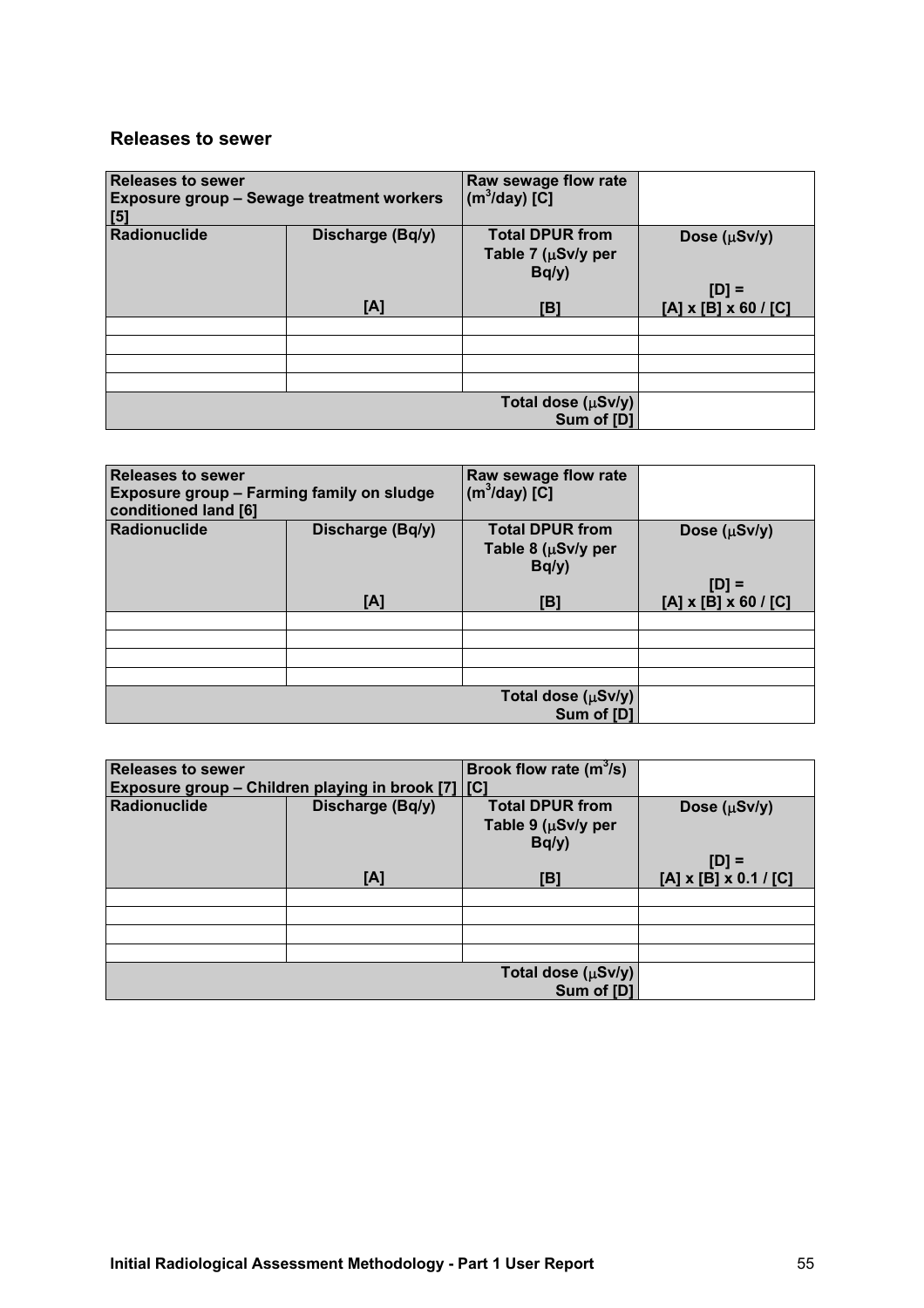## Releases to sewer

| Releases to sewer<br>Exposure group – Sewage treatment workers [5] | | Raw sewage flow rate ($m^3$/day) [C] | |
|---|---|---|---|
| Radionuclide | Discharge (Bq/y)<br><br>[A] | Total DPUR from Table 7 (μSv/y per Bq/y)<br><br>[B] | Dose (μSv/y)<br><br>[D] =<br>[A] x [B] x 60 / [C] |
| | | | |
| | | | |
| | | | |
| | | | |
| | | Total dose (μSv/y)<br>Sum of [D] | |

| Releases to sewer<br>Exposure group – Farming family on sludge conditioned land [6] | | Raw sewage flow rate ($m^3$/day) [C] | |
|---|---|---|---|
| Radionuclide | Discharge (Bq/y)<br><br>[A] | Total DPUR from Table 8 (μSv/y per Bq/y)<br><br>[B] | Dose (μSv/y)<br><br>[D] =<br>[A] x [B] x 60 / [C] |
| | | | |
| | | | |
| | | | |
| | | | |
| | | Total dose (μSv/y)<br>Sum of [D] | |

| Releases to sewer<br>Exposure group – Children playing in brook [7] | | Brook flow rate ($m^3$/s) [C] | |
|---|---|---|---|
| Radionuclide | Discharge (Bq/y)<br><br>[A] | Total DPUR from Table 9 (μSv/y per Bq/y)<br><br>[B] | Dose (μSv/y)<br><br>[D] =<br>[A] x [B] x 0.1 / [C] |
| | | | |
| | | | |
| | | | |
| | | | |
| | | Total dose (μSv/y)<br>Sum of [D] | |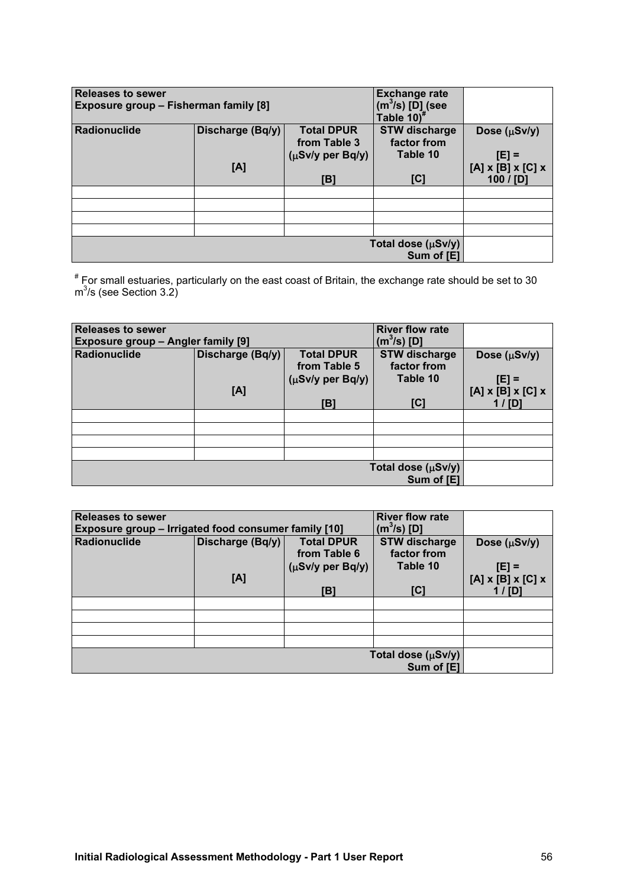| Releases to sewer<br>Exposure group – Fisherman family [8] | | | Exchange rate ($m^3$/s) [D] (see Table 10)[#] | |
|---|---|---|---|---|
| Radionuclide | Discharge (Bq/y)<br><br>[A] | Total DPUR from Table 3 (μSv/y per Bq/y)<br><br>[B] | STW discharge factor from Table 10<br><br>[C] | Dose (μSv/y)<br><br>[E] =<br>[A] x [B] x [C] x 100 / [D] |
| | | | | |
| | | | | |
| | | | | |
| | | | | |
| | | | Total dose (μSv/y)<br>Sum of [E] | |

[#] For small estuaries, particularly on the east coast of Britain, the exchange rate should be set to 30 $m^3$/s (see Section 3.2)

| Releases to sewer<br>Exposure group – Angler family [9] | | | River flow rate ($m^3$/s) [D] | |
|---|---|---|---|---|
| Radionuclide | Discharge (Bq/y)<br><br>[A] | Total DPUR from Table 5 (μSv/y per Bq/y)<br><br>[B] | STW discharge factor from Table 10<br><br>[C] | Dose (μSv/y)<br><br>[E] =<br>[A] x [B] x [C] x 1 / [D] |
| | | | | |
| | | | | |
| | | | | |
| | | | | |
| | | | Total dose (μSv/y)<br>Sum of [E] | |

| Releases to sewer<br>Exposure group – Irrigated food consumer family [10] | | | River flow rate ($m^3$/s) [D] | |
|---|---|---|---|---|
| Radionuclide | Discharge (Bq/y)<br><br>[A] | Total DPUR from Table 6 (μSv/y per Bq/y)<br><br>[B] | STW discharge factor from Table 10<br><br>[C] | Dose (μSv/y)<br><br>[E] =<br>[A] x [B] x [C] x 1 / [D] |
| | | | | |
| | | | | |
| | | | | |
| | | | | |
| | | | Total dose (μSv/y)<br>Sum of [E] | |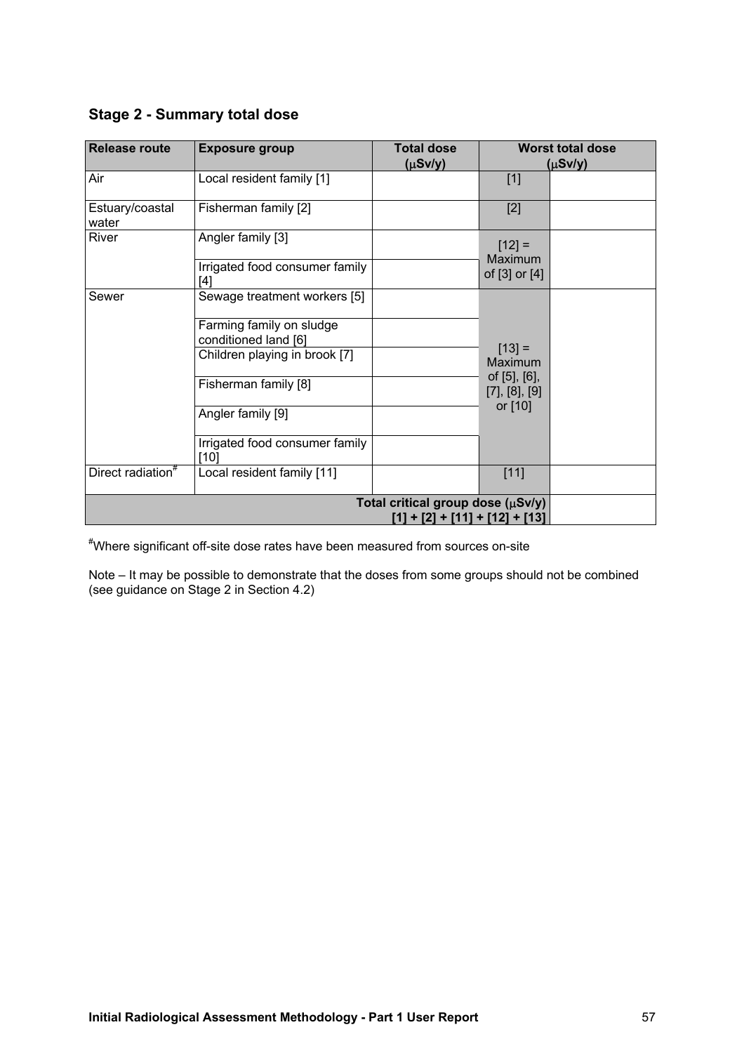### Stage 2 - Summary total dose

| Release route | Exposure group | Total dose ($\mu$Sv/y) | Worst total dose ($\mu$Sv/y) | |
|---|---|---|---|---|
| Air | Local resident family [1] | | [1] | |
| Estuary/coastal water | Fisherman family [2] | | [2] | |
| River | Angler family [3] | | [12] = Maximum of [3] or [4] | |
| | Irrigated food consumer family [4] | | | |
| Sewer | Sewage treatment workers [5] | | [13] = Maximum of [5], [6], [7], [8], [9] or [10] | |
| | Farming family on sludge conditioned land [6] | | | |
| | Children playing in brook [7] | | | |
| | Fisherman family [8] | | | |
| | Angler family [9] | | | |
| | Irrigated food consumer family [10] | | | |
| Direct radiation[#] | Local resident family [11] | | [11] | |
| | | | **Total critical group dose ($\mu$Sv/y) [1] + [2] + [11] + [12] + [13]** | |

[#]Where significant off-site dose rates have been measured from sources on-site

Note – It may be possible to demonstrate that the doses from some groups should not be combined (see guidance on Stage 2 in Section 4.2)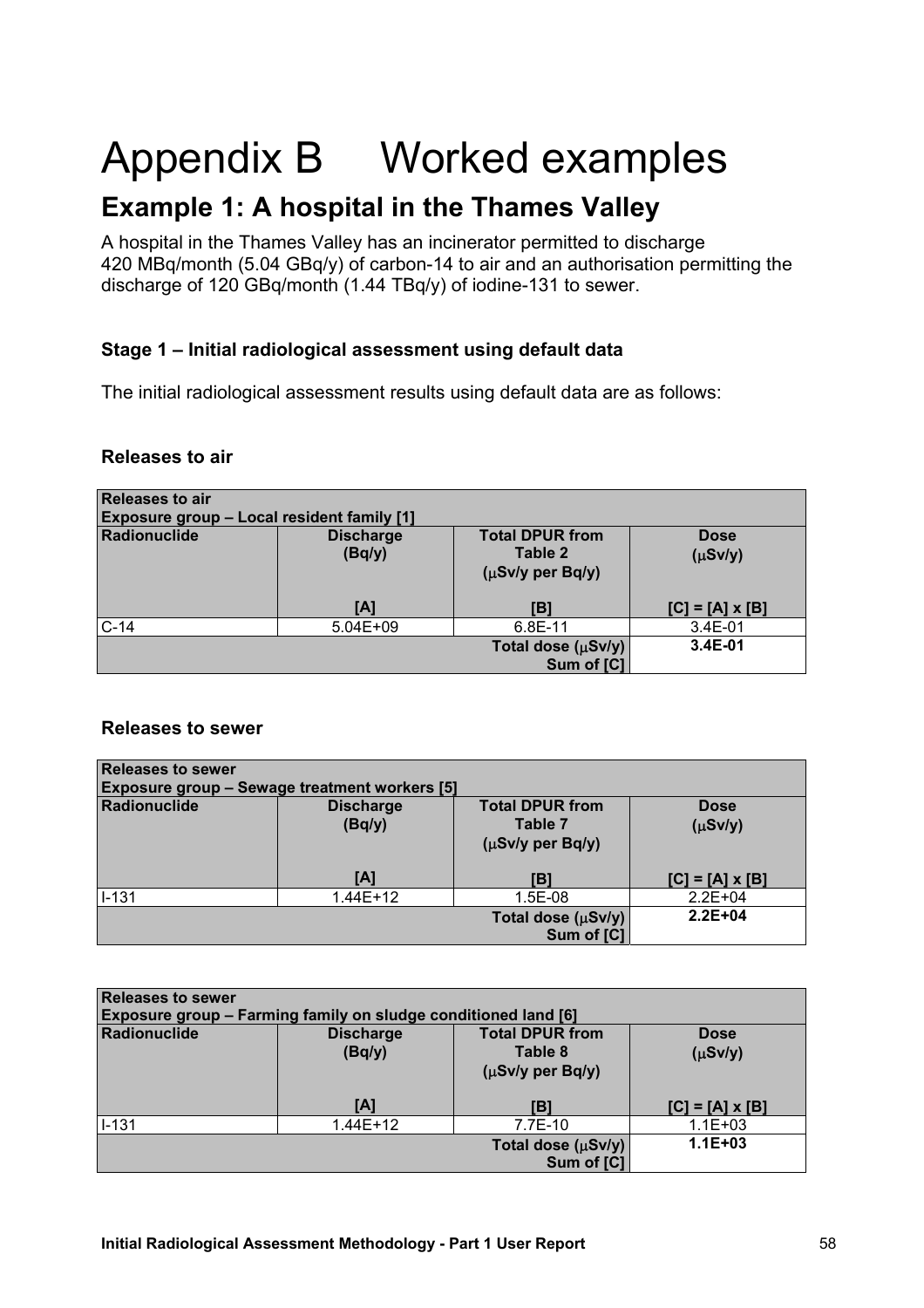# Appendix B Worked examples

## Example 1: A hospital in the Thames Valley

A hospital in the Thames Valley has an incinerator permitted to discharge 420 MBq/month (5.04 GBq/y) of carbon-14 to air and an authorisation permitting the discharge of 120 GBq/month (1.44 TBq/y) of iodine-131 to sewer.

### Stage 1 – Initial radiological assessment using default data

The initial radiological assessment results using default data are as follows:

#### Releases to air

| **Releases to air**<br>**Exposure group – Local resident family [1]** | | | |
|---|---|---|---|
| **Radionuclide** | **Discharge (Bq/y)**<br>**[A]** | **Total DPUR from Table 2 (μSv/y per Bq/y)**<br>**[B]** | **Dose (μSv/y)**<br>**[C] = [A] x [B]** |
| C-14 | 5.04E+09 | 6.8E-11 | 3.4E-01 |
| | | **Total dose (μSv/y) Sum of [C]** | **3.4E-01** |

#### Releases to sewer

| **Releases to sewer**<br>**Exposure group – Sewage treatment workers [5]** | | | |
|---|---|---|---|
| **Radionuclide** | **Discharge (Bq/y)**<br>**[A]** | **Total DPUR from Table 7 (μSv/y per Bq/y)**<br>**[B]** | **Dose (μSv/y)**<br>**[C] = [A] x [B]** |
| I-131 | 1.44E+12 | 1.5E-08 | 2.2E+04 |
| | | **Total dose (μSv/y) Sum of [C]** | **2.2E+04** |

| **Releases to sewer**<br>**Exposure group – Farming family on sludge conditioned land [6]** | | | |
|---|---|---|---|
| **Radionuclide** | **Discharge (Bq/y)**<br>**[A]** | **Total DPUR from Table 8 (μSv/y per Bq/y)**<br>**[B]** | **Dose (μSv/y)**<br>**[C] = [A] x [B]** |
| I-131 | 1.44E+12 | 7.7E-10 | 1.1E+03 |
| | | **Total dose (μSv/y) Sum of [C]** | **1.1E+03** |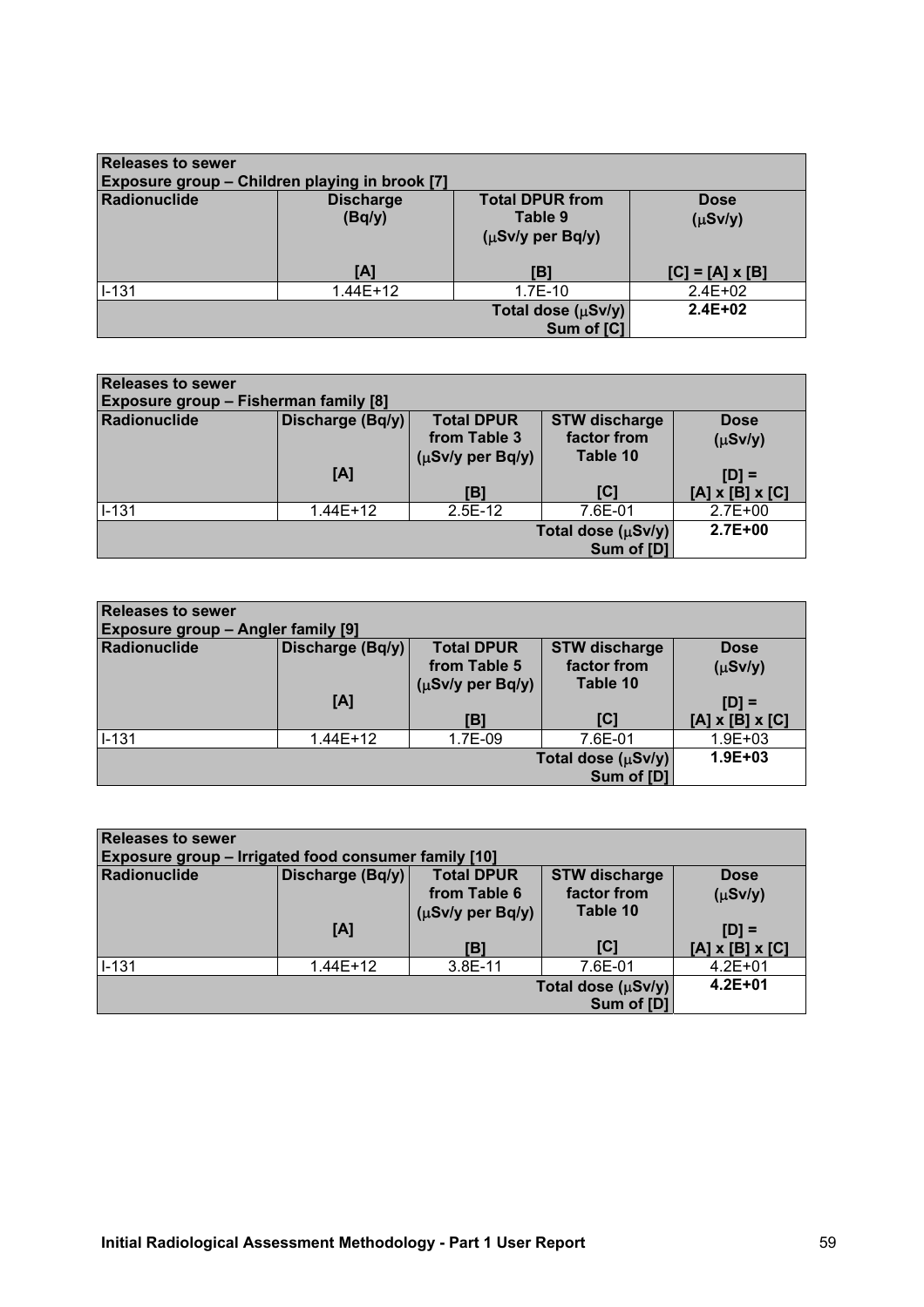| Releases to sewer<br>Exposure group – Children playing in brook [7] | | | |
|---|---|---|---|
| **Radionuclide** | **Discharge (Bq/y)**<br><br>**[A]** | **Total DPUR from Table 9 (μSv/y per Bq/y)**<br><br>**[B]** | **Dose (μSv/y)**<br><br>**[C] = [A] x [B]** |
| I-131 | 1.44E+12 | 1.7E-10 | 2.4E+02 |
| | | **Total dose (μSv/y) Sum of [C]** | **2.4E+02** |

| Releases to sewer<br>Exposure group – Fisherman family [8] | | | | |
|---|---|---|---|---|
| **Radionuclide** | **Discharge (Bq/y)**<br><br>**[A]** | **Total DPUR from Table 3 (μSv/y per Bq/y)**<br><br>**[B]** | **STW discharge factor from Table 10**<br><br>**[C]** | **Dose (μSv/y)**<br><br>**[D] = [A] x [B] x [C]** |
| I-131 | 1.44E+12 | 2.5E-12 | 7.6E-01 | 2.7E+00 |
| | | | **Total dose (μSv/y) Sum of [D]** | **2.7E+00** |

| Releases to sewer<br>Exposure group – Angler family [9] | | | | |
|---|---|---|---|---|
| **Radionuclide** | **Discharge (Bq/y)**<br><br>**[A]** | **Total DPUR from Table 5 (μSv/y per Bq/y)**<br><br>**[B]** | **STW discharge factor from Table 10**<br><br>**[C]** | **Dose (μSv/y)**<br><br>**[D] = [A] x [B] x [C]** |
| I-131 | 1.44E+12 | 1.7E-09 | 7.6E-01 | 1.9E+03 |
| | | | **Total dose (μSv/y) Sum of [D]** | **1.9E+03** |

| Releases to sewer<br>Exposure group – Irrigated food consumer family [10] | | | | |
|---|---|---|---|---|
| **Radionuclide** | **Discharge (Bq/y)**<br><br>**[A]** | **Total DPUR from Table 6 (μSv/y per Bq/y)**<br><br>**[B]** | **STW discharge factor from Table 10**<br><br>**[C]** | **Dose (μSv/y)**<br><br>**[D] = [A] x [B] x [C]** |
| I-131 | 1.44E+12 | 3.8E-11 | 7.6E-01 | 4.2E+01 |
| | | | **Total dose (μSv/y) Sum of [D]** | **4.2E+01** |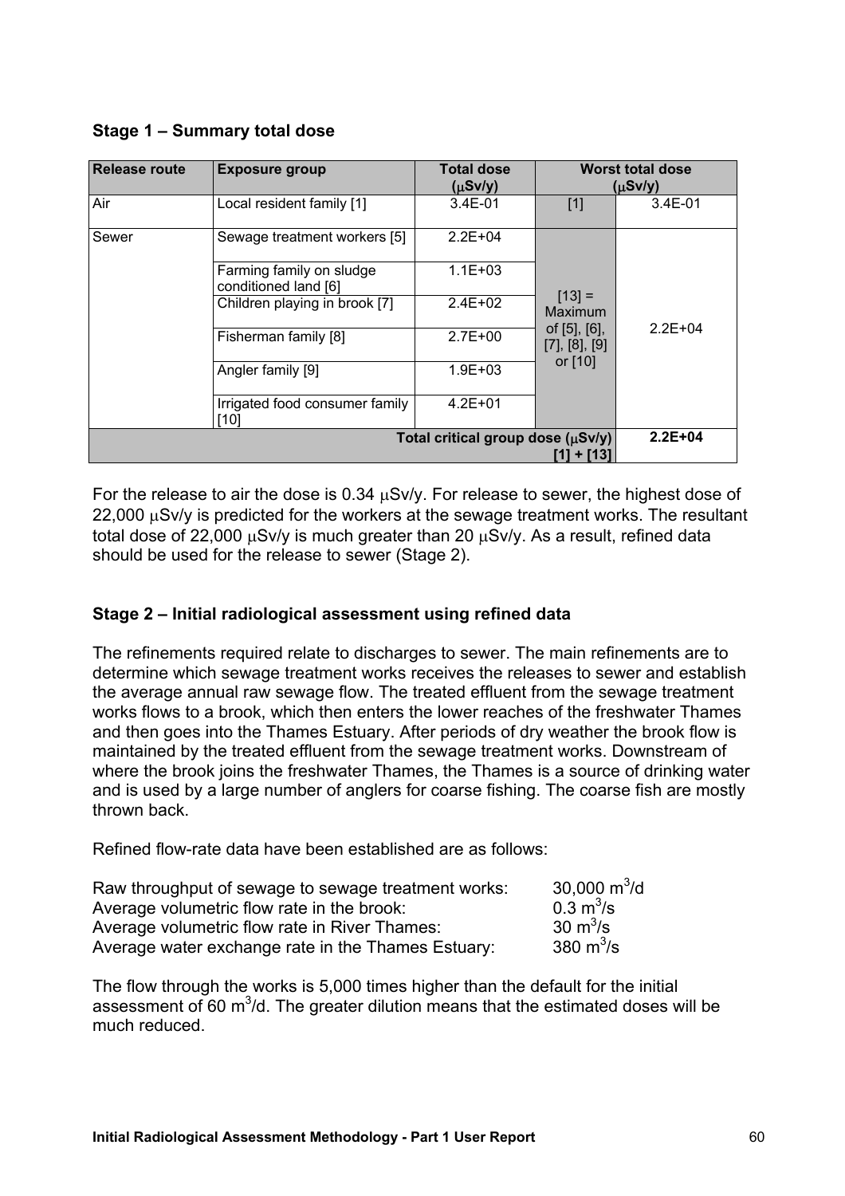### Stage 1 – Summary total dose

| Release route | Exposure group | Total dose ($\mu$Sv/y) | Worst total dose ($\mu$Sv/y) | |
|---|---|---|---|---|
| Air | Local resident family [1] | 3.4E-01 | [1] | 3.4E-01 |
| Sewer | Sewage treatment workers [5] | 2.2E+04 | [13] = Maximum of [5], [6], [7], [8], [9] or [10] | 2.2E+04 |
| | Farming family on sludge conditioned land [6] | 1.1E+03 | | |
| | Children playing in brook [7] | 2.4E+02 | | |
| | Fisherman family [8] | 2.7E+00 | | |
| | Angler family [9] | 1.9E+03 | | |
| | Irrigated food consumer family [10] | 4.2E+01 | | |
| Total critical group dose ($\mu$Sv/y) [1] + [13] | | | | **2.2E+04** |

For the release to air the dose is 0.34 $\mu$Sv/y. For release to sewer, the highest dose of 22,000 $\mu$Sv/y is predicted for the workers at the sewage treatment works. The resultant total dose of 22,000 $\mu$Sv/y is much greater than 20 $\mu$Sv/y. As a result, refined data should be used for the release to sewer (Stage 2).

### Stage 2 – Initial radiological assessment using refined data

The refinements required relate to discharges to sewer. The main refinements are to determine which sewage treatment works receives the releases to sewer and establish the average annual raw sewage flow. The treated effluent from the sewage treatment works flows to a brook, which then enters the lower reaches of the freshwater Thames and then goes into the Thames Estuary. After periods of dry weather the brook flow is maintained by the treated effluent from the sewage treatment works. Downstream of where the brook joins the freshwater Thames, the Thames is a source of drinking water and is used by a large number of anglers for coarse fishing. The coarse fish are mostly thrown back.

Refined flow-rate data have been established are as follows:

| | |
|---|---|
| Raw throughput of sewage to sewage treatment works: | 30,000 $m^3$/d |
| Average volumetric flow rate in the brook: | 0.3 $m^3$/s |
| Average volumetric flow rate in River Thames: | 30 $m^3$/s |
| Average water exchange rate in the Thames Estuary: | 380 $m^3$/s |

The flow through the works is 5,000 times higher than the default for the initial assessment of 60 $m^3$/d. The greater dilution means that the estimated doses will be much reduced.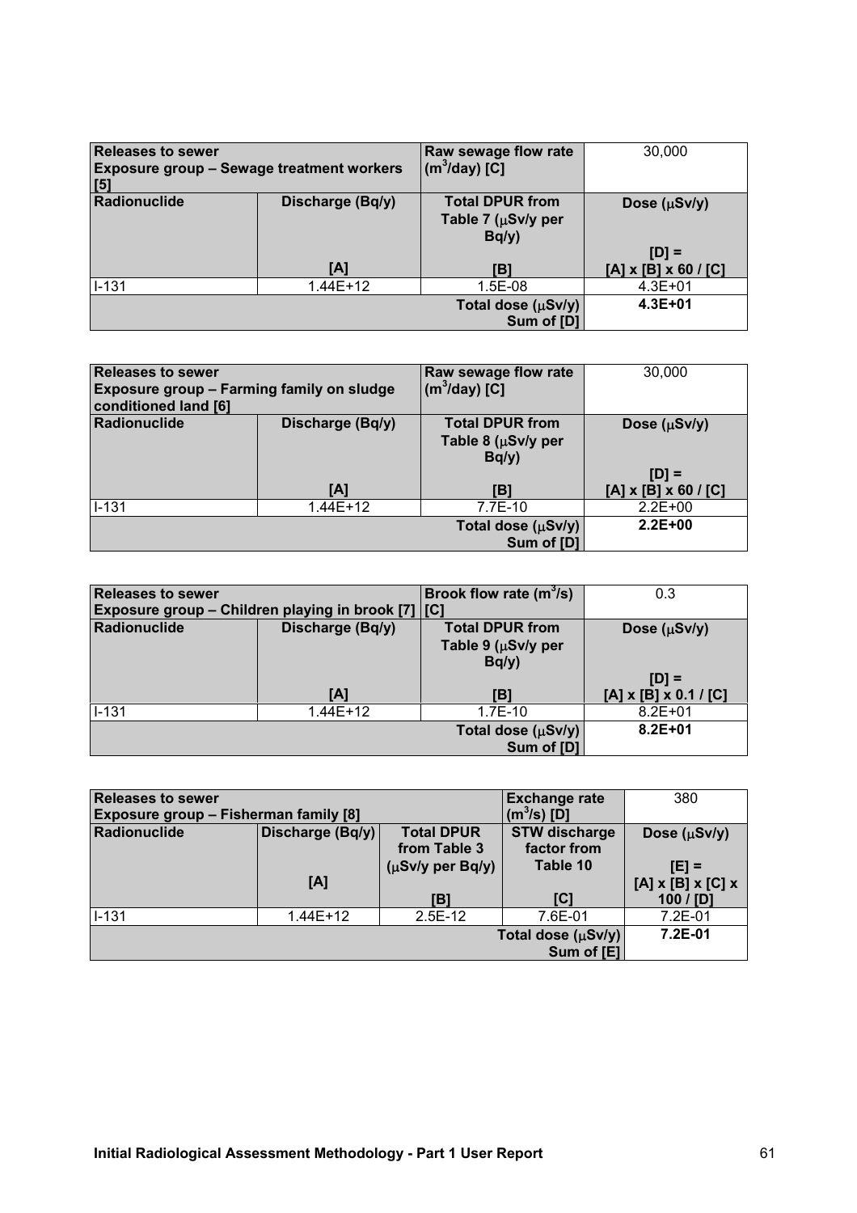| Releases to sewer<br>Exposure group – Sewage treatment workers [5] | | Raw sewage flow rate ($m^3$/day) [C] | 30,000 |
|---|---|---|---|
| Radionuclide | Discharge (Bq/y)<br><br>[A] | Total DPUR from Table 7 (μSv/y per Bq/y)<br><br>[B] | Dose (μSv/y)<br><br>[D] = [A] x [B] x 60 / [C] |
| I-131 | 1.44E+12 | 1.5E-08 | 4.3E+01 |
| | | Total dose (μSv/y) Sum of [D] | **4.3E+01** |

| Releases to sewer<br>Exposure group – Farming family on sludge conditioned land [6] | | Raw sewage flow rate ($m^3$/day) [C] | 30,000 |
|---|---|---|---|
| Radionuclide | Discharge (Bq/y)<br><br>[A] | Total DPUR from Table 8 (μSv/y per Bq/y)<br><br>[B] | Dose (μSv/y)<br><br>[D] = [A] x [B] x 60 / [C] |
| I-131 | 1.44E+12 | 7.7E-10 | 2.2E+00 |
| | | Total dose (μSv/y) Sum of [D] | **2.2E+00** |

| Releases to sewer<br>Exposure group – Children playing in brook [7] | | Brook flow rate ($m^3$/s) [C] | 0.3 |
|---|---|---|---|
| Radionuclide | Discharge (Bq/y)<br><br>[A] | Total DPUR from Table 9 (μSv/y per Bq/y)<br><br>[B] | Dose (μSv/y)<br><br>[D] = [A] x [B] x 0.1 / [C] |
| I-131 | 1.44E+12 | 1.7E-10 | 8.2E+01 |
| | | Total dose (μSv/y) Sum of [D] | **8.2E+01** |

| Releases to sewer<br>Exposure group – Fisherman family [8] | | | Exchange rate ($m^3$/s) [D] | 380 |
|---|---|---|---|---|
| Radionuclide | Discharge (Bq/y)<br><br>[A] | Total DPUR from Table 3 (μSv/y per Bq/y)<br><br>[B] | STW discharge factor from Table 10<br><br>[C] | Dose (μSv/y)<br><br>[E] = [A] x [B] x [C] x 100 / [D] |
| I-131 | 1.44E+12 | 2.5E-12 | 7.6E-01 | 7.2E-01 |
| | | | Total dose (μSv/y) Sum of [E] | **7.2E-01** |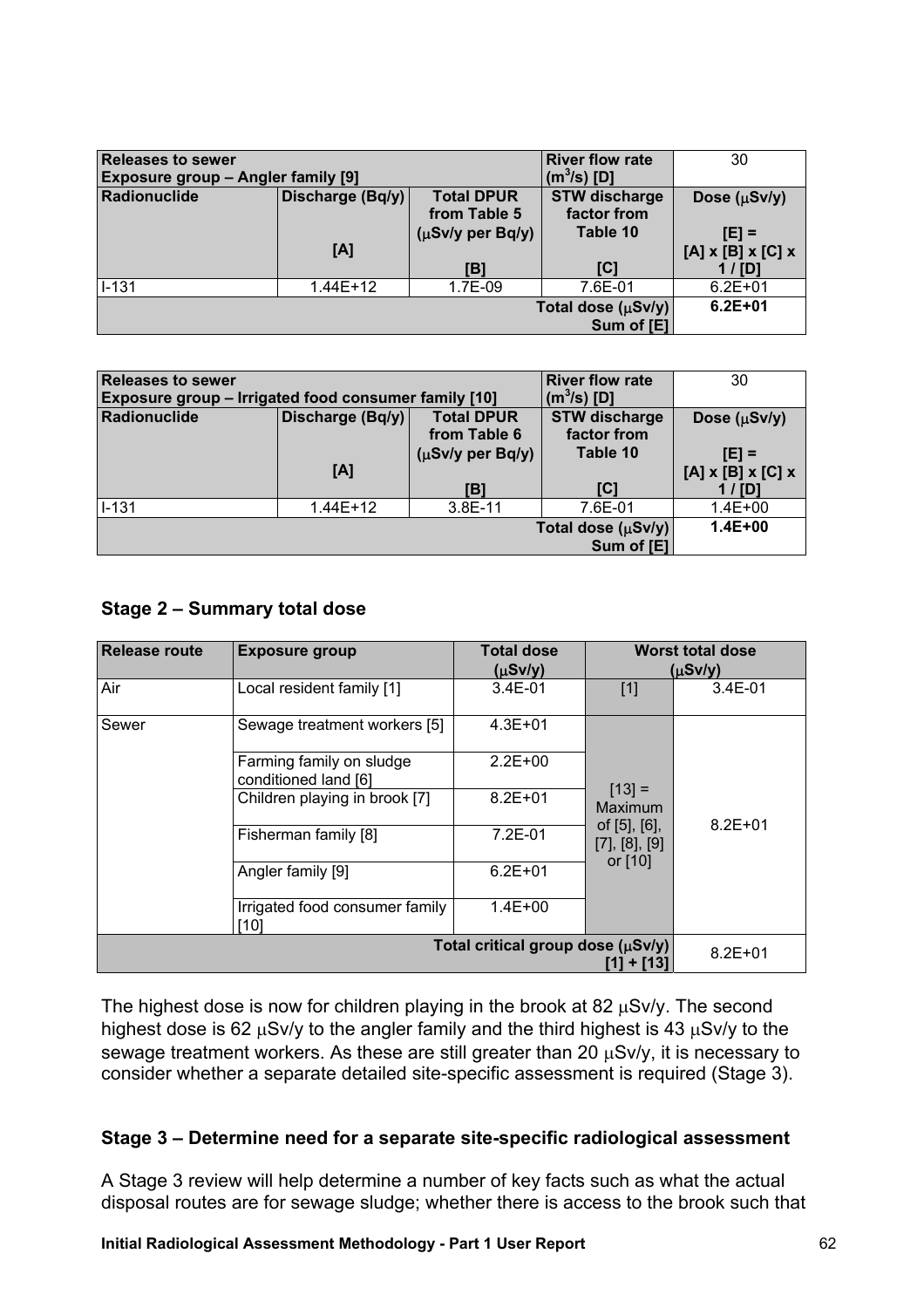| Releases to sewer<br>Exposure group – Angler family [9] | | | River flow rate ($m^3$/s) [D] | 30 |
|---|---|---|---|---|
| Radionuclide | Discharge (Bq/y)<br><br>[A] | Total DPUR from Table 5 (μSv/y per Bq/y)<br><br>[B] | STW discharge factor from Table 10<br><br>[C] | Dose (μSv/y)<br><br>[E] = [A] x [B] x [C] x 1 / [D] |
| I-131 | 1.44E+12 | 1.7E-09 | 7.6E-01 | 6.2E+01 |
| | | | Total dose (μSv/y) Sum of [E] | 6.2E+01 |

| Releases to sewer<br>Exposure group – Irrigated food consumer family [10] | | | River flow rate ($m^3$/s) [D] | 30 |
|---|---|---|---|---|
| Radionuclide | Discharge (Bq/y)<br><br>[A] | Total DPUR from Table 6 (μSv/y per Bq/y)<br><br>[B] | STW discharge factor from Table 10<br><br>[C] | Dose (μSv/y)<br><br>[E] = [A] x [B] x [C] x 1 / [D] |
| I-131 | 1.44E+12 | 3.8E-11 | 7.6E-01 | 1.4E+00 |
| | | | Total dose (μSv/y) Sum of [E] | 1.4E+00 |

### Stage 2 – Summary total dose

| Release route | Exposure group | Total dose (μSv/y) | Worst total dose (μSv/y) | |
|---|---|---|---|---|
| Air | Local resident family [1] | 3.4E-01 | [1] | 3.4E-01 |
| Sewer | Sewage treatment workers [5] | 4.3E+01 | [13] = Maximum of [5], [6], [7], [8], [9] or [10] | 8.2E+01 |
| | Farming family on sludge conditioned land [6] | 2.2E+00 | | |
| | Children playing in brook [7] | 8.2E+01 | | |
| | Fisherman family [8] | 7.2E-01 | | |
| | Angler family [9] | 6.2E+01 | | |
| | Irrigated food consumer family [10] | 1.4E+00 | | |
| | | | Total critical group dose (μSv/y) [1] + [13] | 8.2E+01 |

The highest dose is now for children playing in the brook at 82 μSv/y. The second highest dose is 62 μSv/y to the angler family and the third highest is 43 μSv/y to the sewage treatment workers. As these are still greater than 20 μSv/y, it is necessary to consider whether a separate detailed site-specific assessment is required (Stage 3).

### Stage 3 – Determine need for a separate site-specific radiological assessment

A Stage 3 review will help determine a number of key facts such as what the actual disposal routes are for sewage sludge; whether there is access to the brook such that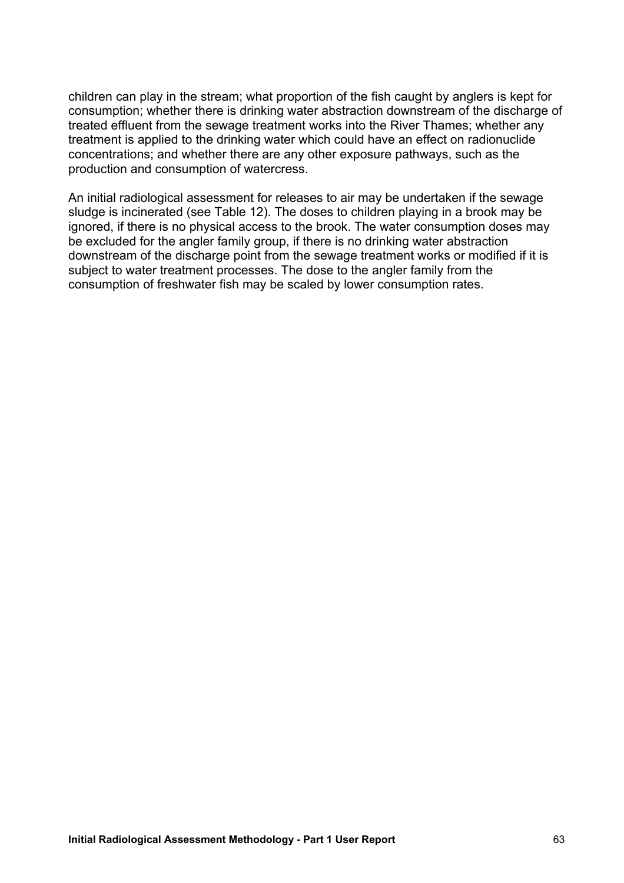children can play in the stream; what proportion of the fish caught by anglers is kept for consumption; whether there is drinking water abstraction downstream of the discharge of treated effluent from the sewage treatment works into the River Thames; whether any treatment is applied to the drinking water which could have an effect on radionuclide concentrations; and whether there are any other exposure pathways, such as the production and consumption of watercress.

An initial radiological assessment for releases to air may be undertaken if the sewage sludge is incinerated (see Table 12). The doses to children playing in a brook may be ignored, if there is no physical access to the brook. The water consumption doses may be excluded for the angler family group, if there is no drinking water abstraction downstream of the discharge point from the sewage treatment works or modified if it is subject to water treatment processes. The dose to the angler family from the consumption of freshwater fish may be scaled by lower consumption rates.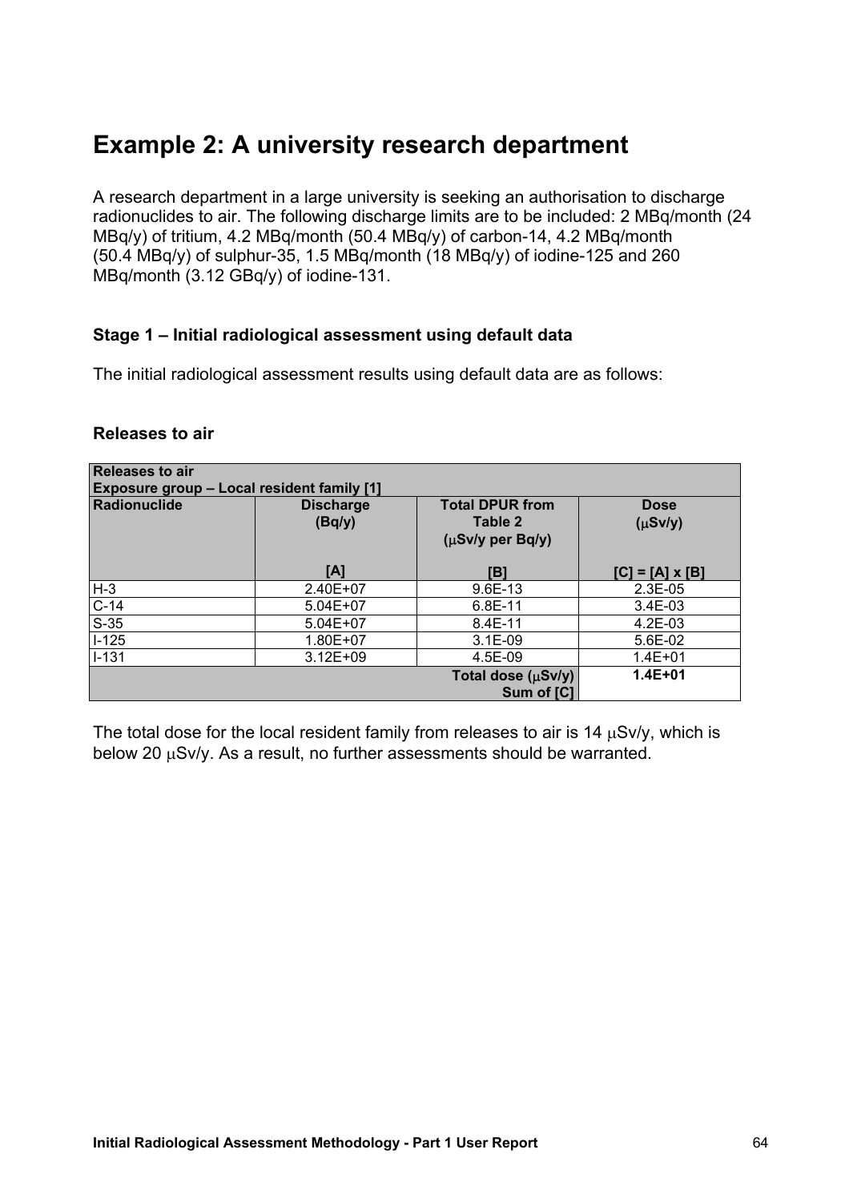## Example 2: A university research department

A research department in a large university is seeking an authorisation to discharge radionuclides to air. The following discharge limits are to be included: 2 MBq/month (24 MBq/y) of tritium, 4.2 MBq/month (50.4 MBq/y) of carbon-14, 4.2 MBq/month (50.4 MBq/y) of sulphur-35, 1.5 MBq/month (18 MBq/y) of iodine-125 and 260 MBq/month (3.12 GBq/y) of iodine-131.

### Stage 1 – Initial radiological assessment using default data

The initial radiological assessment results using default data are as follows:

#### Releases to air

| **Releases to air**<br>**Exposure group – Local resident family [1]** | | | |
|---|---|---|---|
| **Radionuclide** | **Discharge (Bq/y)**<br><br>**[A]** | **Total DPUR from Table 2 (μSv/y per Bq/y)**<br><br>**[B]** | **Dose (μSv/y)**<br><br>**[C] = [A] x [B]** |
| H-3 | 2.40E+07 | 9.6E-13 | 2.3E-05 |
| C-14 | 5.04E+07 | 6.8E-11 | 3.4E-03 |
| S-35 | 5.04E+07 | 8.4E-11 | 4.2E-03 |
| I-125 | 1.80E+07 | 3.1E-09 | 5.6E-02 |
| I-131 | 3.12E+09 | 4.5E-09 | 1.4E+01 |
| | | **Total dose (μSv/y) Sum of [C]** | **1.4E+01** |

The total dose for the local resident family from releases to air is 14 μSv/y, which is below 20 μSv/y. As a result, no further assessments should be warranted.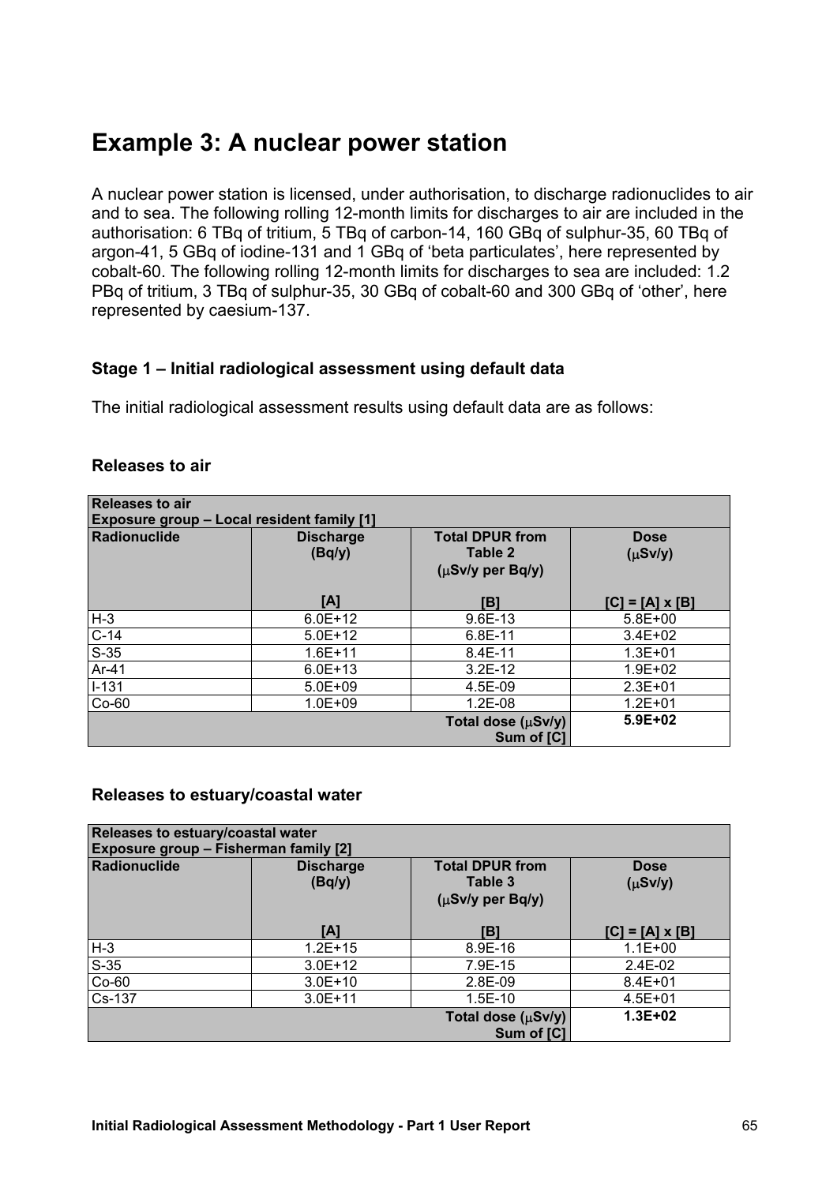# Example 3: A nuclear power station

A nuclear power station is licensed, under authorisation, to discharge radionuclides to air and to sea. The following rolling 12-month limits for discharges to air are included in the authorisation: 6 TBq of tritium, 5 TBq of carbon-14, 160 GBq of sulphur-35, 60 TBq of argon-41, 5 GBq of iodine-131 and 1 GBq of 'beta particulates', here represented by cobalt-60. The following rolling 12-month limits for discharges to sea are included: 1.2 PBq of tritium, 3 TBq of sulphur-35, 30 GBq of cobalt-60 and 300 GBq of 'other', here represented by caesium-137.

### Stage 1 – Initial radiological assessment using default data

The initial radiological assessment results using default data are as follows:

### Releases to air

| **Releases to air**<br>**Exposure group – Local resident family [1]** | | | |
|---|---|---|---|
| **Radionuclide** | **Discharge (Bq/y)**<br>**[A]** | **Total DPUR from Table 2 (μSv/y per Bq/y)**<br>**[B]** | **Dose (μSv/y)**<br>**[C] = [A] x [B]** |
| H-3 | 6.0E+12 | 9.6E-13 | 5.8E+00 |
| C-14 | 5.0E+12 | 6.8E-11 | 3.4E+02 |
| S-35 | 1.6E+11 | 8.4E-11 | 1.3E+01 |
| Ar-41 | 6.0E+13 | 3.2E-12 | 1.9E+02 |
| I-131 | 5.0E+09 | 4.5E-09 | 2.3E+01 |
| Co-60 | 1.0E+09 | 1.2E-08 | 1.2E+01 |
| | | **Total dose (μSv/y) Sum of [C]** | **5.9E+02** |

### Releases to estuary/coastal water

| **Releases to estuary/coastal water**<br>**Exposure group – Fisherman family [2]** | | | |
|---|---|---|---|
| **Radionuclide** | **Discharge (Bq/y)**<br>**[A]** | **Total DPUR from Table 3 (μSv/y per Bq/y)**<br>**[B]** | **Dose (μSv/y)**<br>**[C] = [A] x [B]** |
| H-3 | 1.2E+15 | 8.9E-16 | 1.1E+00 |
| S-35 | 3.0E+12 | 7.9E-15 | 2.4E-02 |
| Co-60 | 3.0E+10 | 2.8E-09 | 8.4E+01 |
| Cs-137 | 3.0E+11 | 1.5E-10 | 4.5E+01 |
| | | **Total dose (μSv/y) Sum of [C]** | **1.3E+02** |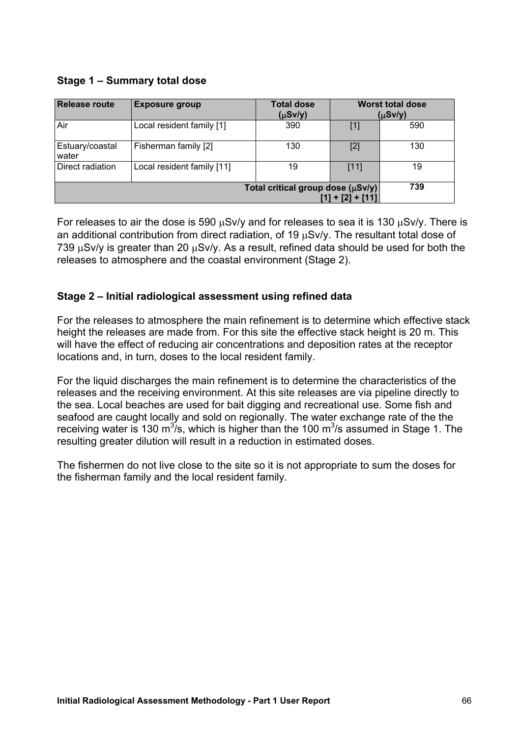### Stage 1 – Summary total dose

| Release route | Exposure group | Total dose ($\mu$Sv/y) | Worst total dose ($\mu$Sv/y) | |
|---|---|---|---|---|
| Air | Local resident family [1] | 390 | [1] | 590 |
| Estuary/coastal water | Fisherman family [2] | 130 | [2] | 130 |
| Direct radiation | Local resident family [11] | 19 | [11] | 19 |
| Total critical group dose ($\mu$Sv/y) [1] + [2] + [11] | | | | 739 |

For releases to air the dose is 590 $\mu$Sv/y and for releases to sea it is 130 $\mu$Sv/y. There is an additional contribution from direct radiation, of 19 $\mu$Sv/y. The resultant total dose of 739 $\mu$Sv/y is greater than 20 $\mu$Sv/y. As a result, refined data should be used for both the releases to atmosphere and the coastal environment (Stage 2).

### Stage 2 – Initial radiological assessment using refined data

For the releases to atmosphere the main refinement is to determine which effective stack height the releases are made from. For this site the effective stack height is 20 m. This will have the effect of reducing air concentrations and deposition rates at the receptor locations and, in turn, doses to the local resident family.

For the liquid discharges the main refinement is to determine the characteristics of the releases and the receiving environment. At this site releases are via pipeline directly to the sea. Local beaches are used for bait digging and recreational use. Some fish and seafood are caught locally and sold on regionally. The water exchange rate of the the receiving water is 130 $m^3$/s, which is higher than the 100 $m^3$/s assumed in Stage 1. The resulting greater dilution will result in a reduction in estimated doses.

The fishermen do not live close to the site so it is not appropriate to sum the doses for the fisherman family and the local resident family.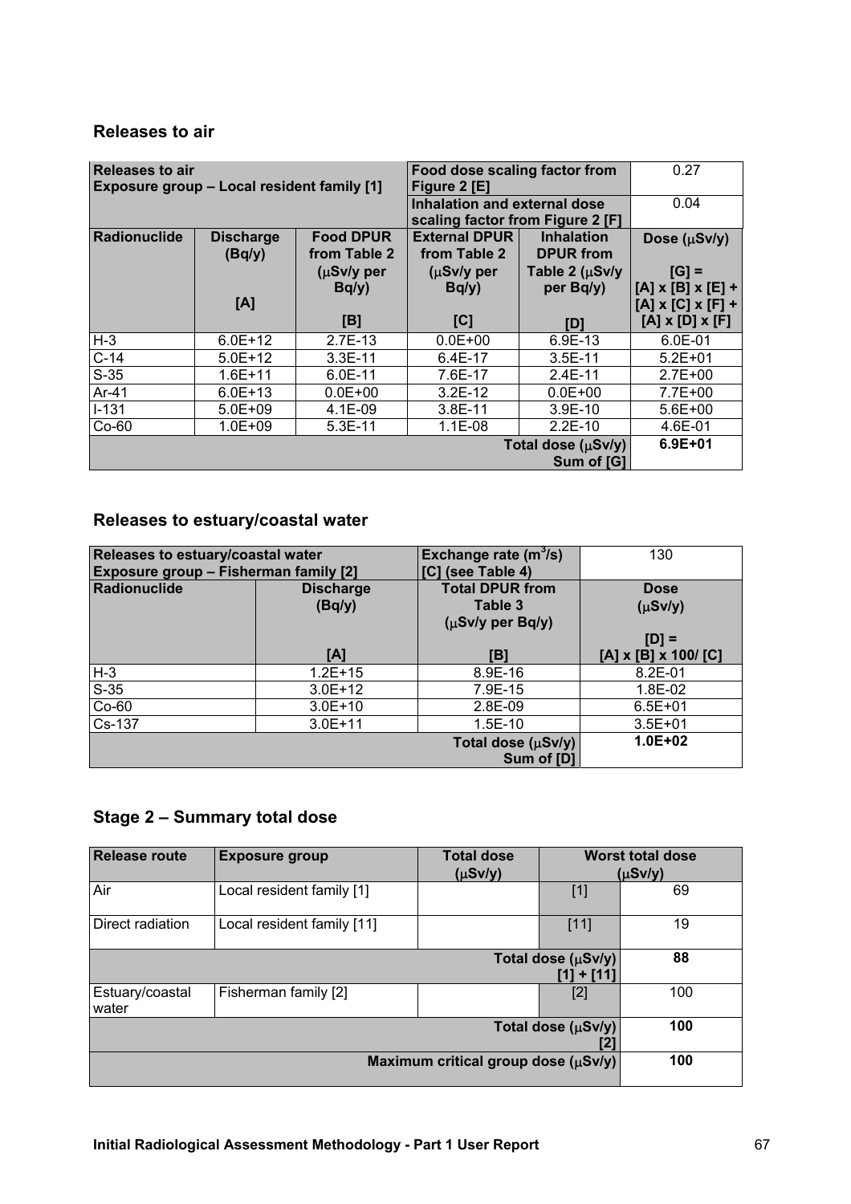## Releases to air

| Releases to air<br>Exposure group – Local resident family [1] | | | Food dose scaling factor from Figure 2 [E] | | 0.27 |
|---|---|---|---|---|---|
| | | | Inhalation and external dose scaling factor from Figure 2 [F] | | 0.04 |
| **Radionuclide** | **Discharge (Bq/y)**<br><br>**[A]** | **Food DPUR from Table 2 (μSv/y per Bq/y)**<br><br>**[B]** | **External DPUR from Table 2 (μSv/y per Bq/y)**<br><br>**[C]** | **Inhalation DPUR from Table 2 (μSv/y per Bq/y)**<br><br>**[D]** | **Dose (μSv/y)**<br><br>**[G] = [A] x [B] x [E] + [A] x [C] x [F] + [A] x [D] x [F]** |
| H-3 | 6.0E+12 | 2.7E-13 | 0.0E+00 | 6.9E-13 | 6.0E-01 |
| C-14 | 5.0E+12 | 3.3E-11 | 6.4E-17 | 3.5E-11 | 5.2E+01 |
| S-35 | 1.6E+11 | 6.0E-11 | 7.6E-17 | 2.4E-11 | 2.7E+00 |
| Ar-41 | 6.0E+13 | 0.0E+00 | 3.2E-12 | 0.0E+00 | 7.7E+00 |
| I-131 | 5.0E+09 | 4.1E-09 | 3.8E-11 | 3.9E-10 | 5.6E+00 |
| Co-60 | 1.0E+09 | 5.3E-11 | 1.1E-08 | 2.2E-10 | 4.6E-01 |
| | | | | **Total dose (μSv/y)<br>Sum of [G]** | **6.9E+01** |

## Releases to estuary/coastal water

| Releases to estuary/coastal water<br>Exposure group – Fisherman family [2] | | Exchange rate ($m^3$/s)<br>[C] (see Table 4) | 130 |
|---|---|---|---|
| **Radionuclide** | **Discharge (Bq/y)**<br><br>**[A]** | **Total DPUR from Table 3 (μSv/y per Bq/y)**<br><br>**[B]** | **Dose (μSv/y)**<br><br>**[D] = [A] x [B] x 100/ [C]** |
| H-3 | 1.2E+15 | 8.9E-16 | 8.2E-01 |
| S-35 | 3.0E+12 | 7.9E-15 | 1.8E-02 |
| Co-60 | 3.0E+10 | 2.8E-09 | 6.5E+01 |
| Cs-137 | 3.0E+11 | 1.5E-10 | 3.5E+01 |
| | | **Total dose (μSv/y)<br>Sum of [D]** | **1.0E+02** |

## Stage 2 – Summary total dose

| Release route | Exposure group | Total dose (μSv/y) | Worst total dose (μSv/y) | |
|---|---|---|---|---|
| Air | Local resident family [1] | | [1] | 69 |
| Direct radiation | Local resident family [11] | | [11] | 19 |
| | | | **Total dose (μSv/y)<br>[1] + [11]** | **88** |
| Estuary/coastal water | Fisherman family [2] | | [2] | 100 |
| | | | **Total dose (μSv/y)<br>[2]** | **100** |
| | | | **Maximum critical group dose (μSv/y)** | **100** |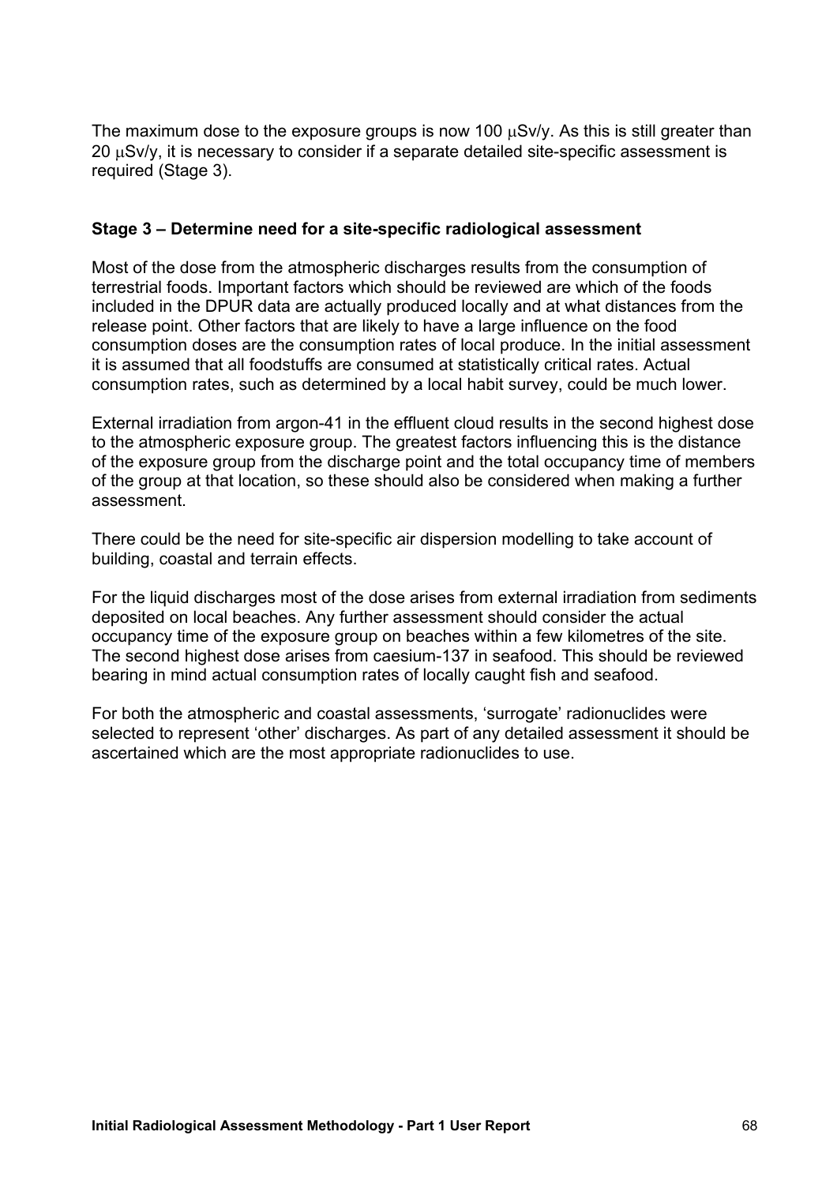The maximum dose to the exposure groups is now 100 μSv/y. As this is still greater than 20 μSv/y, it is necessary to consider if a separate detailed site-specific assessment is required (Stage 3).

**Stage 3 – Determine need for a site-specific radiological assessment**

Most of the dose from the atmospheric discharges results from the consumption of terrestrial foods. Important factors which should be reviewed are which of the foods included in the DPUR data are actually produced locally and at what distances from the release point. Other factors that are likely to have a large influence on the food consumption doses are the consumption rates of local produce. In the initial assessment it is assumed that all foodstuffs are consumed at statistically critical rates. Actual consumption rates, such as determined by a local habit survey, could be much lower.

External irradiation from argon-41 in the effluent cloud results in the second highest dose to the atmospheric exposure group. The greatest factors influencing this is the distance of the exposure group from the discharge point and the total occupancy time of members of the group at that location, so these should also be considered when making a further assessment.

There could be the need for site-specific air dispersion modelling to take account of building, coastal and terrain effects.

For the liquid discharges most of the dose arises from external irradiation from sediments deposited on local beaches. Any further assessment should consider the actual occupancy time of the exposure group on beaches within a few kilometres of the site. The second highest dose arises from caesium-137 in seafood. This should be reviewed bearing in mind actual consumption rates of locally caught fish and seafood.

For both the atmospheric and coastal assessments, 'surrogate' radionuclides were selected to represent 'other' discharges. As part of any detailed assessment it should be ascertained which are the most appropriate radionuclides to use.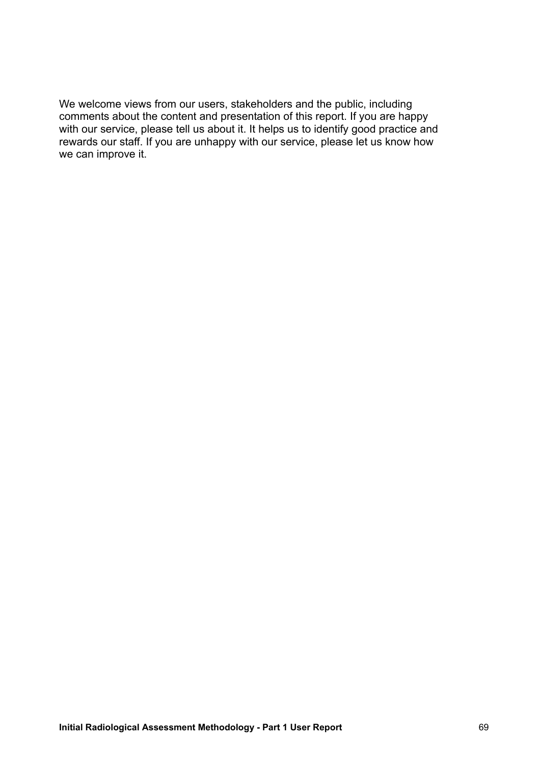We welcome views from our users, stakeholders and the public, including comments about the content and presentation of this report. If you are happy with our service, please tell us about it. It helps us to identify good practice and rewards our staff. If you are unhappy with our service, please let us know how we can improve it.